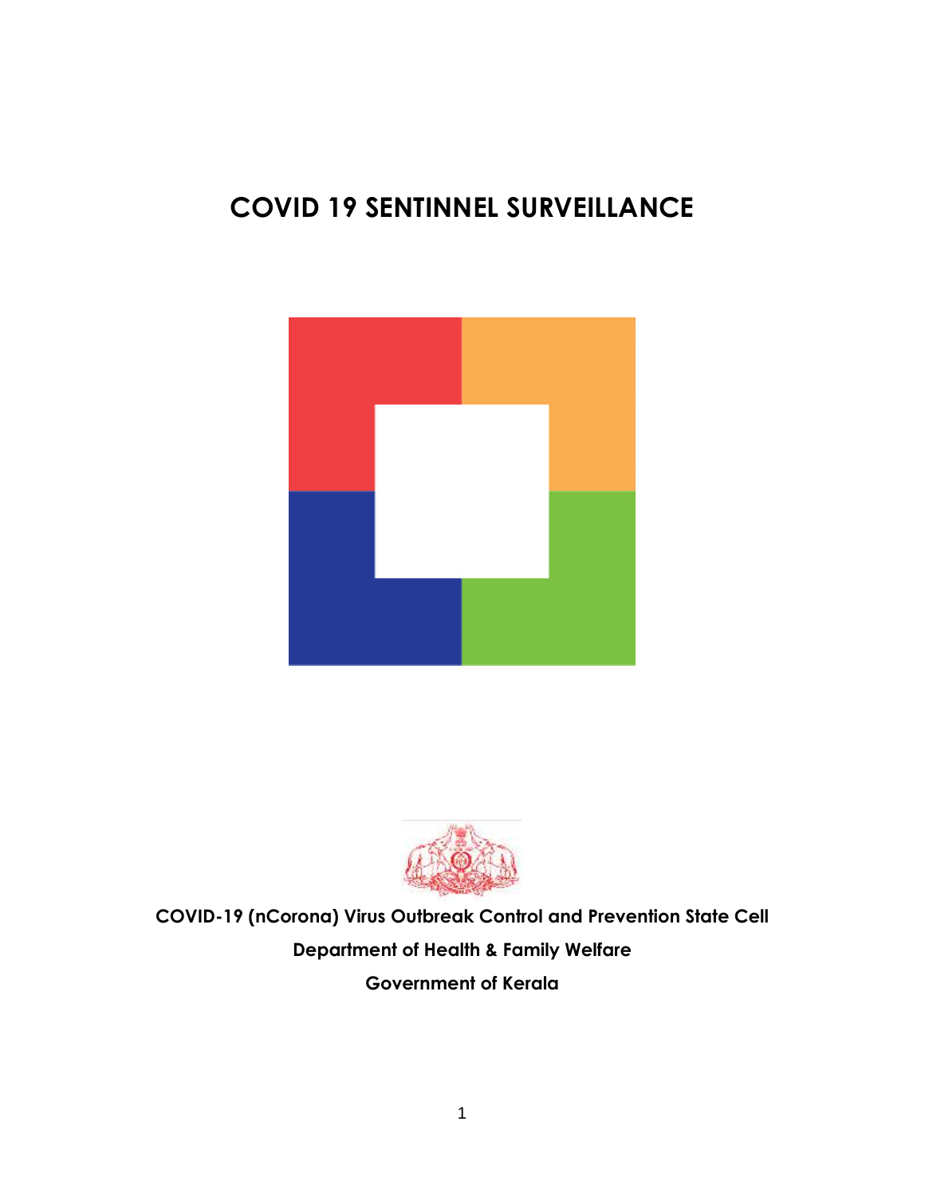# COVID 19 SENTINNEL SURVEILLANCE

**COVID-19 (nCorona) Virus Outbreak Control and Prevention State Cell**

**Department of Health & Family Welfare**

**Government of Kerala**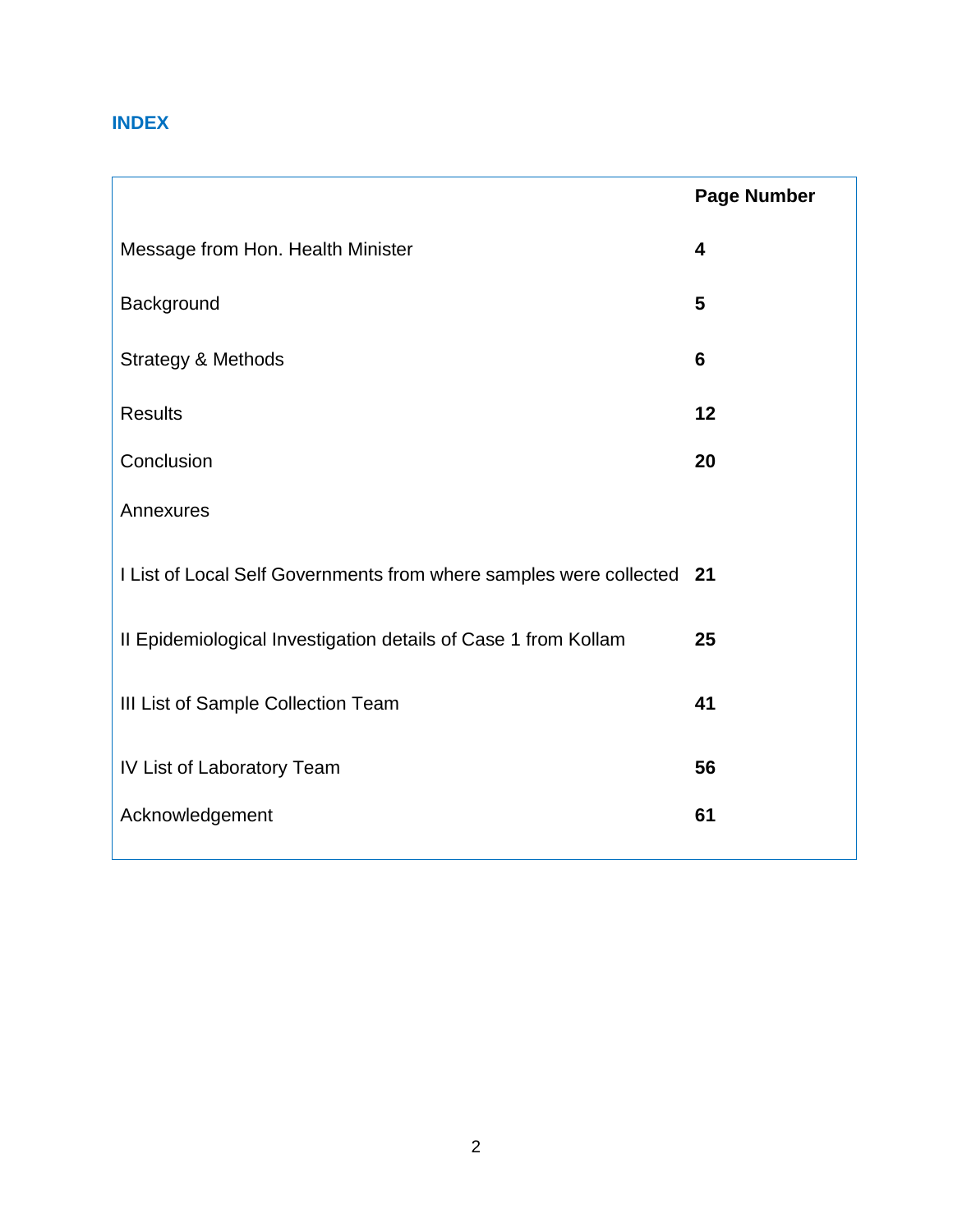## INDEX

| | Page Number |
|---|---|
| Message from Hon. Health Minister | **4** |
| Background | **5** |
| Strategy & Methods | **6** |
| Results | **12** |
| Conclusion | **20** |
| Annexures | |
| I List of Local Self Governments from where samples were collected | **21** |
| II Epidemiological Investigation details of Case 1 from Kollam | **25** |
| III List of Sample Collection Team | **41** |
| IV List of Laboratory Team | **56** |
| Acknowledgement | **61** |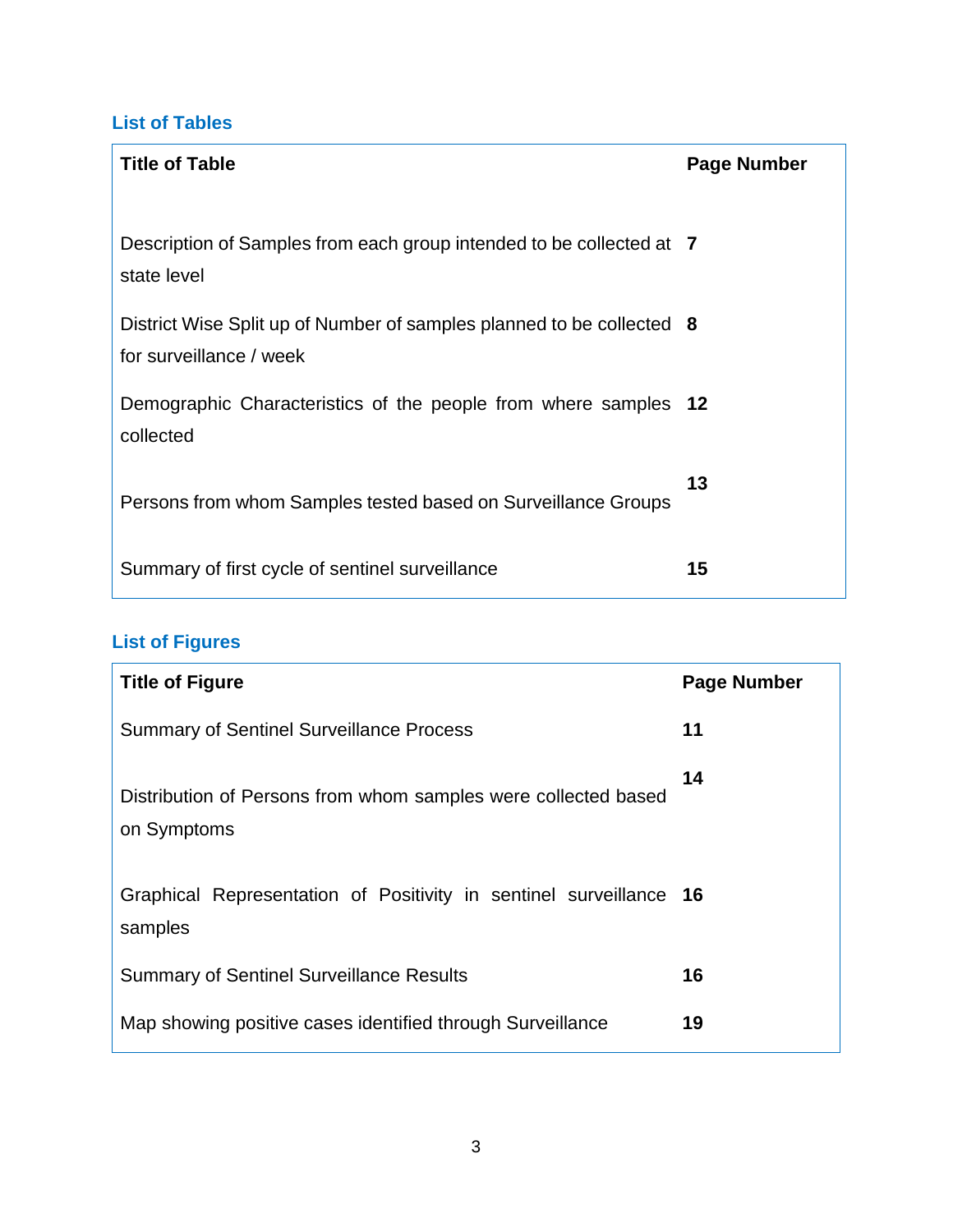## List of Tables

| Title of Table | Page Number |
|---|---|
| Description of Samples from each group intended to be collected at state level | 7 |
| District Wise Split up of Number of samples planned to be collected for surveillance / week | 8 |
| Demographic Characteristics of the people from where samples collected | 12 |
| Persons from whom Samples tested based on Surveillance Groups | 13 |
| Summary of first cycle of sentinel surveillance | 15 |

## List of Figures

| Title of Figure | Page Number |
|---|---|
| Summary of Sentinel Surveillance Process | 11 |
| Distribution of Persons from whom samples were collected based on Symptoms | 14 |
| Graphical Representation of Positivity in sentinel surveillance samples | 16 |
| Summary of Sentinel Surveillance Results | 16 |
| Map showing positive cases identified through Surveillance | 19 |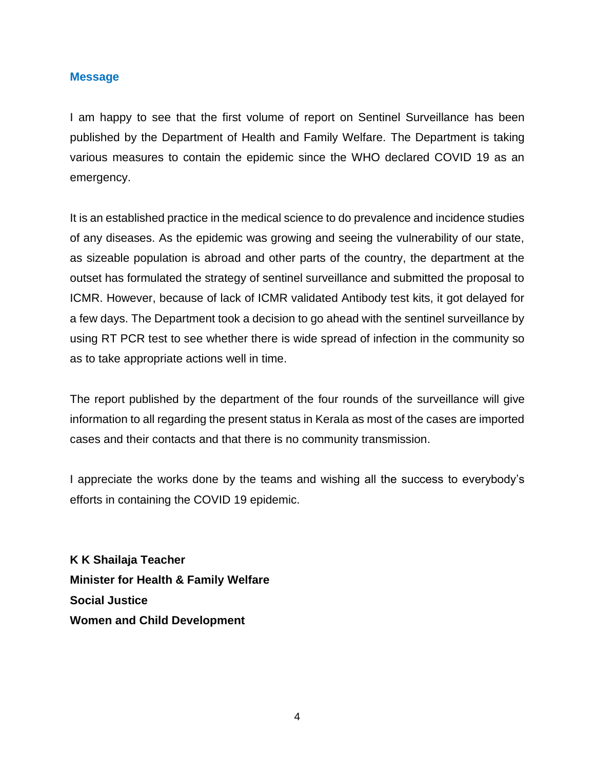## Message

I am happy to see that the first volume of report on Sentinel Surveillance has been published by the Department of Health and Family Welfare. The Department is taking various measures to contain the epidemic since the WHO declared COVID 19 as an emergency.

It is an established practice in the medical science to do prevalence and incidence studies of any diseases. As the epidemic was growing and seeing the vulnerability of our state, as sizeable population is abroad and other parts of the country, the department at the outset has formulated the strategy of sentinel surveillance and submitted the proposal to ICMR. However, because of lack of ICMR validated Antibody test kits, it got delayed for a few days. The Department took a decision to go ahead with the sentinel surveillance by using RT PCR test to see whether there is wide spread of infection in the community so as to take appropriate actions well in time.

The report published by the department of the four rounds of the surveillance will give information to all regarding the present status in Kerala as most of the cases are imported cases and their contacts and that there is no community transmission.

I appreciate the works done by the teams and wishing all the success to everybody's efforts in containing the COVID 19 epidemic.

**K K Shailaja Teacher**
**Minister for Health & Family Welfare**
**Social Justice**
**Women and Child Development**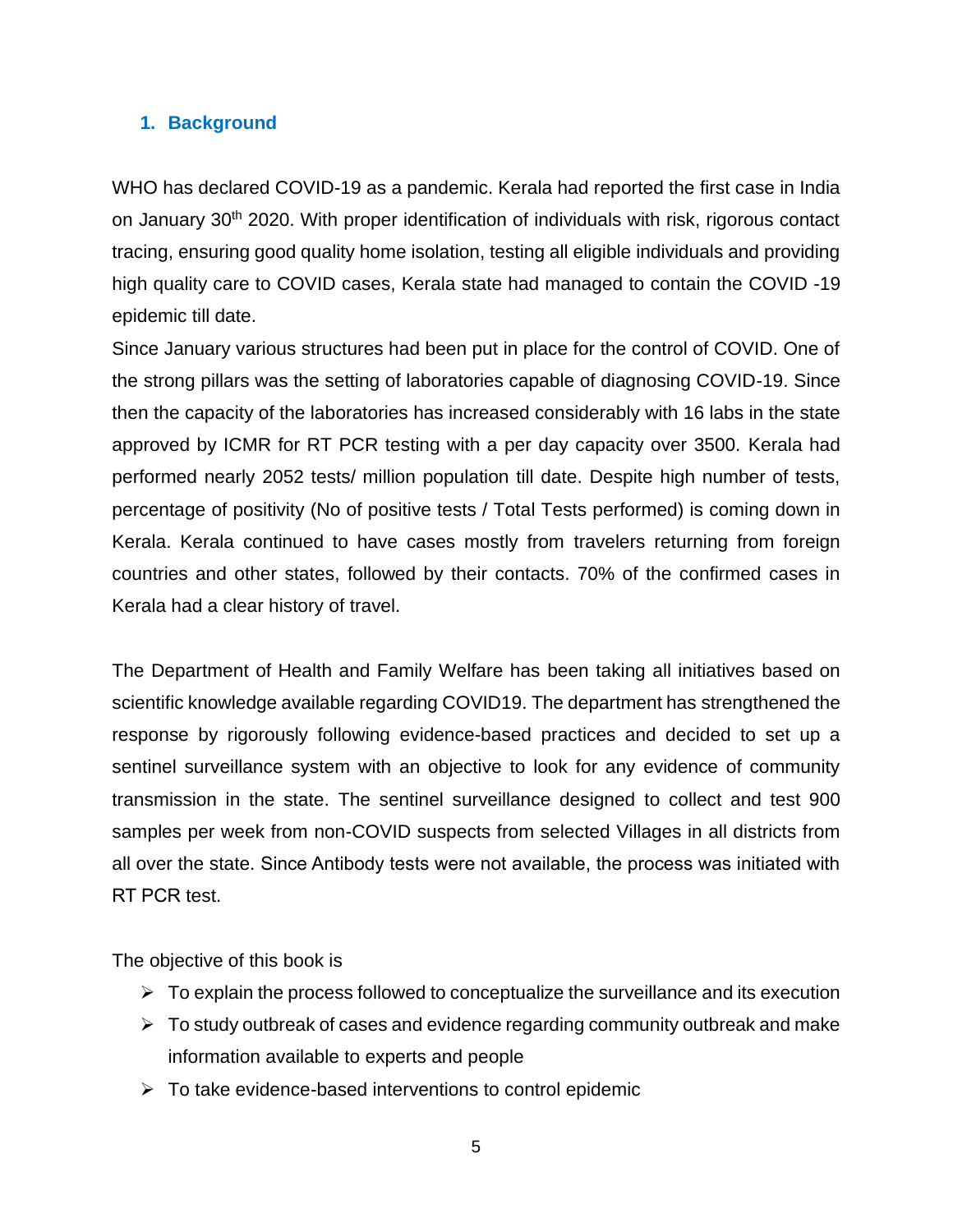## 1. Background

WHO has declared COVID-19 as a pandemic. Kerala had reported the first case in India on January 30th 2020. With proper identification of individuals with risk, rigorous contact tracing, ensuring good quality home isolation, testing all eligible individuals and providing high quality care to COVID cases, Kerala state had managed to contain the COVID -19 epidemic till date.

Since January various structures had been put in place for the control of COVID. One of the strong pillars was the setting of laboratories capable of diagnosing COVID-19. Since then the capacity of the laboratories has increased considerably with 16 labs in the state approved by ICMR for RT PCR testing with a per day capacity over 3500. Kerala had performed nearly 2052 tests/ million population till date. Despite high number of tests, percentage of positivity (No of positive tests / Total Tests performed) is coming down in Kerala. Kerala continued to have cases mostly from travelers returning from foreign countries and other states, followed by their contacts. 70% of the confirmed cases in Kerala had a clear history of travel.

The Department of Health and Family Welfare has been taking all initiatives based on scientific knowledge available regarding COVID19. The department has strengthened the response by rigorously following evidence-based practices and decided to set up a sentinel surveillance system with an objective to look for any evidence of community transmission in the state. The sentinel surveillance designed to collect and test 900 samples per week from non-COVID suspects from selected Villages in all districts from all over the state. Since Antibody tests were not available, the process was initiated with RT PCR test.

The objective of this book is

- To explain the process followed to conceptualize the surveillance and its execution
- To study outbreak of cases and evidence regarding community outbreak and make information available to experts and people
- To take evidence-based interventions to control epidemic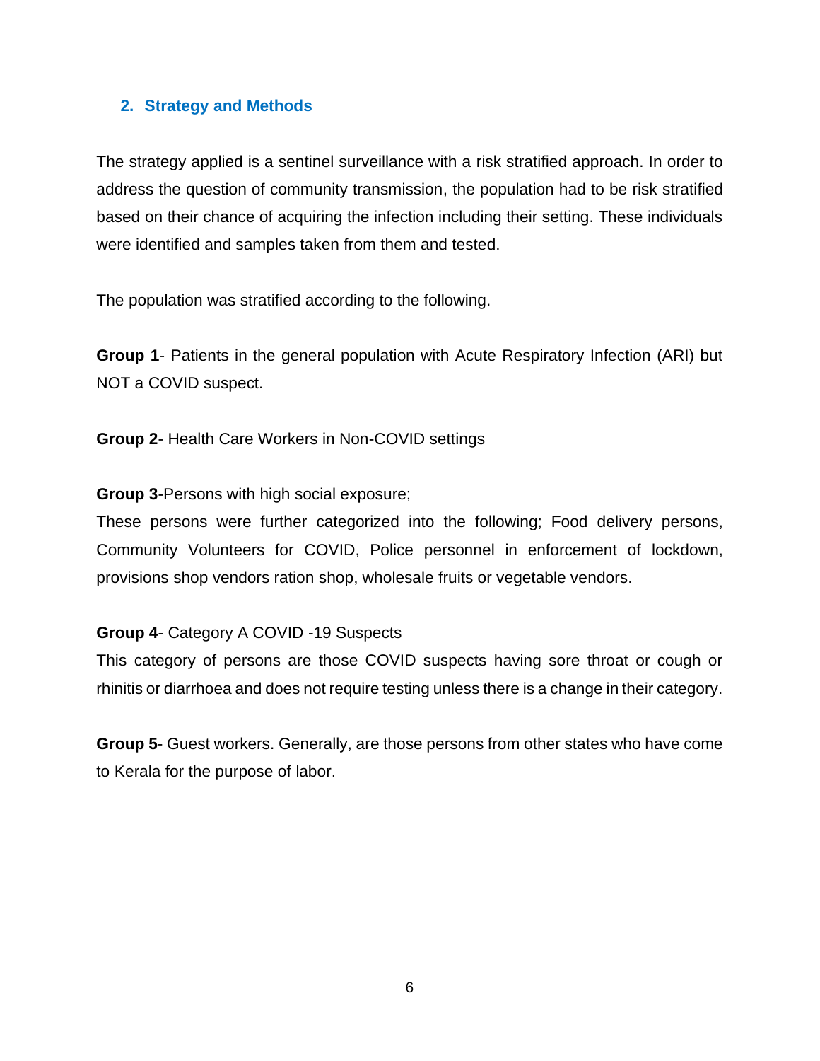## 2. Strategy and Methods

The strategy applied is a sentinel surveillance with a risk stratified approach. In order to address the question of community transmission, the population had to be risk stratified based on their chance of acquiring the infection including their setting. These individuals were identified and samples taken from them and tested.

The population was stratified according to the following.

**Group 1**- Patients in the general population with Acute Respiratory Infection (ARI) but NOT a COVID suspect.

**Group 2**- Health Care Workers in Non-COVID settings

**Group 3**-Persons with high social exposure;
These persons were further categorized into the following; Food delivery persons, Community Volunteers for COVID, Police personnel in enforcement of lockdown, provisions shop vendors ration shop, wholesale fruits or vegetable vendors.

**Group 4**- Category A COVID -19 Suspects
This category of persons are those COVID suspects having sore throat or cough or rhinitis or diarrhoea and does not require testing unless there is a change in their category.

**Group 5**- Guest workers. Generally, are those persons from other states who have come to Kerala for the purpose of labor.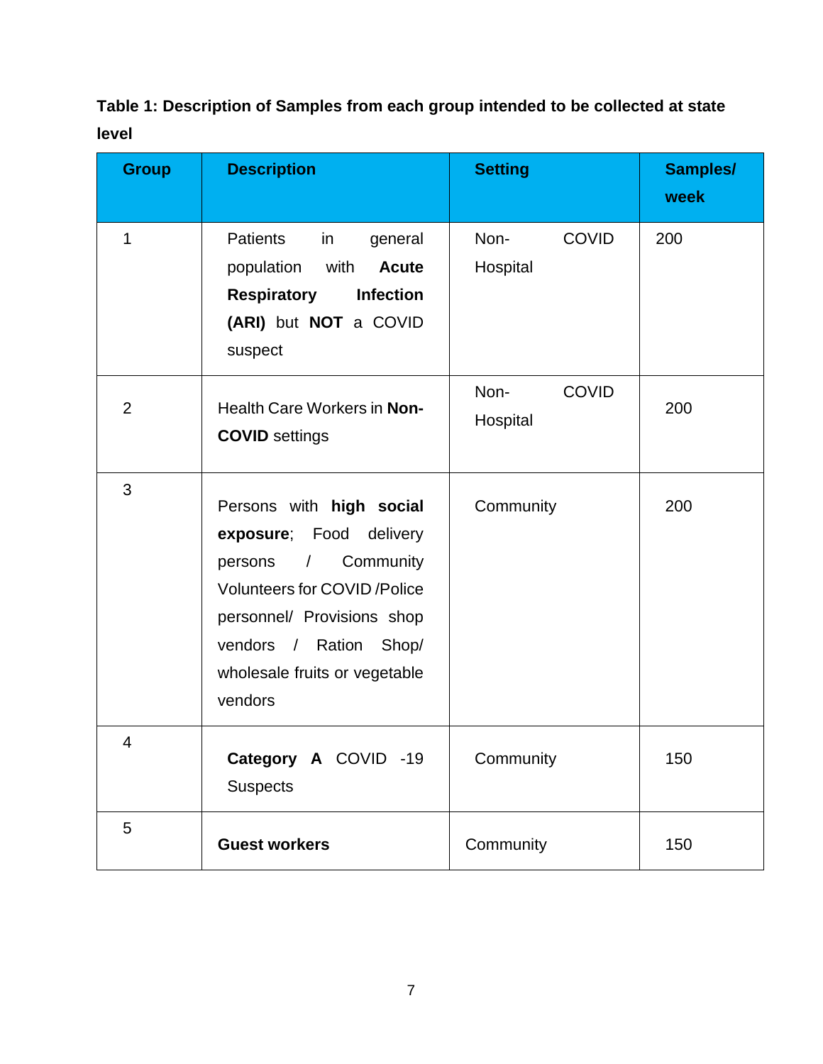**Table 1: Description of Samples from each group intended to be collected at state level**

| Group | Description | Setting | Samples/ week |
|---|---|---|---|
| 1 | Patients in general population with **Acute Respiratory Infection (ARI)** but **NOT** a COVID suspect | Non- COVID Hospital | 200 |
| 2 | Health Care Workers in **Non-COVID** settings | Non- COVID Hospital | 200 |
| 3 | Persons with **high social exposure**; Food delivery persons / Community Volunteers for COVID /Police personnel/ Provisions shop vendors / Ration Shop/ wholesale fruits or vegetable vendors | Community | 200 |
| 4 | **Category A** COVID -19 Suspects | Community | 150 |
| 5 | **Guest workers** | Community | 150 |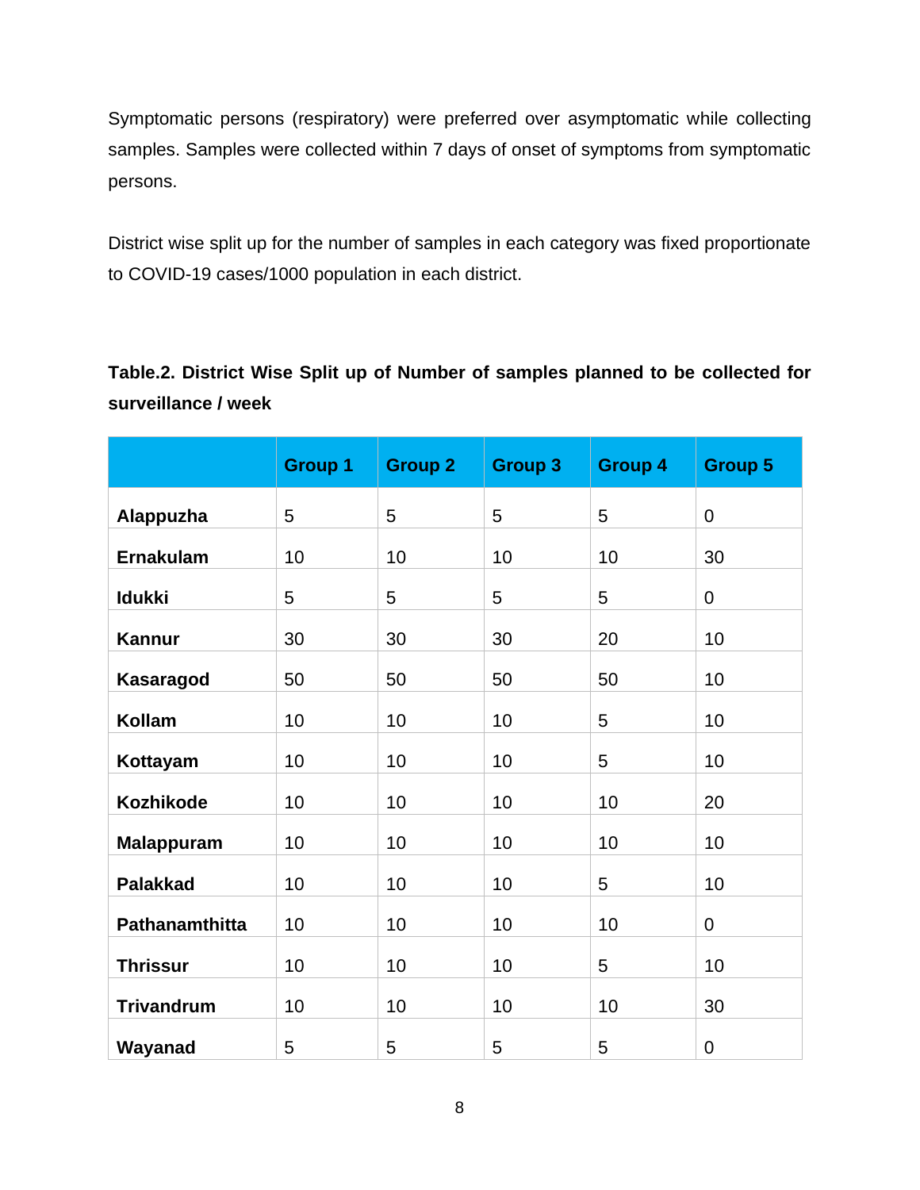Symptomatic persons (respiratory) were preferred over asymptomatic while collecting samples. Samples were collected within 7 days of onset of symptoms from symptomatic persons.

District wise split up for the number of samples in each category was fixed proportionate to COVID-19 cases/1000 population in each district.

**Table.2. District Wise Split up of Number of samples planned to be collected for surveillance / week**

| | Group 1 | Group 2 | Group 3 | Group 4 | Group 5 |
|---|---|---|---|---|---|
| **Alappuzha** | 5 | 5 | 5 | 5 | 0 |
| **Ernakulam** | 10 | 10 | 10 | 10 | 30 |
| **Idukki** | 5 | 5 | 5 | 5 | 0 |
| **Kannur** | 30 | 30 | 30 | 20 | 10 |
| **Kasaragod** | 50 | 50 | 50 | 50 | 10 |
| **Kollam** | 10 | 10 | 10 | 5 | 10 |
| **Kottayam** | 10 | 10 | 10 | 5 | 10 |
| **Kozhikode** | 10 | 10 | 10 | 10 | 20 |
| **Malappuram** | 10 | 10 | 10 | 10 | 10 |
| **Palakkad** | 10 | 10 | 10 | 5 | 10 |
| **Pathanamthitta** | 10 | 10 | 10 | 10 | 0 |
| **Thrissur** | 10 | 10 | 10 | 5 | 10 |
| **Trivandrum** | 10 | 10 | 10 | 10 | 30 |
| **Wayanad** | 5 | 5 | 5 | 5 | 0 |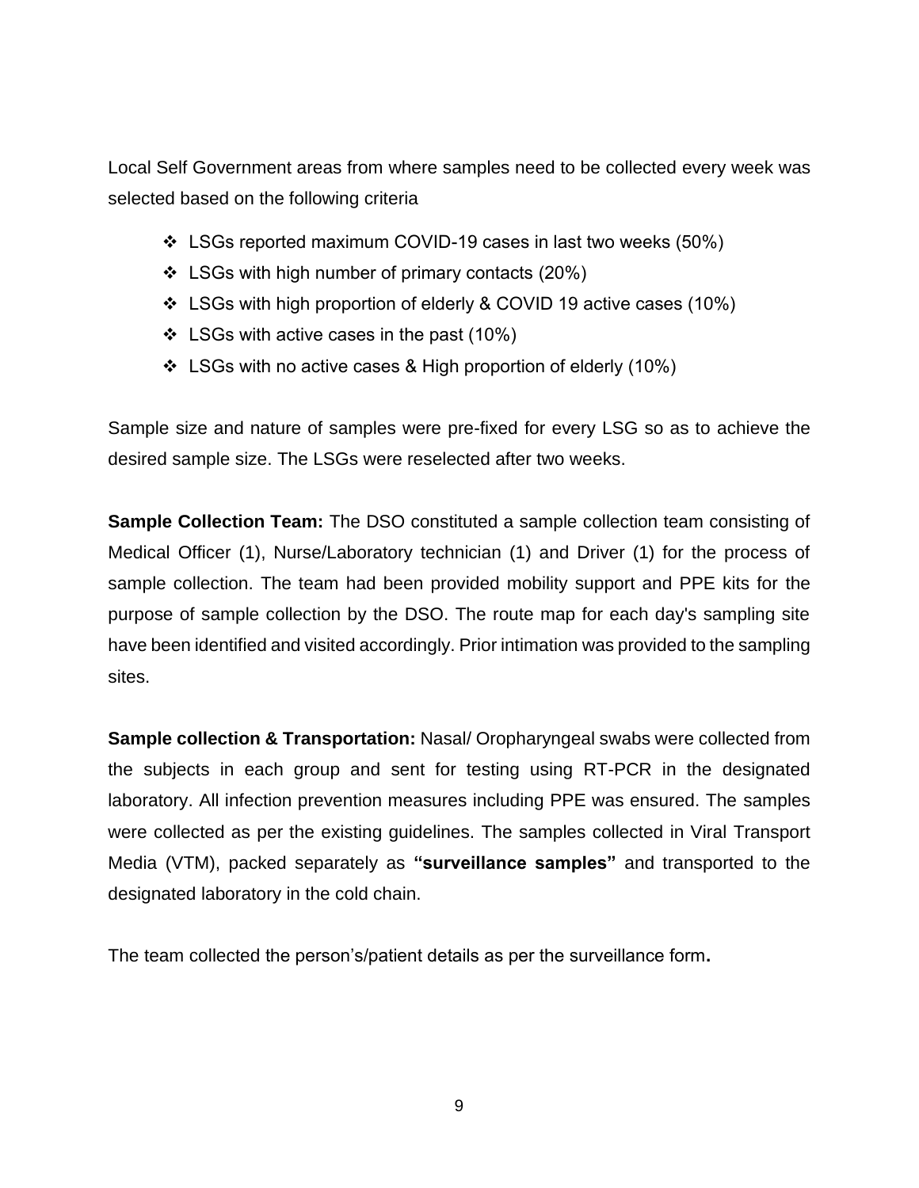Local Self Government areas from where samples need to be collected every week was selected based on the following criteria

- LSGs reported maximum COVID-19 cases in last two weeks (50%)
- LSGs with high number of primary contacts (20%)
- LSGs with high proportion of elderly & COVID 19 active cases (10%)
- LSGs with active cases in the past (10%)
- LSGs with no active cases & High proportion of elderly (10%)

Sample size and nature of samples were pre-fixed for every LSG so as to achieve the desired sample size. The LSGs were reselected after two weeks.

**Sample Collection Team:** The DSO constituted a sample collection team consisting of Medical Officer (1), Nurse/Laboratory technician (1) and Driver (1) for the process of sample collection. The team had been provided mobility support and PPE kits for the purpose of sample collection by the DSO. The route map for each day's sampling site have been identified and visited accordingly. Prior intimation was provided to the sampling sites.

**Sample collection & Transportation:** Nasal/ Oropharyngeal swabs were collected from the subjects in each group and sent for testing using RT-PCR in the designated laboratory. All infection prevention measures including PPE was ensured. The samples were collected as per the existing guidelines. The samples collected in Viral Transport Media (VTM), packed separately as **"surveillance samples"** and transported to the designated laboratory in the cold chain.

The team collected the person's/patient details as per the surveillance form**.**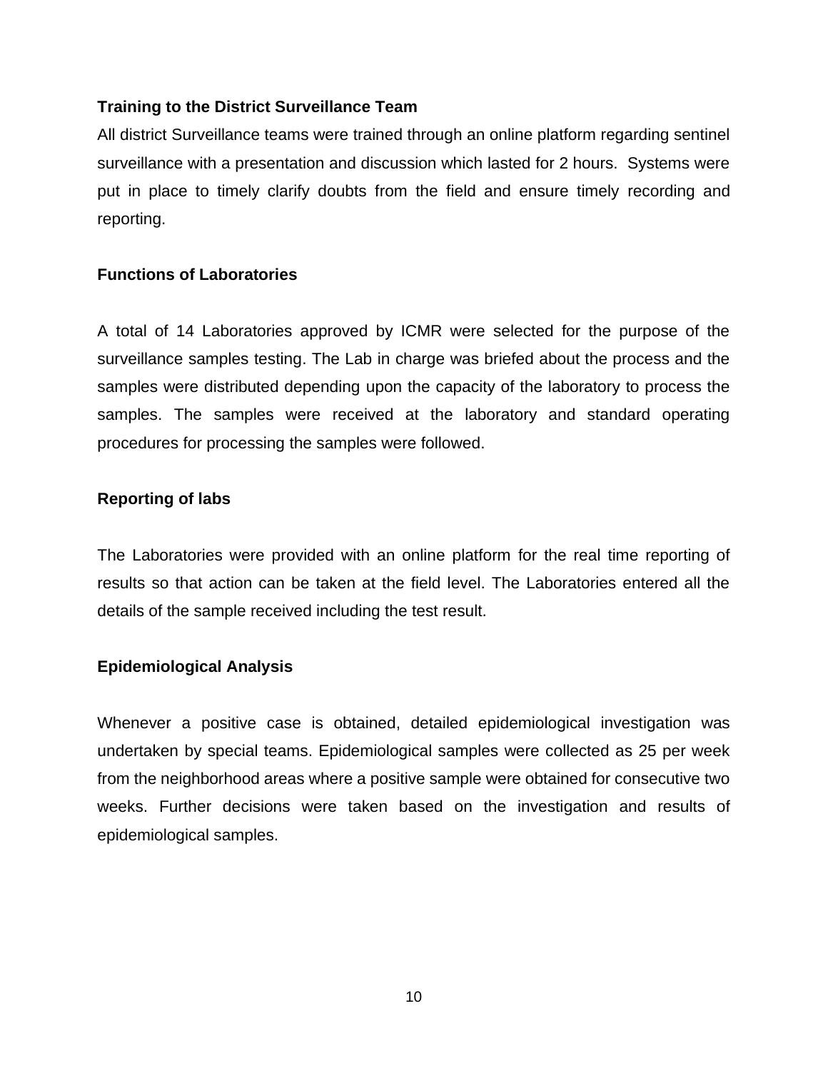**Training to the District Surveillance Team**

All district Surveillance teams were trained through an online platform regarding sentinel surveillance with a presentation and discussion which lasted for 2 hours. Systems were put in place to timely clarify doubts from the field and ensure timely recording and reporting.

**Functions of Laboratories**

A total of 14 Laboratories approved by ICMR were selected for the purpose of the surveillance samples testing. The Lab in charge was briefed about the process and the samples were distributed depending upon the capacity of the laboratory to process the samples. The samples were received at the laboratory and standard operating procedures for processing the samples were followed.

**Reporting of labs**

The Laboratories were provided with an online platform for the real time reporting of results so that action can be taken at the field level. The Laboratories entered all the details of the sample received including the test result.

**Epidemiological Analysis**

Whenever a positive case is obtained, detailed epidemiological investigation was undertaken by special teams. Epidemiological samples were collected as 25 per week from the neighborhood areas where a positive sample were obtained for consecutive two weeks. Further decisions were taken based on the investigation and results of epidemiological samples.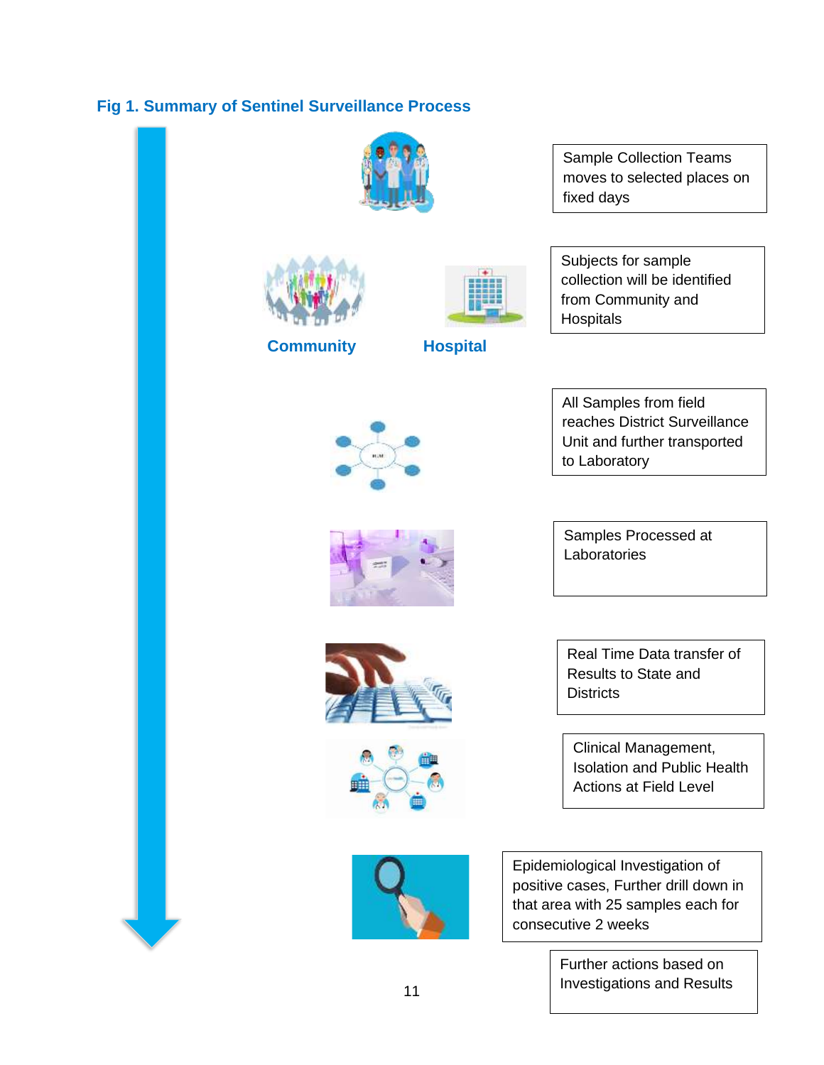**Fig 1. Summary of Sentinel Surveillance Process**

Sample Collection Teams moves to selected places on fixed days

Community

Hospital

Subjects for sample collection will be identified from Community and Hospitals

All Samples from field reaches District Surveillance Unit and further transported to Laboratory

Samples Processed at Laboratories

Real Time Data transfer of Results to State and Districts

Clinical Management, Isolation and Public Health Actions at Field Level

Epidemiological Investigation of positive cases, Further drill down in that area with 25 samples each for consecutive 2 weeks

Further actions based on Investigations and Results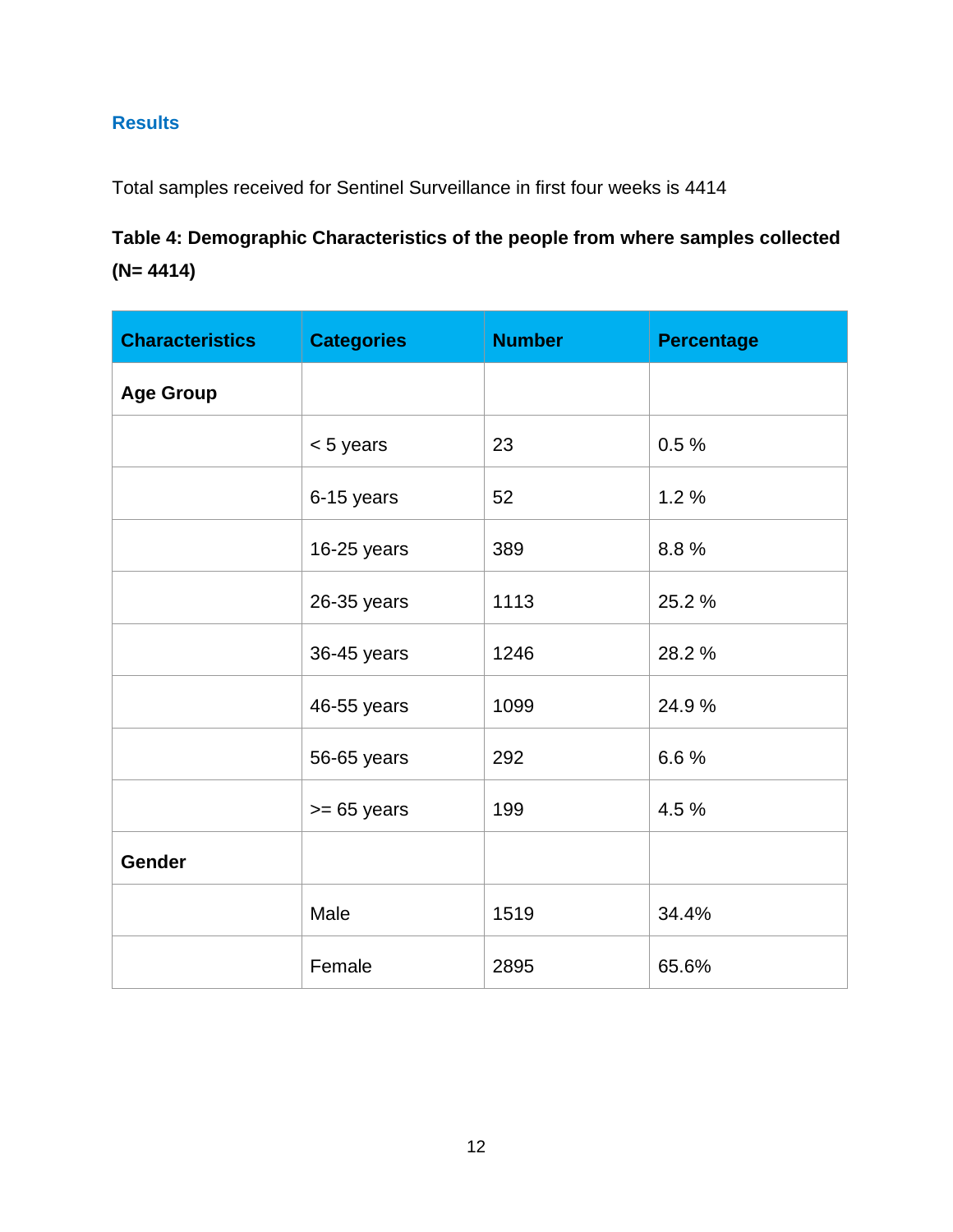## Results

Total samples received for Sentinel Surveillance in first four weeks is 4414

**Table 4: Demographic Characteristics of the people from where samples collected (N= 4414)**

| Characteristics | Categories | Number | Percentage |
|---|---|---|---|
| **Age Group** | | | |
| | < 5 years | 23 | 0.5 % |
| | 6-15 years | 52 | 1.2 % |
| | 16-25 years | 389 | 8.8 % |
| | 26-35 years | 1113 | 25.2 % |
| | 36-45 years | 1246 | 28.2 % |
| | 46-55 years | 1099 | 24.9 % |
| | 56-65 years | 292 | 6.6 % |
| | >= 65 years | 199 | 4.5 % |
| **Gender** | | | |
| | Male | 1519 | 34.4% |
| | Female | 2895 | 65.6% |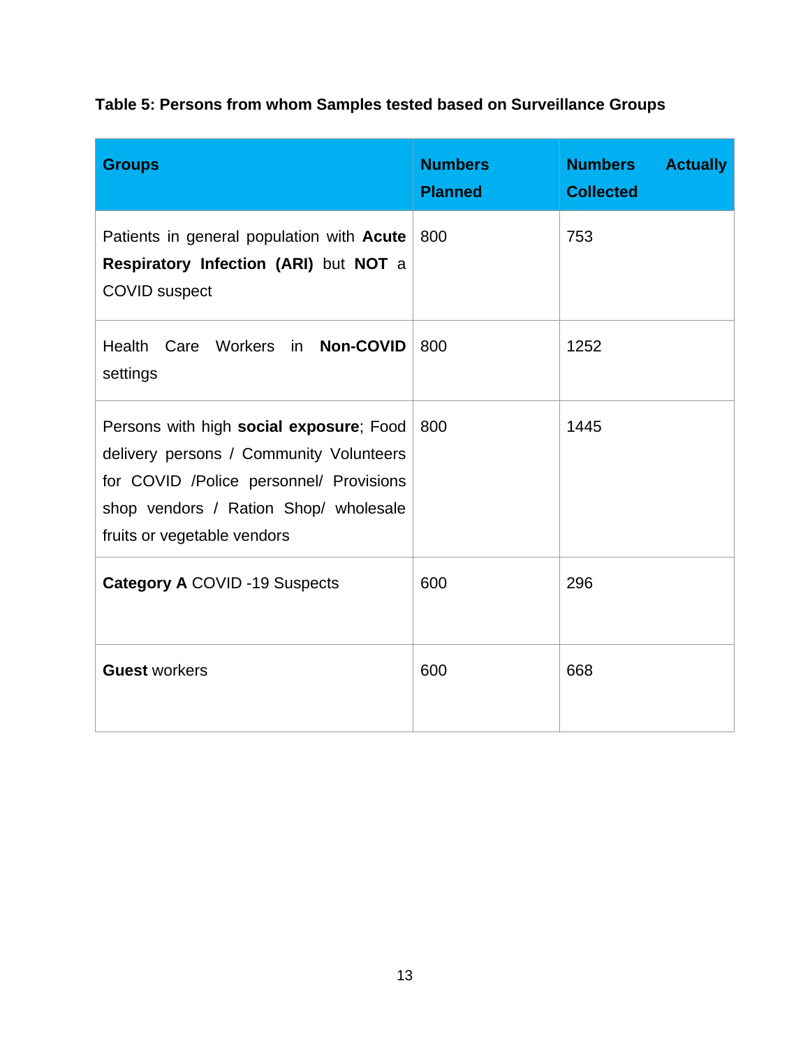**Table 5: Persons from whom Samples tested based on Surveillance Groups**

| Groups | Numbers Planned | Numbers Actually Collected |
| --- | --- | --- |
| Patients in general population with **Acute Respiratory Infection (ARI)** but **NOT** a COVID suspect | 800 | 753 |
| Health Care Workers in **Non-COVID** settings | 800 | 1252 |
| Persons with high **social exposure**; Food delivery persons / Community Volunteers for COVID /Police personnel/ Provisions shop vendors / Ration Shop/ wholesale fruits or vegetable vendors | 800 | 1445 |
| **Category A** COVID -19 Suspects | 600 | 296 |
| **Guest** workers | 600 | 668 |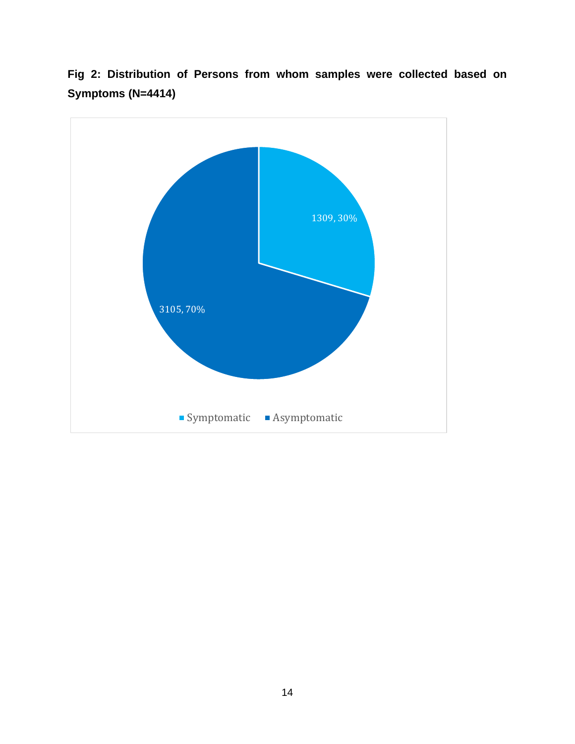**Fig 2: Distribution of Persons from whom samples were collected based on Symptoms (N=4414)**

| Category | Number | Percentage |
|---|---|---|
| Symptomatic | 1309 | 30% |
| Asymptomatic | 3105 | 70% |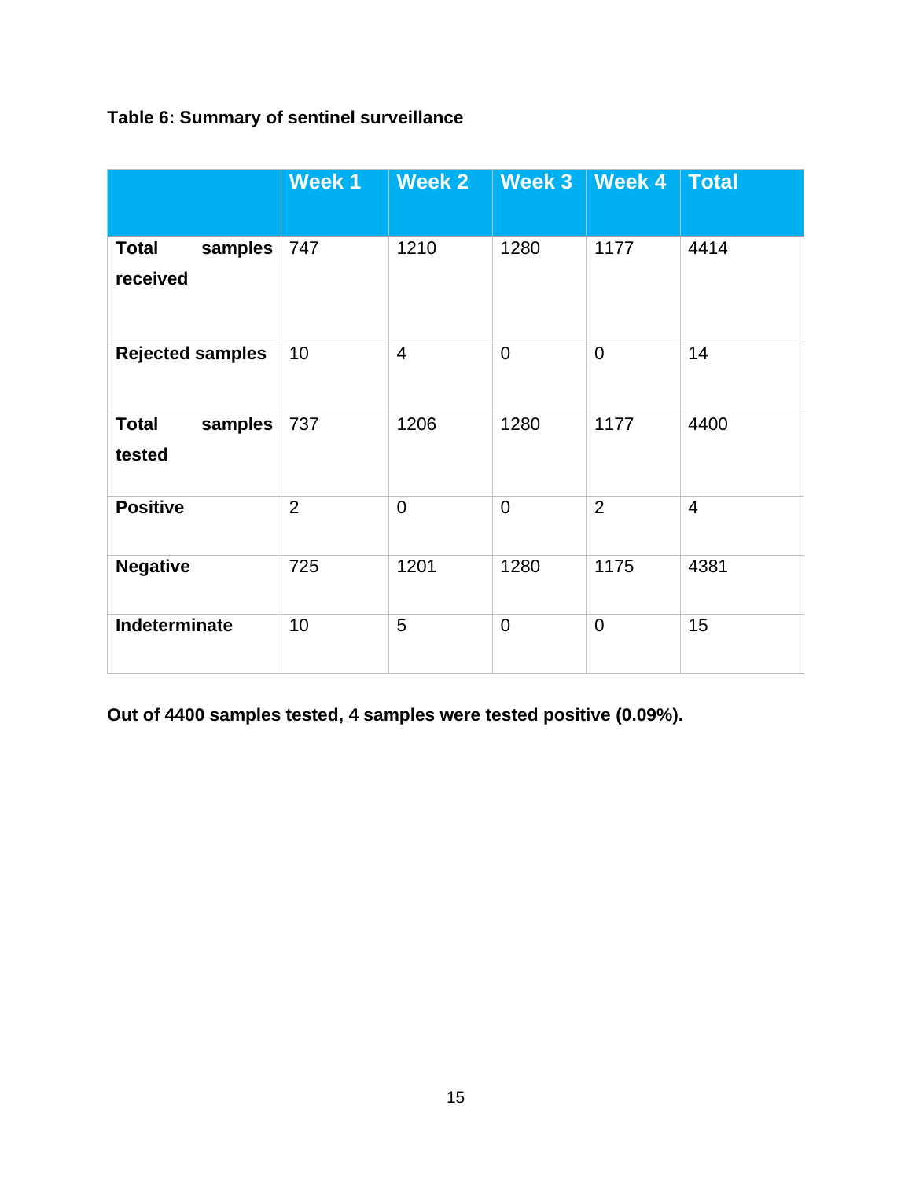**Table 6: Summary of sentinel surveillance**

| | Week 1 | Week 2 | Week 3 | Week 4 | Total |
|---|---|---|---|---|---|
| **Total samples received** | 747 | 1210 | 1280 | 1177 | 4414 |
| **Rejected samples** | 10 | 4 | 0 | 0 | 14 |
| **Total samples tested** | 737 | 1206 | 1280 | 1177 | 4400 |
| **Positive** | 2 | 0 | 0 | 2 | 4 |
| **Negative** | 725 | 1201 | 1280 | 1175 | 4381 |
| **Indeterminate** | 10 | 5 | 0 | 0 | 15 |

**Out of 4400 samples tested, 4 samples were tested positive (0.09%).**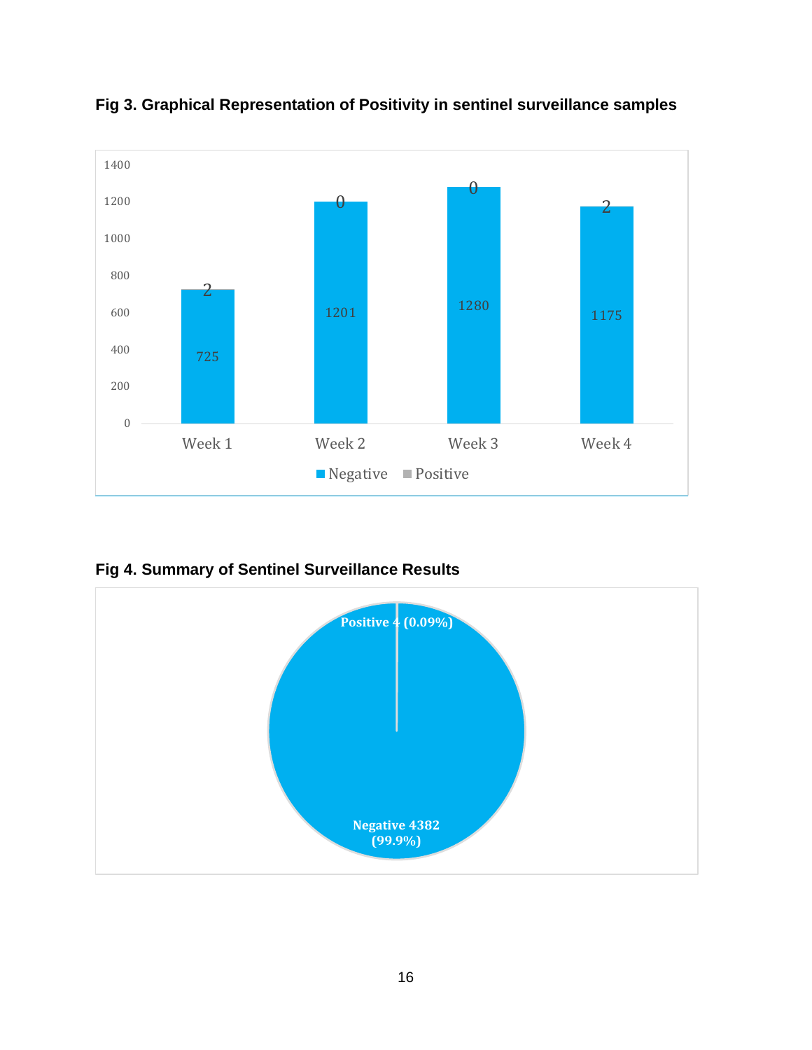**Fig 3. Graphical Representation of Positivity in sentinel surveillance samples**

| | Negative | Positive |
|---|---|---|
| Week 1 | 725 | 2 |
| Week 2 | 1201 | 0 |
| Week 3 | 1280 | 0 |
| Week 4 | 1175 | 2 |

**Fig 4. Summary of Sentinel Surveillance Results**

| Result | Count (%) |
|---|---|
| Positive | 4 (0.09%) |
| Negative | 4382 (99.9%) |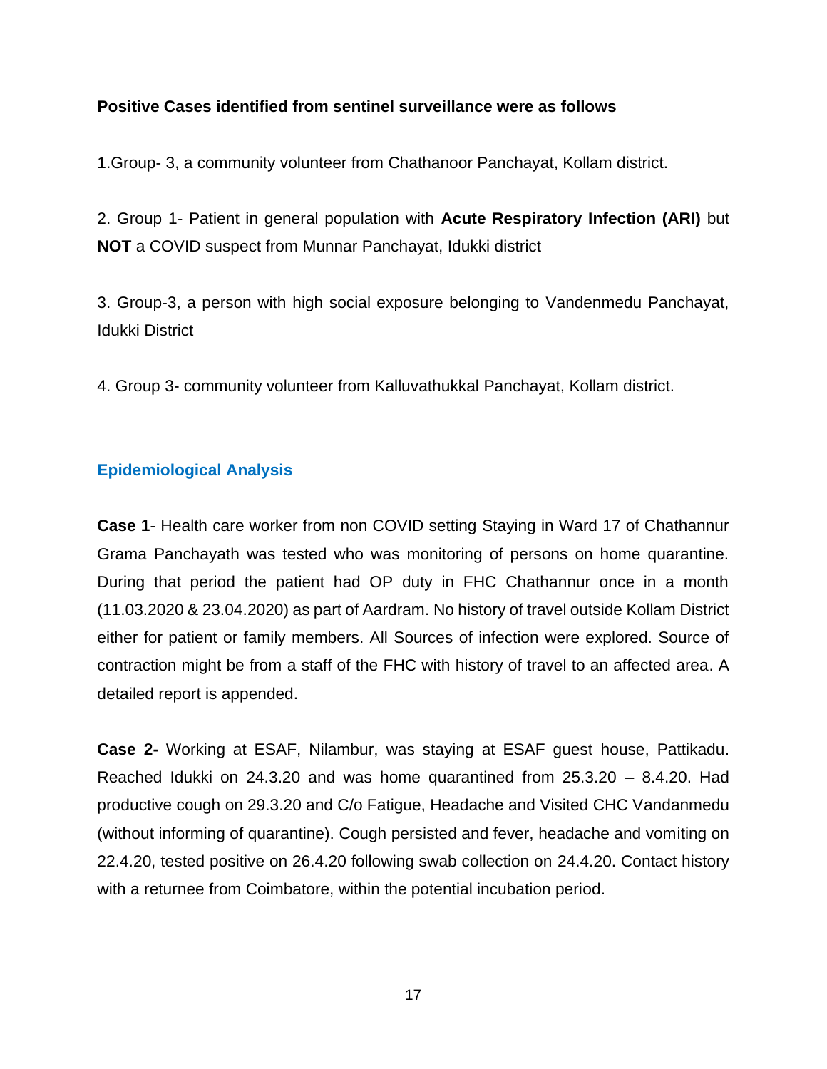**Positive Cases identified from sentinel surveillance were as follows**

1.Group- 3, a community volunteer from Chathanoor Panchayat, Kollam district.

2. Group 1- Patient in general population with **Acute Respiratory Infection (ARI)** but **NOT** a COVID suspect from Munnar Panchayat, Idukki district

3. Group-3, a person with high social exposure belonging to Vandenmedu Panchayat, Idukki District

4. Group 3- community volunteer from Kalluvathukkal Panchayat, Kollam district.

## Epidemiological Analysis

**Case 1**- Health care worker from non COVID setting Staying in Ward 17 of Chathannur Grama Panchayath was tested who was monitoring of persons on home quarantine. During that period the patient had OP duty in FHC Chathannur once in a month (11.03.2020 & 23.04.2020) as part of Aardram. No history of travel outside Kollam District either for patient or family members. All Sources of infection were explored. Source of contraction might be from a staff of the FHC with history of travel to an affected area. A detailed report is appended.

**Case 2-** Working at ESAF, Nilambur, was staying at ESAF guest house, Pattikadu. Reached Idukki on 24.3.20 and was home quarantined from 25.3.20 – 8.4.20. Had productive cough on 29.3.20 and C/o Fatigue, Headache and Visited CHC Vandanmedu (without informing of quarantine). Cough persisted and fever, headache and vomiting on 22.4.20, tested positive on 26.4.20 following swab collection on 24.4.20. Contact history with a returnee from Coimbatore, within the potential incubation period.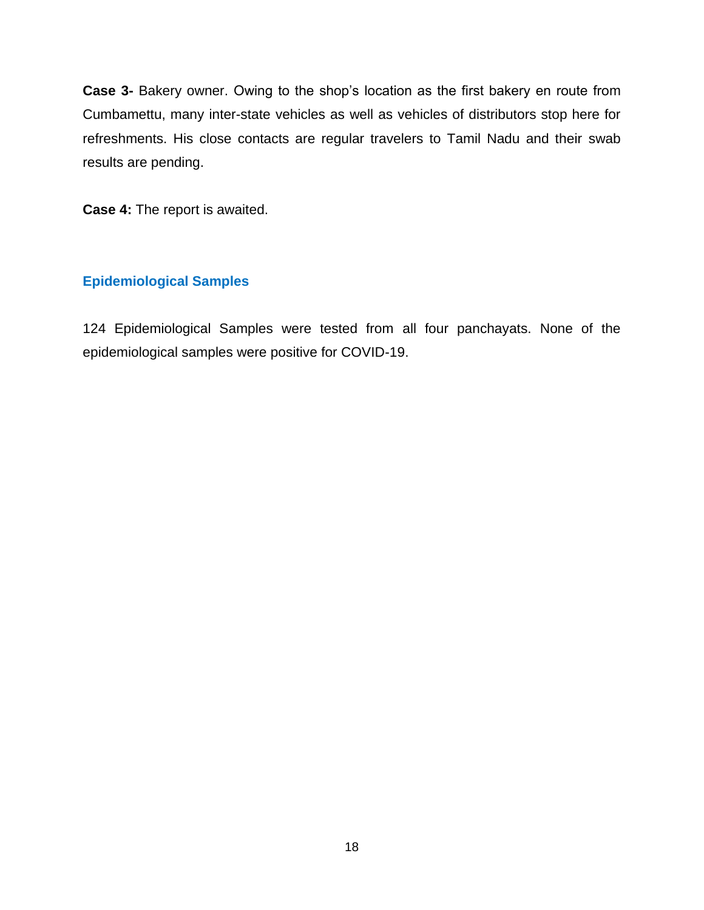**Case 3-** Bakery owner. Owing to the shop's location as the first bakery en route from Cumbamettu, many inter-state vehicles as well as vehicles of distributors stop here for refreshments. His close contacts are regular travelers to Tamil Nadu and their swab results are pending.

**Case 4:** The report is awaited.

### Epidemiological Samples

124 Epidemiological Samples were tested from all four panchayats. None of the epidemiological samples were positive for COVID-19.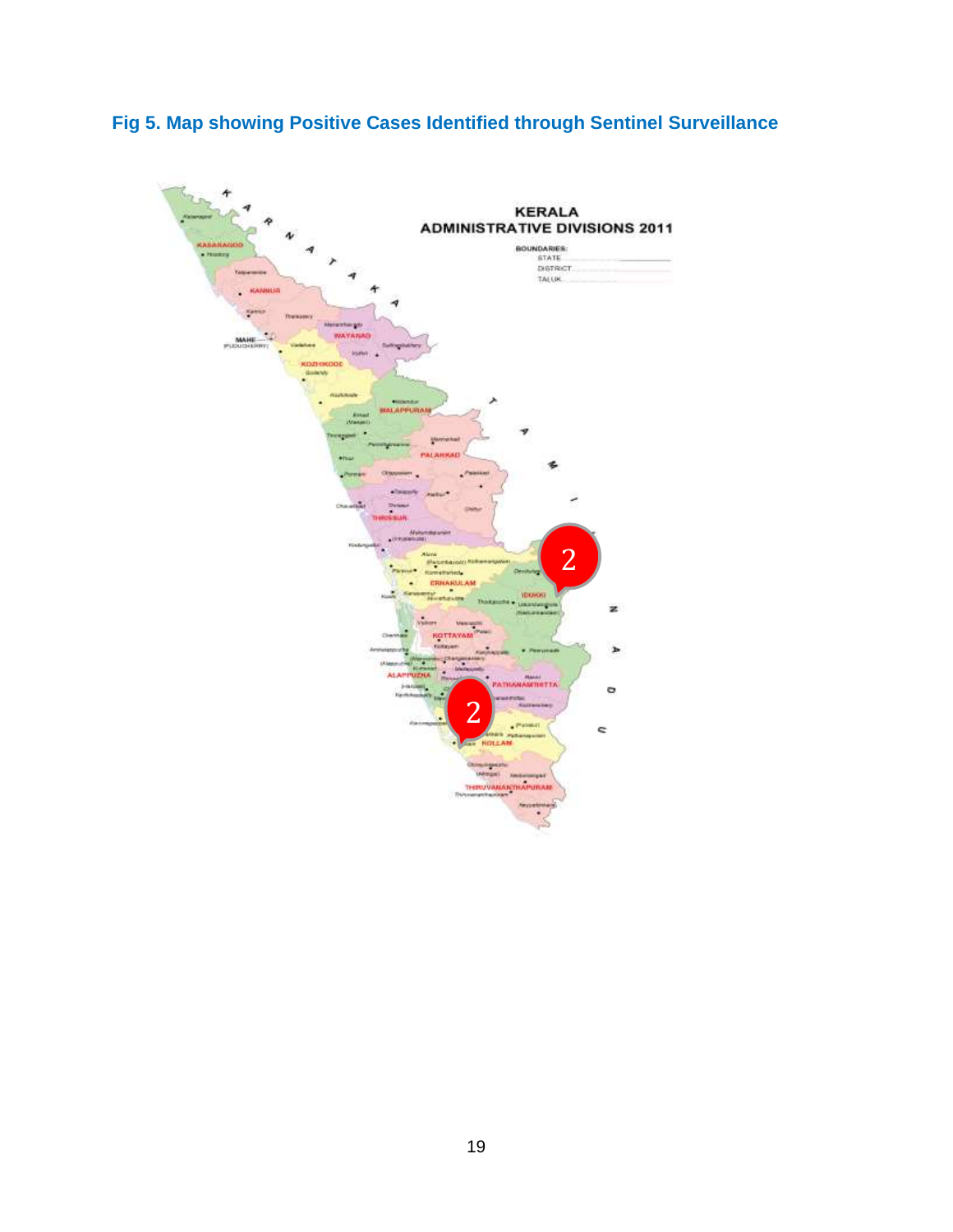### Fig 5. Map showing Positive Cases Identified through Sentinel Surveillance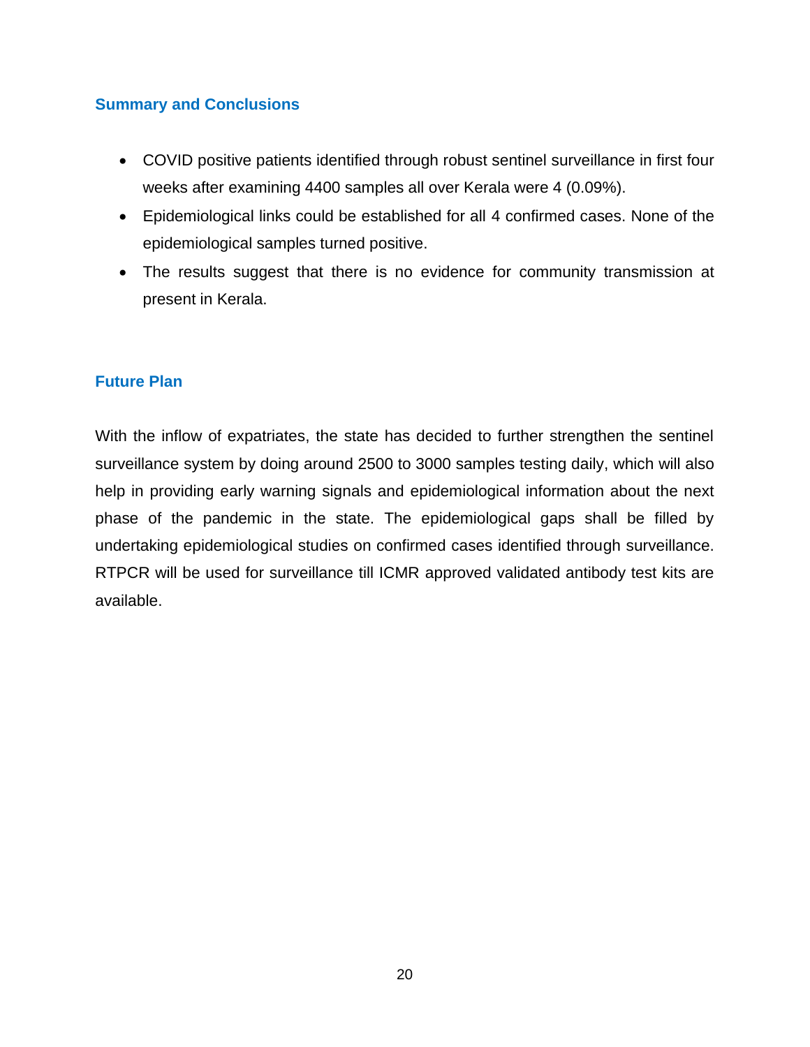## Summary and Conclusions

- COVID positive patients identified through robust sentinel surveillance in first four weeks after examining 4400 samples all over Kerala were 4 (0.09%).
- Epidemiological links could be established for all 4 confirmed cases. None of the epidemiological samples turned positive.
- The results suggest that there is no evidence for community transmission at present in Kerala.

## Future Plan

With the inflow of expatriates, the state has decided to further strengthen the sentinel surveillance system by doing around 2500 to 3000 samples testing daily, which will also help in providing early warning signals and epidemiological information about the next phase of the pandemic in the state. The epidemiological gaps shall be filled by undertaking epidemiological studies on confirmed cases identified through surveillance. RTPCR will be used for surveillance till ICMR approved validated antibody test kits are available.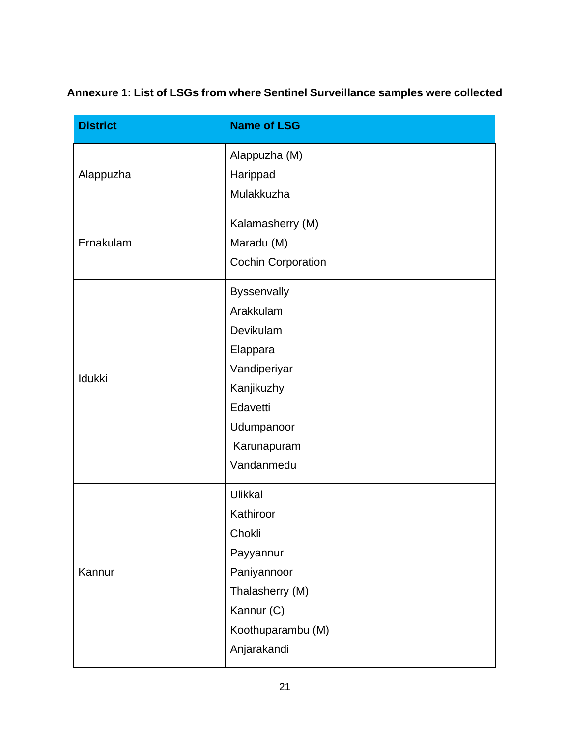**Annexure 1: List of LSGs from where Sentinel Surveillance samples were collected**

| District | Name of LSG |
|---|---|
| Alappuzha | Alappuzha (M)<br>Harippad<br>Mulakkuzha |
| Ernakulam | Kalamasherry (M)<br>Maradu (M)<br>Cochin Corporation |
| Idukki | Byssenvally<br>Arakkulam<br>Devikulam<br>Elappara<br>Vandiperiyar<br>Kanjikuzhy<br>Edavetti<br>Udumpanoor<br>Karunapuram<br>Vandanmedu |
| Kannur | Ulikkal<br>Kathiroor<br>Chokli<br>Payyannur<br>Paniyannoor<br>Thalasherry (M)<br>Kannur (C)<br>Koothuparambu (M)<br>Anjarakandi |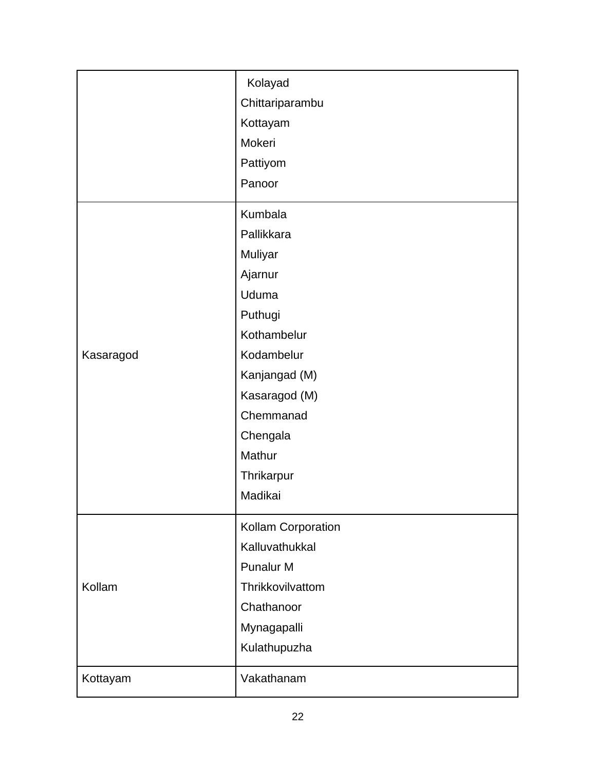| | |
|---|---|
| | Kolayad<br>Chittariparambu<br>Kottayam<br>Mokeri<br>Pattiyom<br>Panoor |
| Kasaragod | Kumbala<br>Pallikkara<br>Muliyar<br>Ajarnur<br>Uduma<br>Puthugi<br>Kothambelur<br>Kodambelur<br>Kanjangad (M)<br>Kasaragod (M)<br>Chemmanad<br>Chengala<br>Mathur<br>Thrikarpur<br>Madikai |
| Kollam | Kollam Corporation<br>Kalluvathukkal<br>Punalur M<br>Thrikkovilvattom<br>Chathanoor<br>Mynagapalli<br>Kulathupuzha |
| Kottayam | Vakathanam |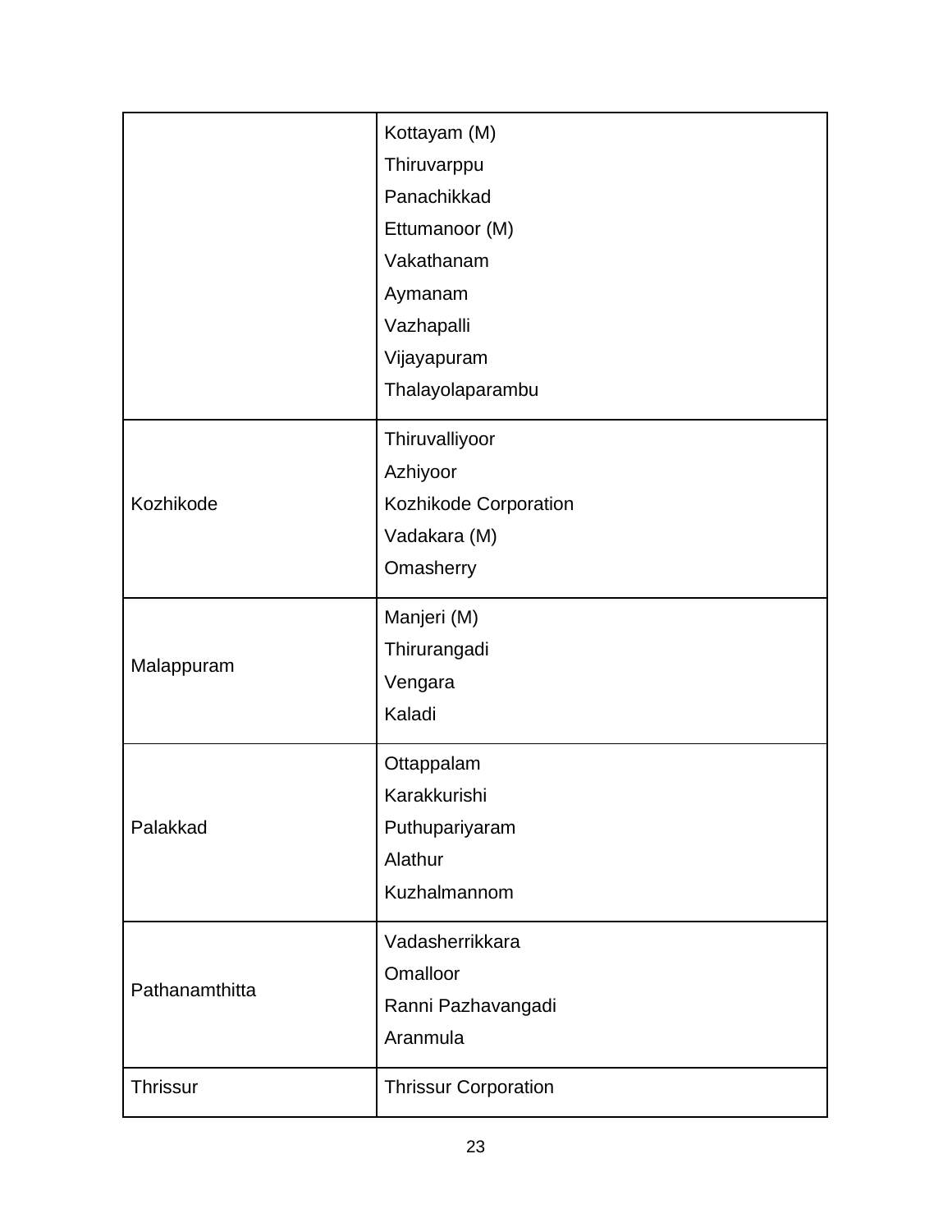| | |
|---|---|
| | Kottayam (M)<br>Thiruvarppu<br>Panachikkad<br>Ettumanoor (M)<br>Vakathanam<br>Aymanam<br>Vazhapalli<br>Vijayapuram<br>Thalayolaparambu |
| Kozhikode | Thiruvalliyoor<br>Azhiyoor<br>Kozhikode Corporation<br>Vadakara (M)<br>Omasherry |
| Malappuram | Manjeri (M)<br>Thirurangadi<br>Vengara<br>Kaladi |
| Palakkad | Ottappalam<br>Karakkurishi<br>Puthupariyaram<br>Alathur<br>Kuzhalmannom |
| Pathanamthitta | Vadasherrikkara<br>Omalloor<br>Ranni Pazhavangadi<br>Aranmula |
| Thrissur | Thrissur Corporation |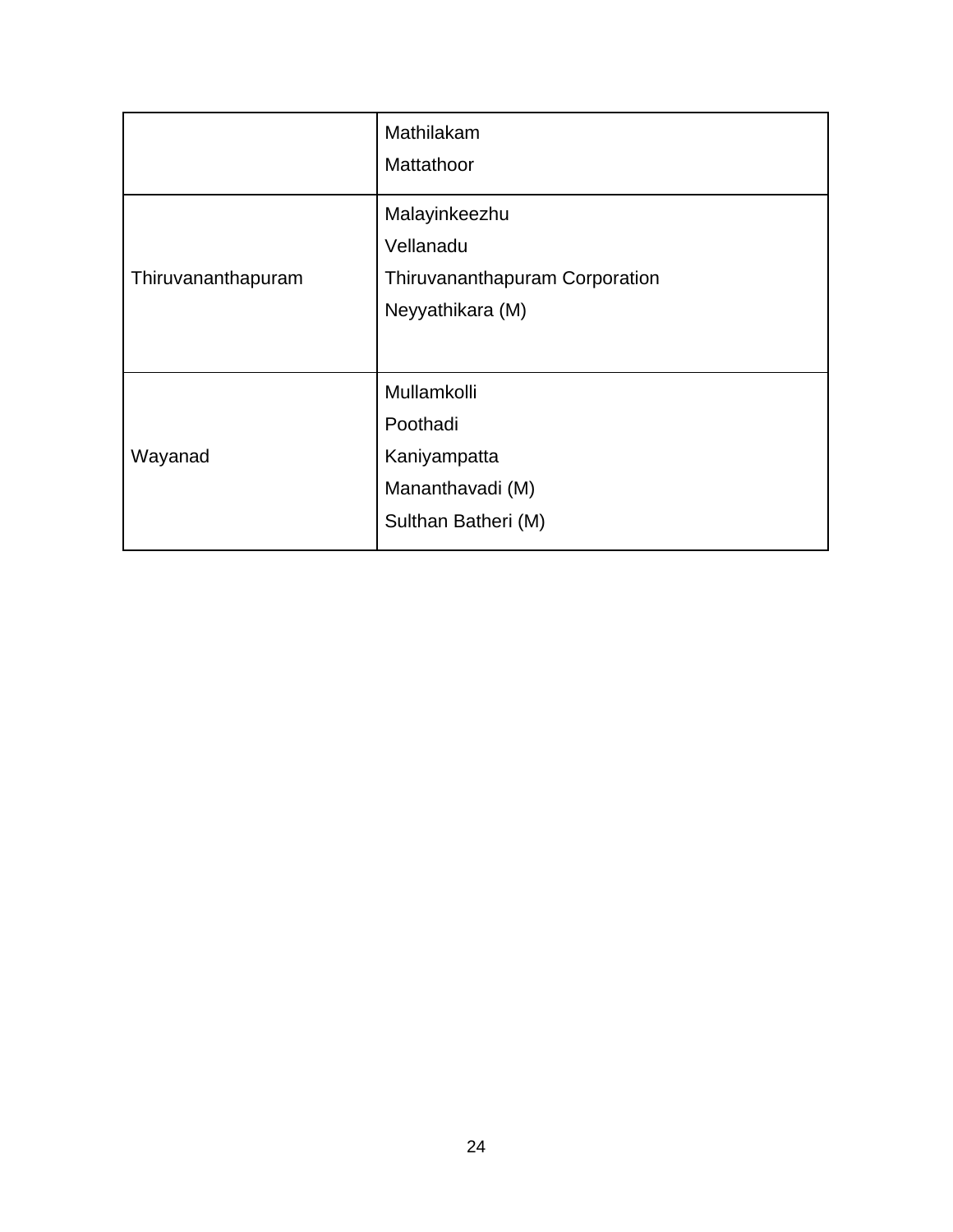| | |
|---|---|
| | Mathilakam<br>Mattathoor |
| Thiruvananthapuram | Malayinkeezhu<br>Vellanadu<br>Thiruvananthapuram Corporation<br>Neyyathikara (M) |
| Wayanad | Mullamkolli<br>Poothadi<br>Kaniyampatta<br>Mananthavadi (M)<br>Sulthan Batheri (M) |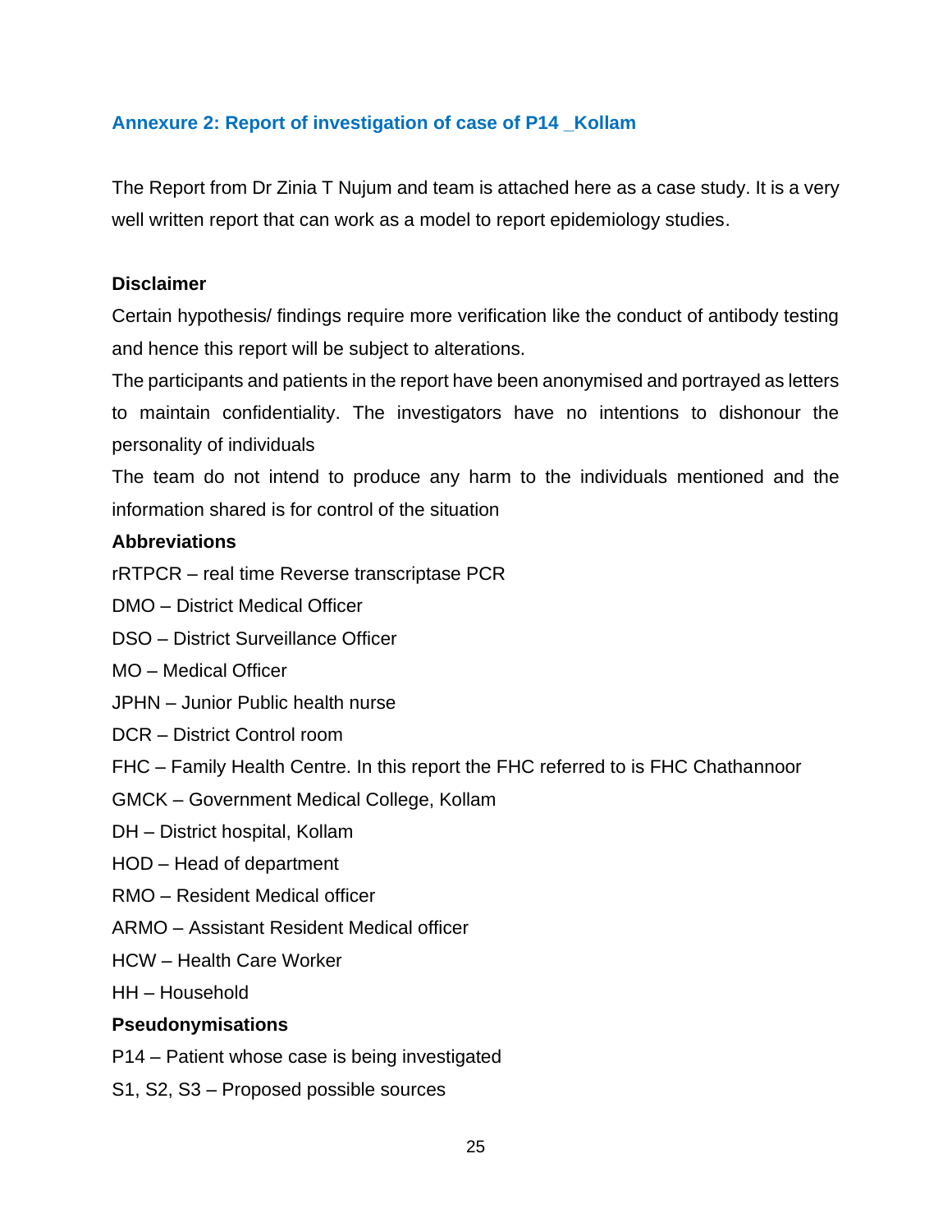## Annexure 2: Report of investigation of case of P14 _Kollam

The Report from Dr Zinia T Nujum and team is attached here as a case study. It is a very well written report that can work as a model to report epidemiology studies.

**Disclaimer**

Certain hypothesis/ findings require more verification like the conduct of antibody testing and hence this report will be subject to alterations.

The participants and patients in the report have been anonymised and portrayed as letters to maintain confidentiality. The investigators have no intentions to dishonour the personality of individuals

The team do not intend to produce any harm to the individuals mentioned and the information shared is for control of the situation

**Abbreviations**

rRTPCR – real time Reverse transcriptase PCR

DMO – District Medical Officer

DSO – District Surveillance Officer

MO – Medical Officer

JPHN – Junior Public health nurse

DCR – District Control room

FHC – Family Health Centre. In this report the FHC referred to is FHC Chathannoor

GMCK – Government Medical College, Kollam

DH – District hospital, Kollam

HOD – Head of department

RMO – Resident Medical officer

ARMO – Assistant Resident Medical officer

HCW – Health Care Worker

HH – Household

**Pseudonymisations**

P14 – Patient whose case is being investigated

S1, S2, S3 – Proposed possible sources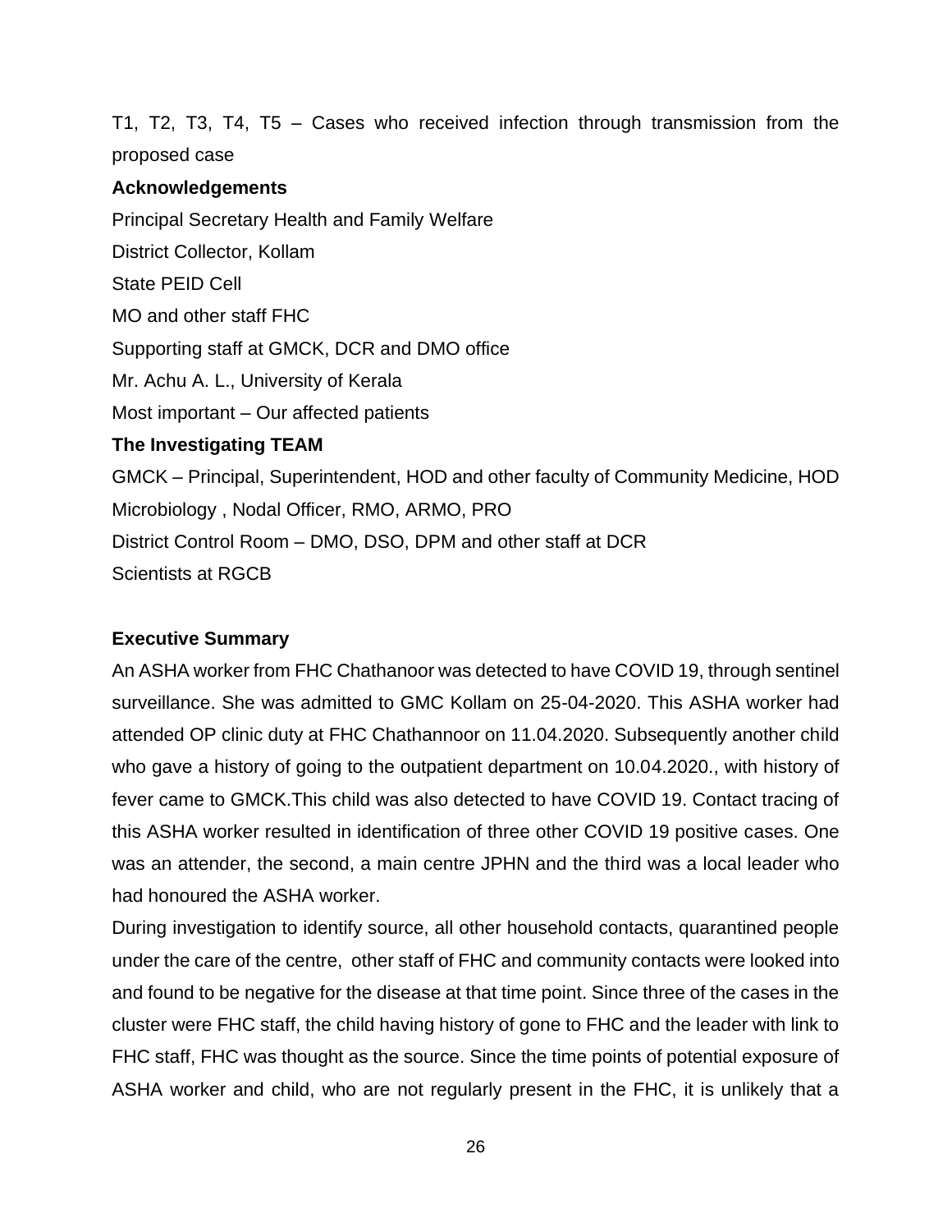T1, T2, T3, T4, T5 – Cases who received infection through transmission from the proposed case

**Acknowledgements**

Principal Secretary Health and Family Welfare

District Collector, Kollam

State PEID Cell

MO and other staff FHC

Supporting staff at GMCK, DCR and DMO office

Mr. Achu A. L., University of Kerala

Most important – Our affected patients

**The Investigating TEAM**

GMCK – Principal, Superintendent, HOD and other faculty of Community Medicine, HOD Microbiology , Nodal Officer, RMO, ARMO, PRO

District Control Room – DMO, DSO, DPM and other staff at DCR

Scientists at RGCB

**Executive Summary**

An ASHA worker from FHC Chathanoor was detected to have COVID 19, through sentinel surveillance. She was admitted to GMC Kollam on 25-04-2020. This ASHA worker had attended OP clinic duty at FHC Chathannoor on 11.04.2020. Subsequently another child who gave a history of going to the outpatient department on 10.04.2020., with history of fever came to GMCK.This child was also detected to have COVID 19. Contact tracing of this ASHA worker resulted in identification of three other COVID 19 positive cases. One was an attender, the second, a main centre JPHN and the third was a local leader who had honoured the ASHA worker.

During investigation to identify source, all other household contacts, quarantined people under the care of the centre, other staff of FHC and community contacts were looked into and found to be negative for the disease at that time point. Since three of the cases in the cluster were FHC staff, the child having history of gone to FHC and the leader with link to FHC staff, FHC was thought as the source. Since the time points of potential exposure of ASHA worker and child, who are not regularly present in the FHC, it is unlikely that a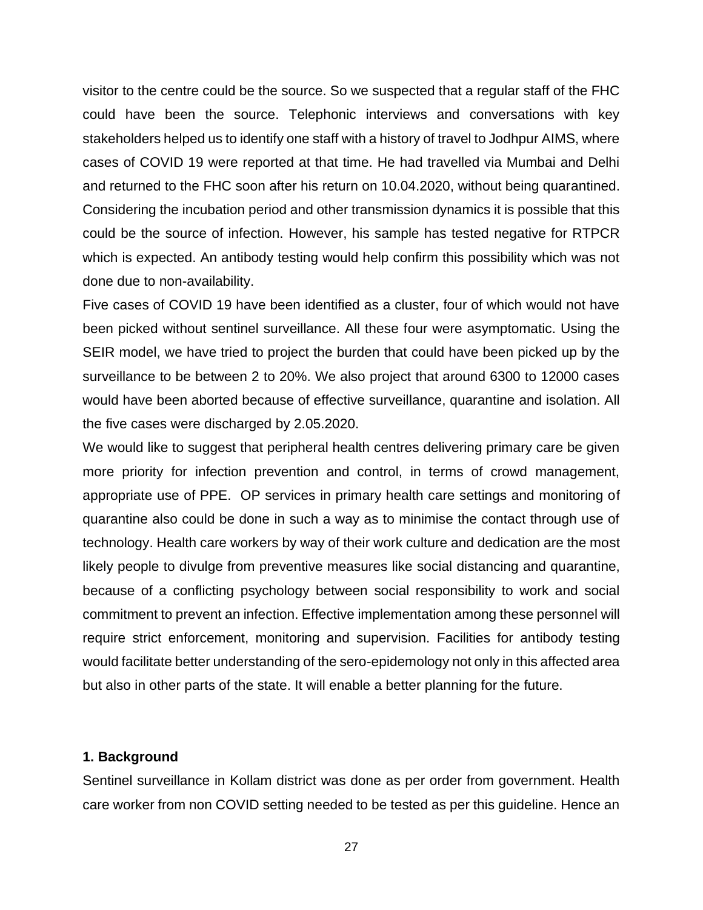visitor to the centre could be the source. So we suspected that a regular staff of the FHC could have been the source. Telephonic interviews and conversations with key stakeholders helped us to identify one staff with a history of travel to Jodhpur AIMS, where cases of COVID 19 were reported at that time. He had travelled via Mumbai and Delhi and returned to the FHC soon after his return on 10.04.2020, without being quarantined. Considering the incubation period and other transmission dynamics it is possible that this could be the source of infection. However, his sample has tested negative for RTPCR which is expected. An antibody testing would help confirm this possibility which was not done due to non-availability.

Five cases of COVID 19 have been identified as a cluster, four of which would not have been picked without sentinel surveillance. All these four were asymptomatic. Using the SEIR model, we have tried to project the burden that could have been picked up by the surveillance to be between 2 to 20%. We also project that around 6300 to 12000 cases would have been aborted because of effective surveillance, quarantine and isolation. All the five cases were discharged by 2.05.2020.

We would like to suggest that peripheral health centres delivering primary care be given more priority for infection prevention and control, in terms of crowd management, appropriate use of PPE. OP services in primary health care settings and monitoring of quarantine also could be done in such a way as to minimise the contact through use of technology. Health care workers by way of their work culture and dedication are the most likely people to divulge from preventive measures like social distancing and quarantine, because of a conflicting psychology between social responsibility to work and social commitment to prevent an infection. Effective implementation among these personnel will require strict enforcement, monitoring and supervision. Facilities for antibody testing would facilitate better understanding of the sero-epidemology not only in this affected area but also in other parts of the state. It will enable a better planning for the future.

### 1. Background

Sentinel surveillance in Kollam district was done as per order from government. Health care worker from non COVID setting needed to be tested as per this guideline. Hence an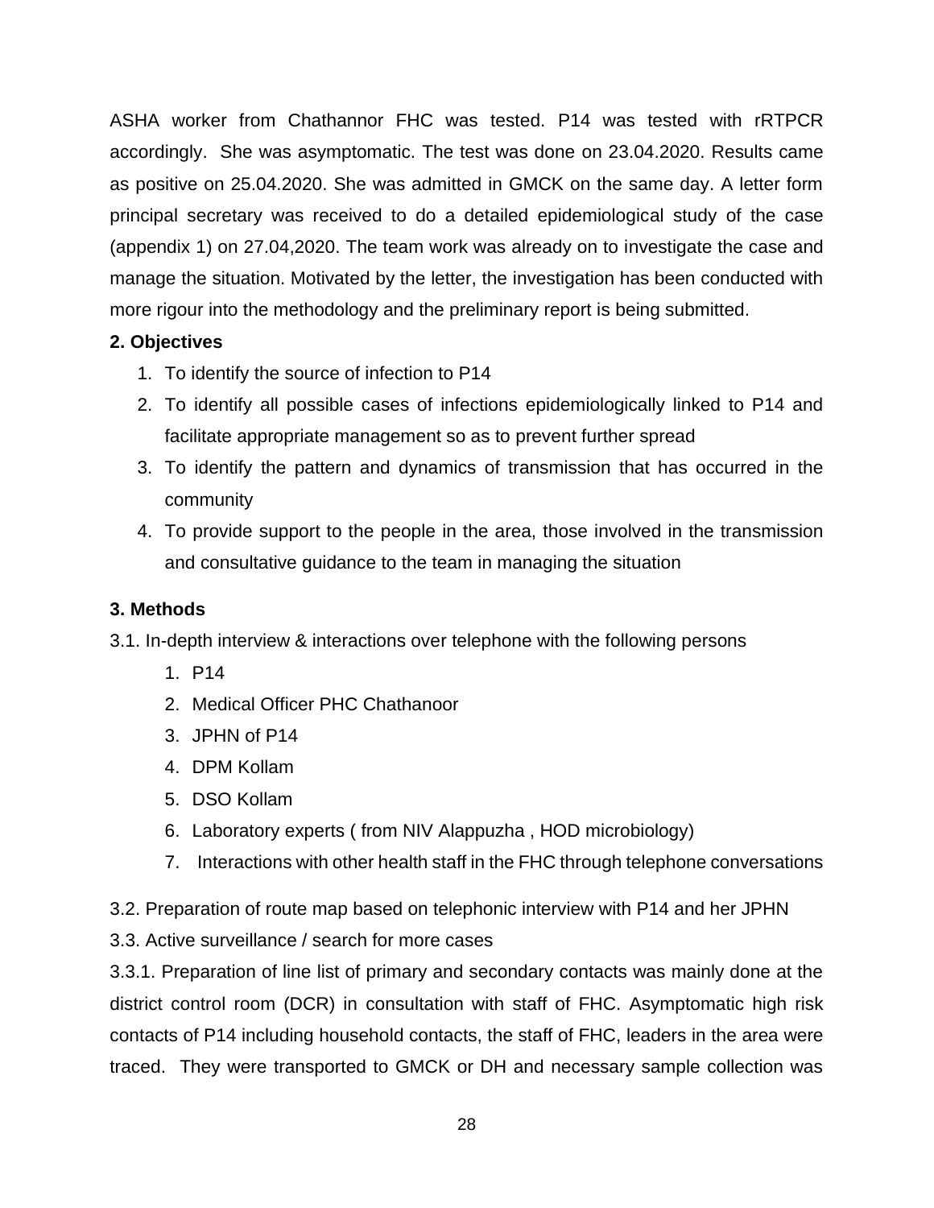ASHA worker from Chathannor FHC was tested. P14 was tested with rRTPCR accordingly. She was asymptomatic. The test was done on 23.04.2020. Results came as positive on 25.04.2020. She was admitted in GMCK on the same day. A letter form principal secretary was received to do a detailed epidemiological study of the case (appendix 1) on 27.04,2020. The team work was already on to investigate the case and manage the situation. Motivated by the letter, the investigation has been conducted with more rigour into the methodology and the preliminary report is being submitted.

**2. Objectives**

1. To identify the source of infection to P14
2. To identify all possible cases of infections epidemiologically linked to P14 and facilitate appropriate management so as to prevent further spread
3. To identify the pattern and dynamics of transmission that has occurred in the community
4. To provide support to the people in the area, those involved in the transmission and consultative guidance to the team in managing the situation

**3. Methods**

3.1. In-depth interview & interactions over telephone with the following persons

1. P14
2. Medical Officer PHC Chathanoor
3. JPHN of P14
4. DPM Kollam
5. DSO Kollam
6. Laboratory experts ( from NIV Alappuzha , HOD microbiology)
7. Interactions with other health staff in the FHC through telephone conversations

3.2. Preparation of route map based on telephonic interview with P14 and her JPHN

3.3. Active surveillance / search for more cases

3.3.1. Preparation of line list of primary and secondary contacts was mainly done at the district control room (DCR) in consultation with staff of FHC. Asymptomatic high risk contacts of P14 including household contacts, the staff of FHC, leaders in the area were traced. They were transported to GMCK or DH and necessary sample collection was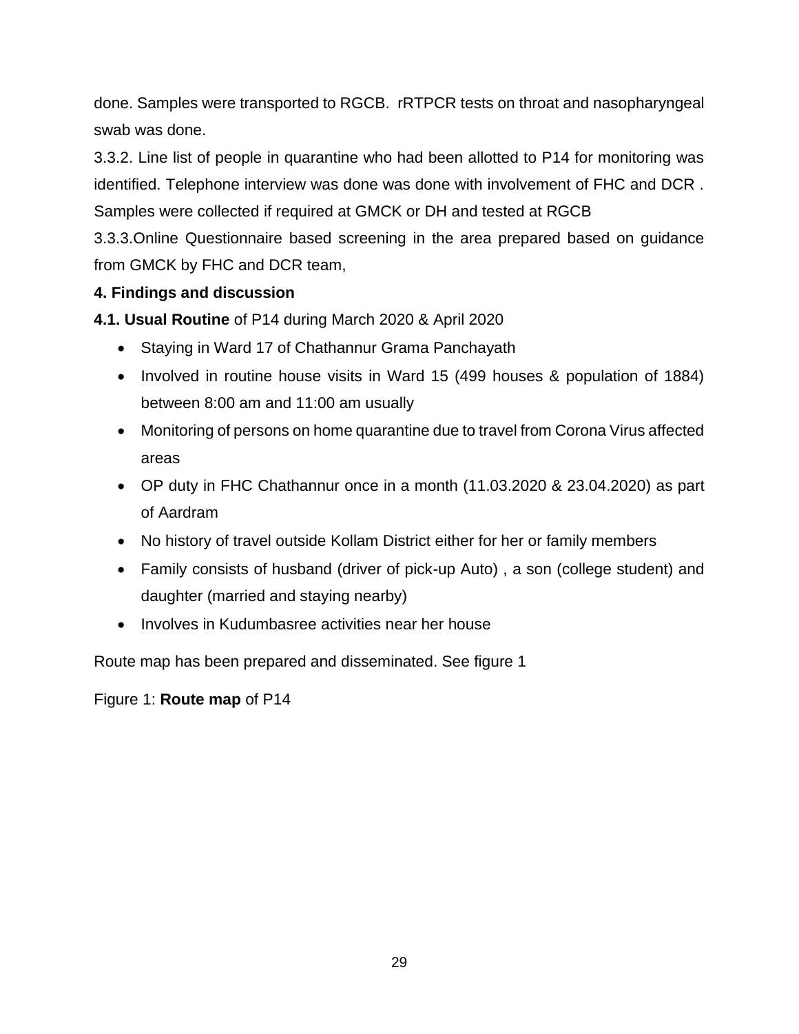done. Samples were transported to RGCB. rRTPCR tests on throat and nasopharyngeal swab was done.

3.3.2. Line list of people in quarantine who had been allotted to P14 for monitoring was identified. Telephone interview was done was done with involvement of FHC and DCR . Samples were collected if required at GMCK or DH and tested at RGCB

3.3.3.Online Questionnaire based screening in the area prepared based on guidance from GMCK by FHC and DCR team,

## 4. Findings and discussion

**4.1. Usual Routine** of P14 during March 2020 & April 2020

- Staying in Ward 17 of Chathannur Grama Panchayath
- Involved in routine house visits in Ward 15 (499 houses & population of 1884) between 8:00 am and 11:00 am usually
- Monitoring of persons on home quarantine due to travel from Corona Virus affected areas
- OP duty in FHC Chathannur once in a month (11.03.2020 & 23.04.2020) as part of Aardram
- No history of travel outside Kollam District either for her or family members
- Family consists of husband (driver of pick-up Auto) , a son (college student) and daughter (married and staying nearby)
- Involves in Kudumbasree activities near her house

Route map has been prepared and disseminated. See figure 1

Figure 1: **Route map** of P14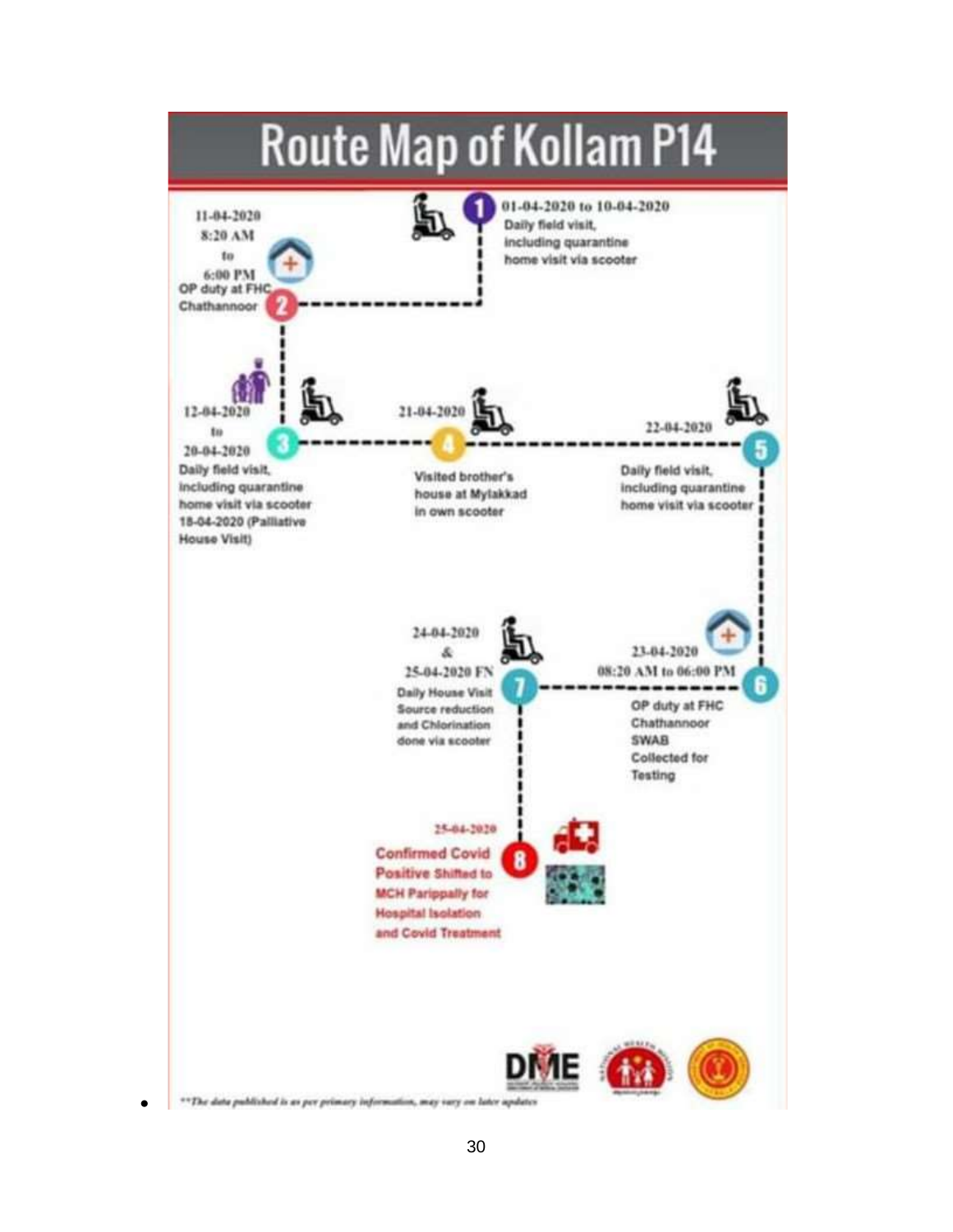# Route Map of Kollam P14

**1** — 01-04-2020 to 10-04-2020
Daily field visit, including quarantine home visit via scooter

**2** — 11-04-2020
8:20 AM
to
6:00 PM
OP duty at FHC Chathannoor

**3** — 12-04-2020
to
20-04-2020
Daily field visit, including quarantine home visit via scooter
18-04-2020 (Palliative House Visit)

**4** — 21-04-2020
Visited brother's house at Mylakkad in own scooter

**5** — 22-04-2020
Daily field visit, including quarantine home visit via scooter

**6** — 23-04-2020
08:20 AM to 06:00 PM
OP duty at FHC Chathannoor
SWAB Collected for Testing

**7** — 24-04-2020
&
25-04-2020 FN
Daily House Visit Source reduction and Chlorination done via scooter

**8** — 25-04-2020
Confirmed Covid Positive Shifted to MCH Parippally for Hospital Isolation and Covid Treatment

DME

- *\*\*The data published is as per primary information, may vary on later updates*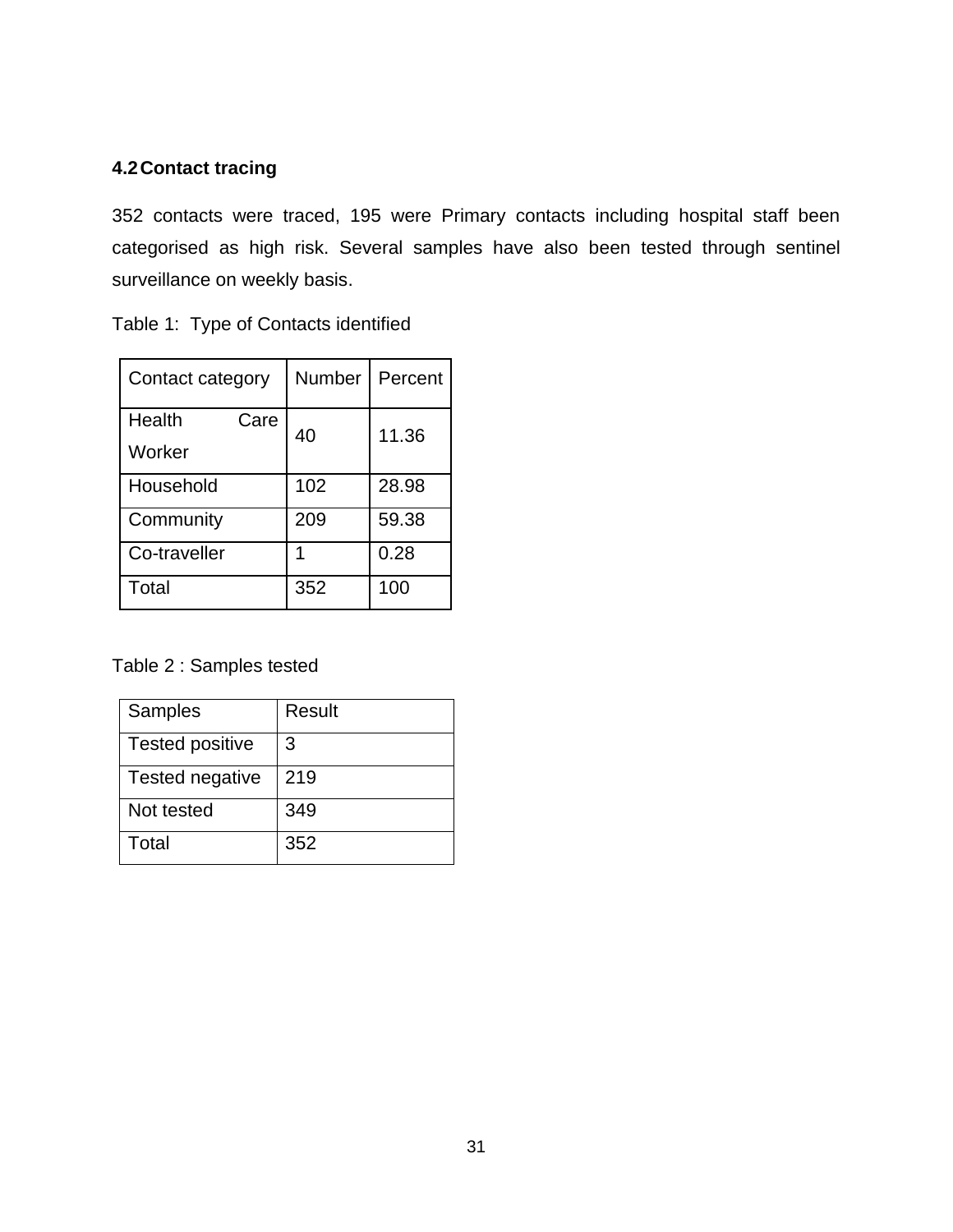### 4.2 Contact tracing

352 contacts were traced, 195 were Primary contacts including hospital staff been categorised as high risk. Several samples have also been tested through sentinel surveillance on weekly basis.

Table 1: Type of Contacts identified

| Contact category | Number | Percent |
|---|---|---|
| Health Care Worker | 40 | 11.36 |
| Household | 102 | 28.98 |
| Community | 209 | 59.38 |
| Co-traveller | 1 | 0.28 |
| Total | 352 | 100 |

Table 2 : Samples tested

| Samples | Result |
|---|---|
| Tested positive | 3 |
| Tested negative | 219 |
| Not tested | 349 |
| Total | 352 |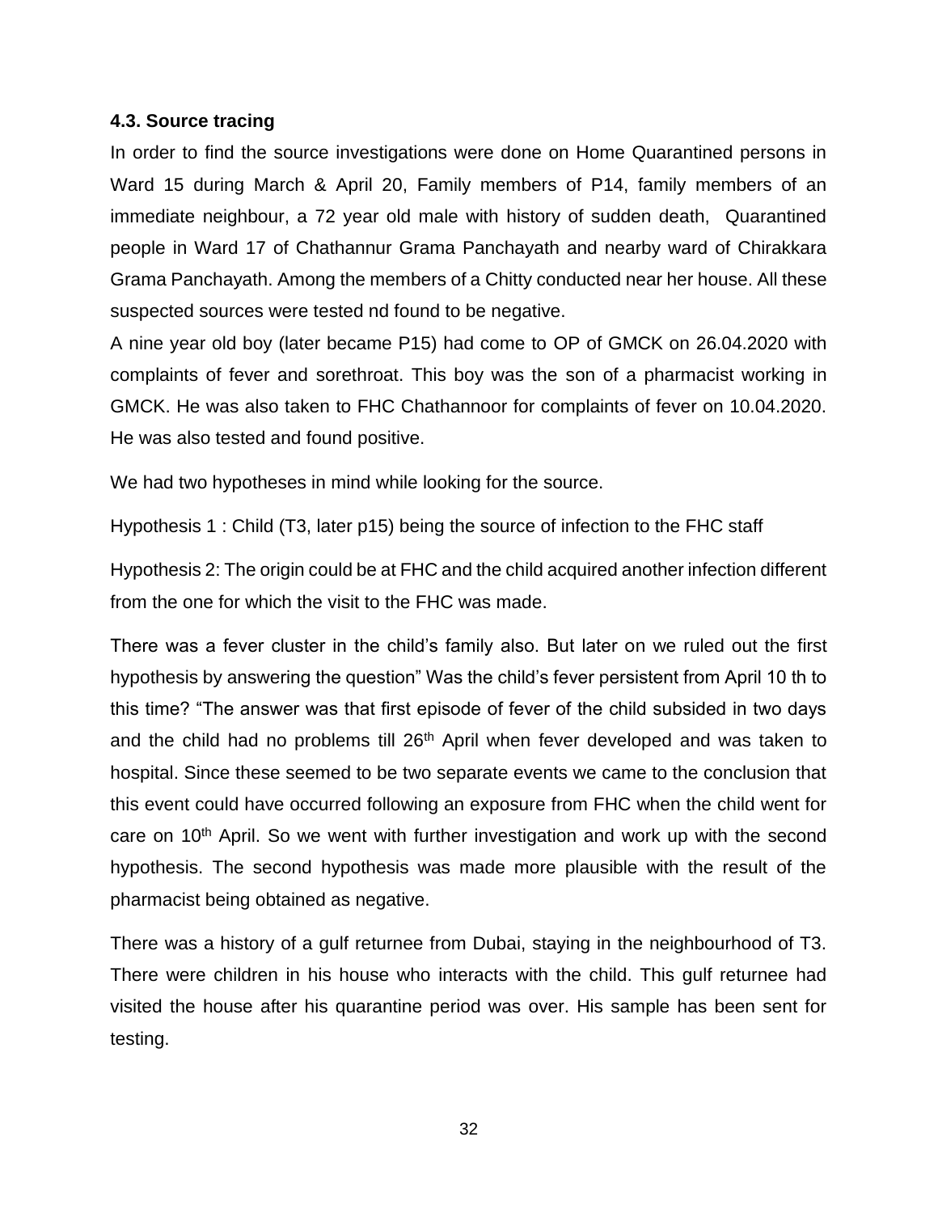#### 4.3. Source tracing

In order to find the source investigations were done on Home Quarantined persons in Ward 15 during March & April 20, Family members of P14, family members of an immediate neighbour, a 72 year old male with history of sudden death, Quarantined people in Ward 17 of Chathannur Grama Panchayath and nearby ward of Chirakkara Grama Panchayath. Among the members of a Chitty conducted near her house. All these suspected sources were tested nd found to be negative.

A nine year old boy (later became P15) had come to OP of GMCK on 26.04.2020 with complaints of fever and sorethroat. This boy was the son of a pharmacist working in GMCK. He was also taken to FHC Chathannoor for complaints of fever on 10.04.2020. He was also tested and found positive.

We had two hypotheses in mind while looking for the source.

Hypothesis 1 : Child (T3, later p15) being the source of infection to the FHC staff

Hypothesis 2: The origin could be at FHC and the child acquired another infection different from the one for which the visit to the FHC was made.

There was a fever cluster in the child's family also. But later on we ruled out the first hypothesis by answering the question" Was the child's fever persistent from April 10 th to this time? "The answer was that first episode of fever of the child subsided in two days and the child had no problems till 26th April when fever developed and was taken to hospital. Since these seemed to be two separate events we came to the conclusion that this event could have occurred following an exposure from FHC when the child went for care on 10th April. So we went with further investigation and work up with the second hypothesis. The second hypothesis was made more plausible with the result of the pharmacist being obtained as negative.

There was a history of a gulf returnee from Dubai, staying in the neighbourhood of T3. There were children in his house who interacts with the child. This gulf returnee had visited the house after his quarantine period was over. His sample has been sent for testing.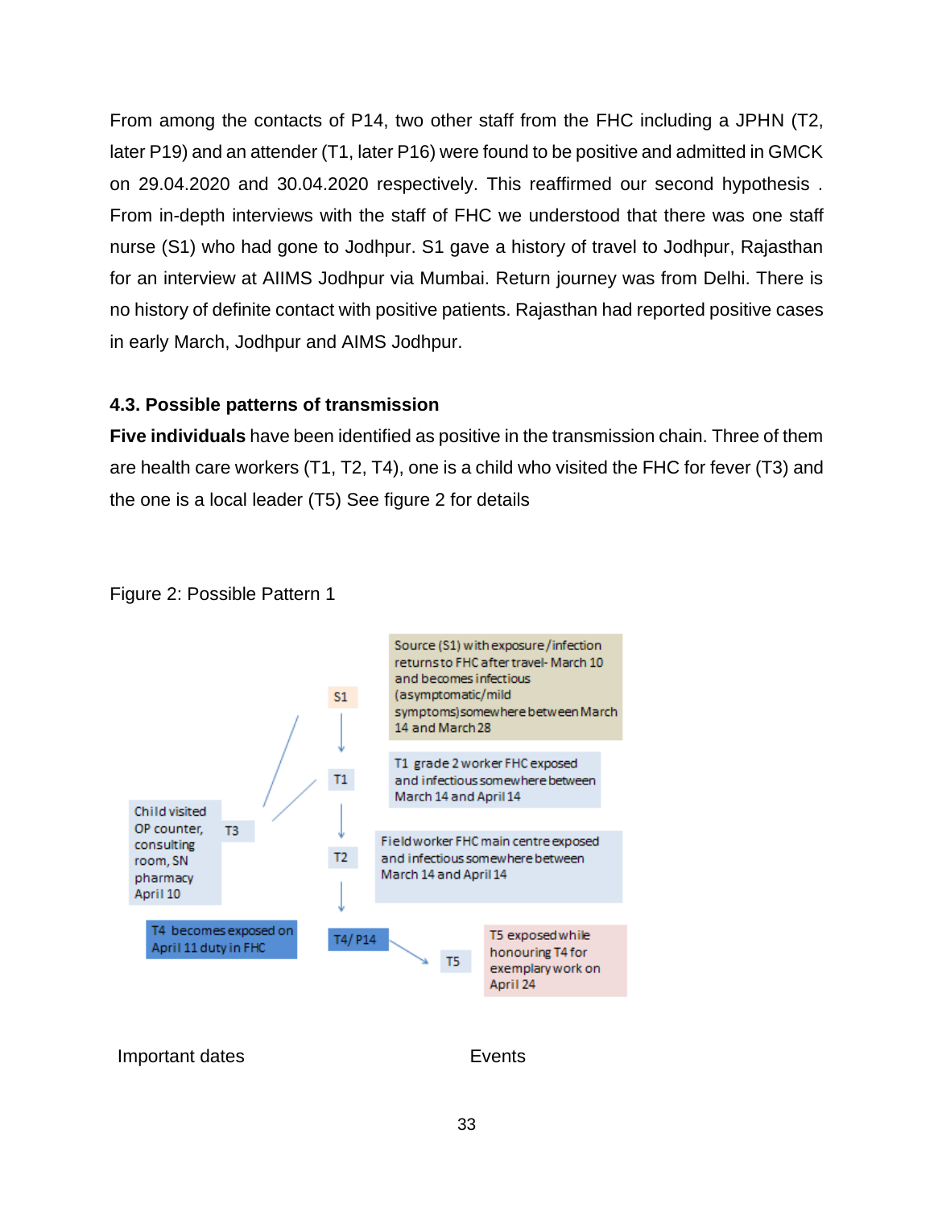From among the contacts of P14, two other staff from the FHC including a JPHN (T2, later P19) and an attender (T1, later P16) were found to be positive and admitted in GMCK on 29.04.2020 and 30.04.2020 respectively. This reaffirmed our second hypothesis . From in-depth interviews with the staff of FHC we understood that there was one staff nurse (S1) who had gone to Jodhpur. S1 gave a history of travel to Jodhpur, Rajasthan for an interview at AIIMS Jodhpur via Mumbai. Return journey was from Delhi. There is no history of definite contact with positive patients. Rajasthan had reported positive cases in early March, Jodhpur and AIMS Jodhpur.

### 4.3. Possible patterns of transmission

**Five individuals** have been identified as positive in the transmission chain. Three of them are health care workers (T1, T2, T4), one is a child who visited the FHC for fever (T3) and the one is a local leader (T5) See figure 2 for details

Figure 2: Possible Pattern 1

S1 — Source (S1) with exposure/infection returns to FHC after travel- March 10 and becomes infectious (asymptomatic/mild symptoms) somewhere between March 14 and March 28

T1 — T1 grade 2 worker FHC exposed and infectious somewhere between March 14 and April 14

T2 — Field worker FHC main centre exposed and infectious somewhere between March 14 and April 14

T3 — Child visited OP counter, consulting room, SN pharmacy April 10

T4/ P14 — T4 becomes exposed on April 11 duty in FHC

T5 — T5 exposed while honouring T4 for exemplary work on April 24

Important dates Events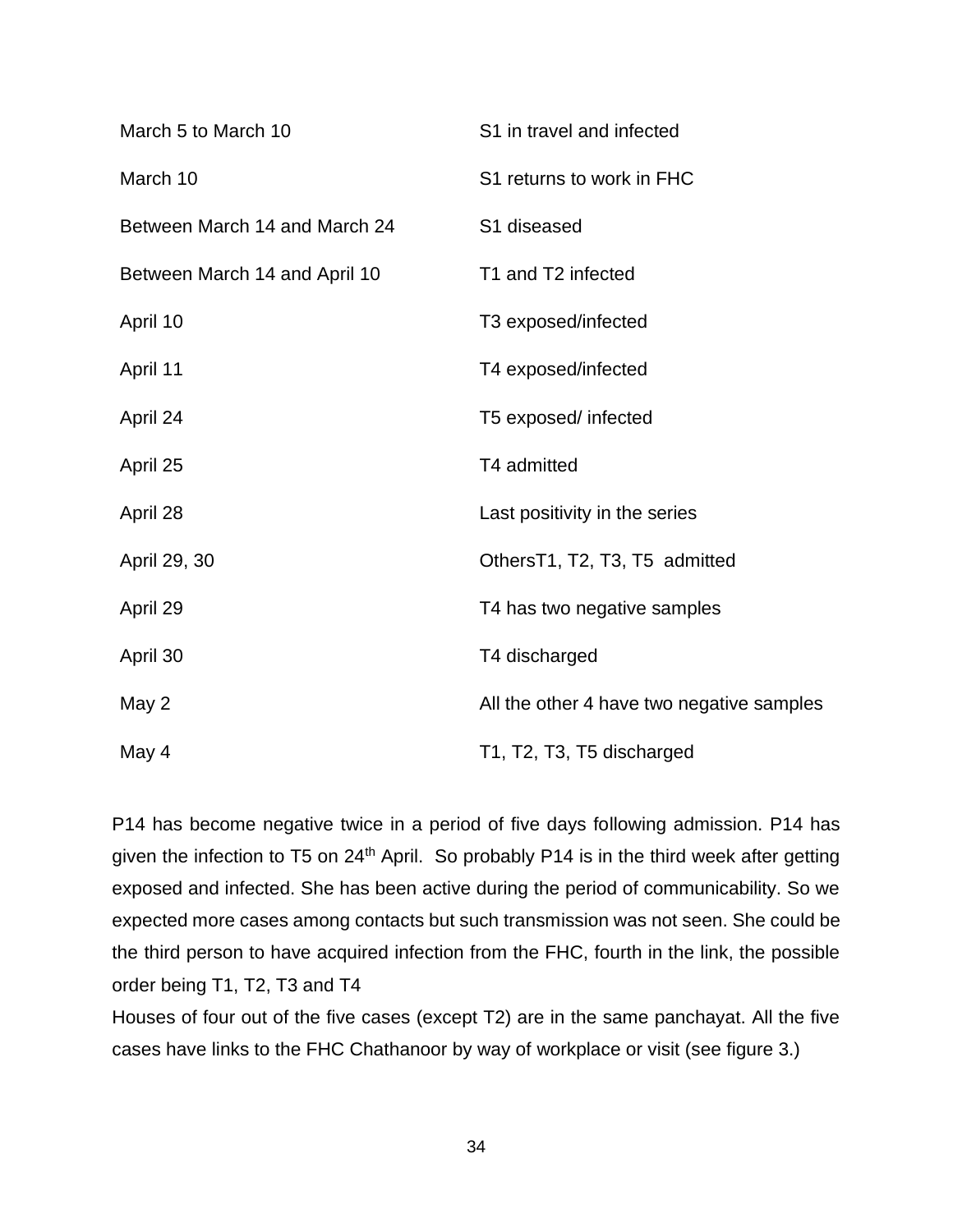| | |
|---|---|
| March 5 to March 10 | S1 in travel and infected |
| March 10 | S1 returns to work in FHC |
| Between March 14 and March 24 | S1 diseased |
| Between March 14 and April 10 | T1 and T2 infected |
| April 10 | T3 exposed/infected |
| April 11 | T4 exposed/infected |
| April 24 | T5 exposed/ infected |
| April 25 | T4 admitted |
| April 28 | Last positivity in the series |
| April 29, 30 | OthersT1, T2, T3, T5 admitted |
| April 29 | T4 has two negative samples |
| April 30 | T4 discharged |
| May 2 | All the other 4 have two negative samples |
| May 4 | T1, T2, T3, T5 discharged |

P14 has become negative twice in a period of five days following admission. P14 has given the infection to T5 on 24th April. So probably P14 is in the third week after getting exposed and infected. She has been active during the period of communicability. So we expected more cases among contacts but such transmission was not seen. She could be the third person to have acquired infection from the FHC, fourth in the link, the possible order being T1, T2, T3 and T4

Houses of four out of the five cases (except T2) are in the same panchayat. All the five cases have links to the FHC Chathanoor by way of workplace or visit (see figure 3.)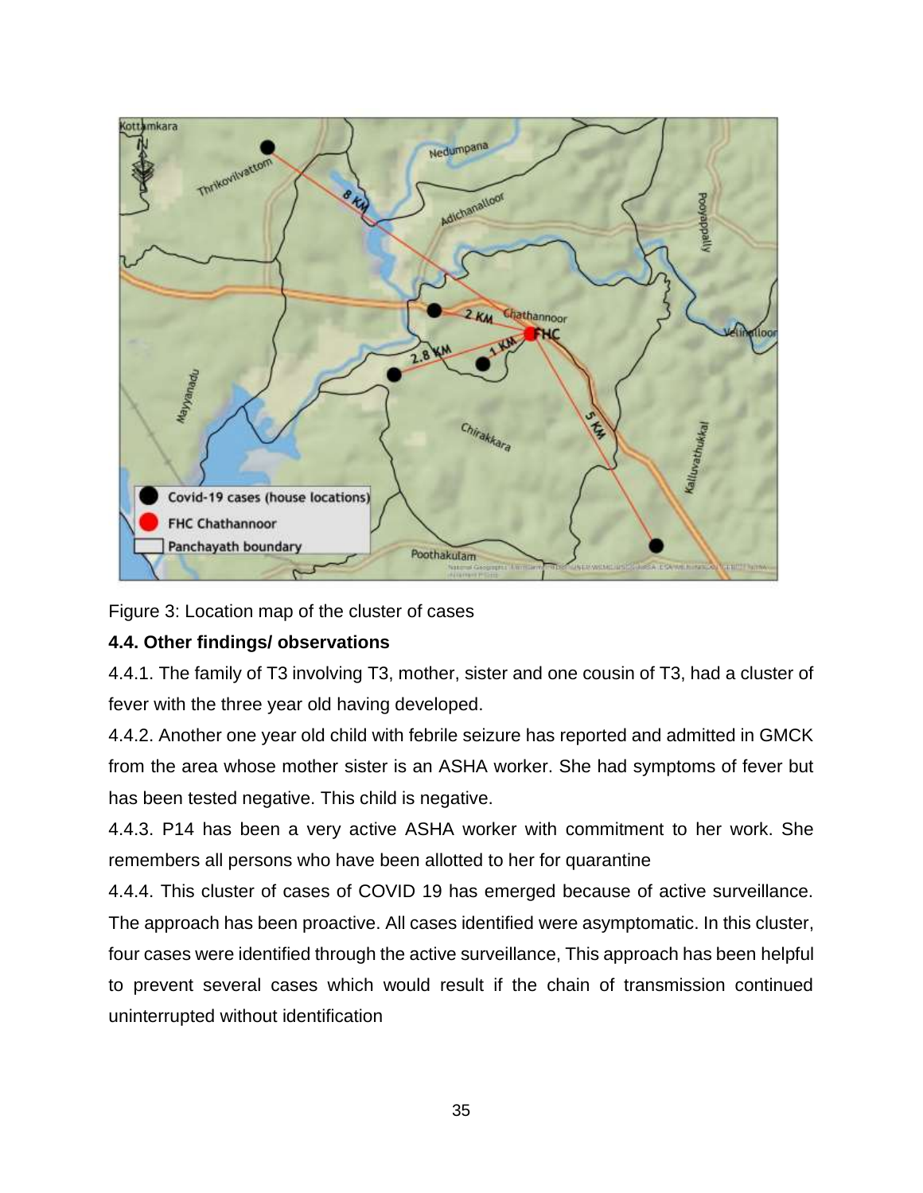Figure 3: Location map of the cluster of cases

**4.4. Other findings/ observations**

4.4.1. The family of T3 involving T3, mother, sister and one cousin of T3, had a cluster of fever with the three year old having developed.

4.4.2. Another one year old child with febrile seizure has reported and admitted in GMCK from the area whose mother sister is an ASHA worker. She had symptoms of fever but has been tested negative. This child is negative.

4.4.3. P14 has been a very active ASHA worker with commitment to her work. She remembers all persons who have been allotted to her for quarantine

4.4.4. This cluster of cases of COVID 19 has emerged because of active surveillance. The approach has been proactive. All cases identified were asymptomatic. In this cluster, four cases were identified through the active surveillance, This approach has been helpful to prevent several cases which would result if the chain of transmission continued uninterrupted without identification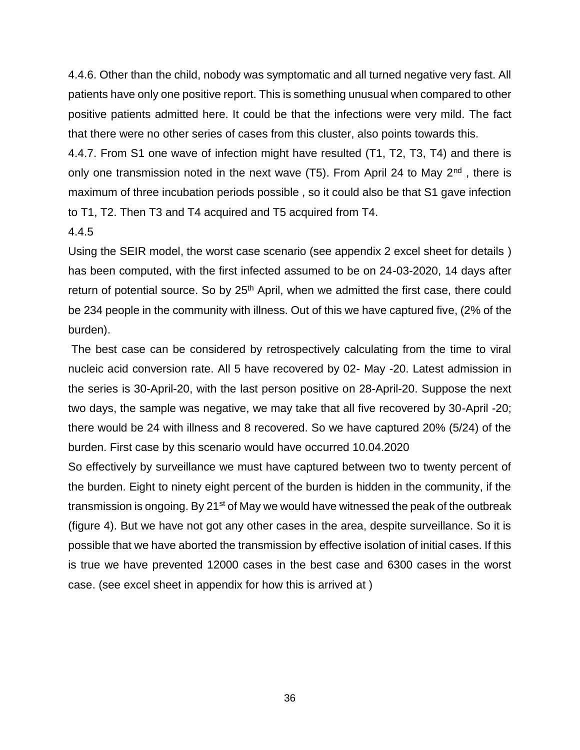4.4.6. Other than the child, nobody was symptomatic and all turned negative very fast. All patients have only one positive report. This is something unusual when compared to other positive patients admitted here. It could be that the infections were very mild. The fact that there were no other series of cases from this cluster, also points towards this.

4.4.7. From S1 one wave of infection might have resulted (T1, T2, T3, T4) and there is only one transmission noted in the next wave (T5). From April 24 to May 2nd , there is maximum of three incubation periods possible , so it could also be that S1 gave infection to T1, T2. Then T3 and T4 acquired and T5 acquired from T4.

4.4.5

Using the SEIR model, the worst case scenario (see appendix 2 excel sheet for details ) has been computed, with the first infected assumed to be on 24-03-2020, 14 days after return of potential source. So by 25th April, when we admitted the first case, there could be 234 people in the community with illness. Out of this we have captured five, (2% of the burden).

The best case can be considered by retrospectively calculating from the time to viral nucleic acid conversion rate. All 5 have recovered by 02- May -20. Latest admission in the series is 30-April-20, with the last person positive on 28-April-20. Suppose the next two days, the sample was negative, we may take that all five recovered by 30-April -20; there would be 24 with illness and 8 recovered. So we have captured 20% (5/24) of the burden. First case by this scenario would have occurred 10.04.2020

So effectively by surveillance we must have captured between two to twenty percent of the burden. Eight to ninety eight percent of the burden is hidden in the community, if the transmission is ongoing. By 21st of May we would have witnessed the peak of the outbreak (figure 4). But we have not got any other cases in the area, despite surveillance. So it is possible that we have aborted the transmission by effective isolation of initial cases. If this is true we have prevented 12000 cases in the best case and 6300 cases in the worst case. (see excel sheet in appendix for how this is arrived at )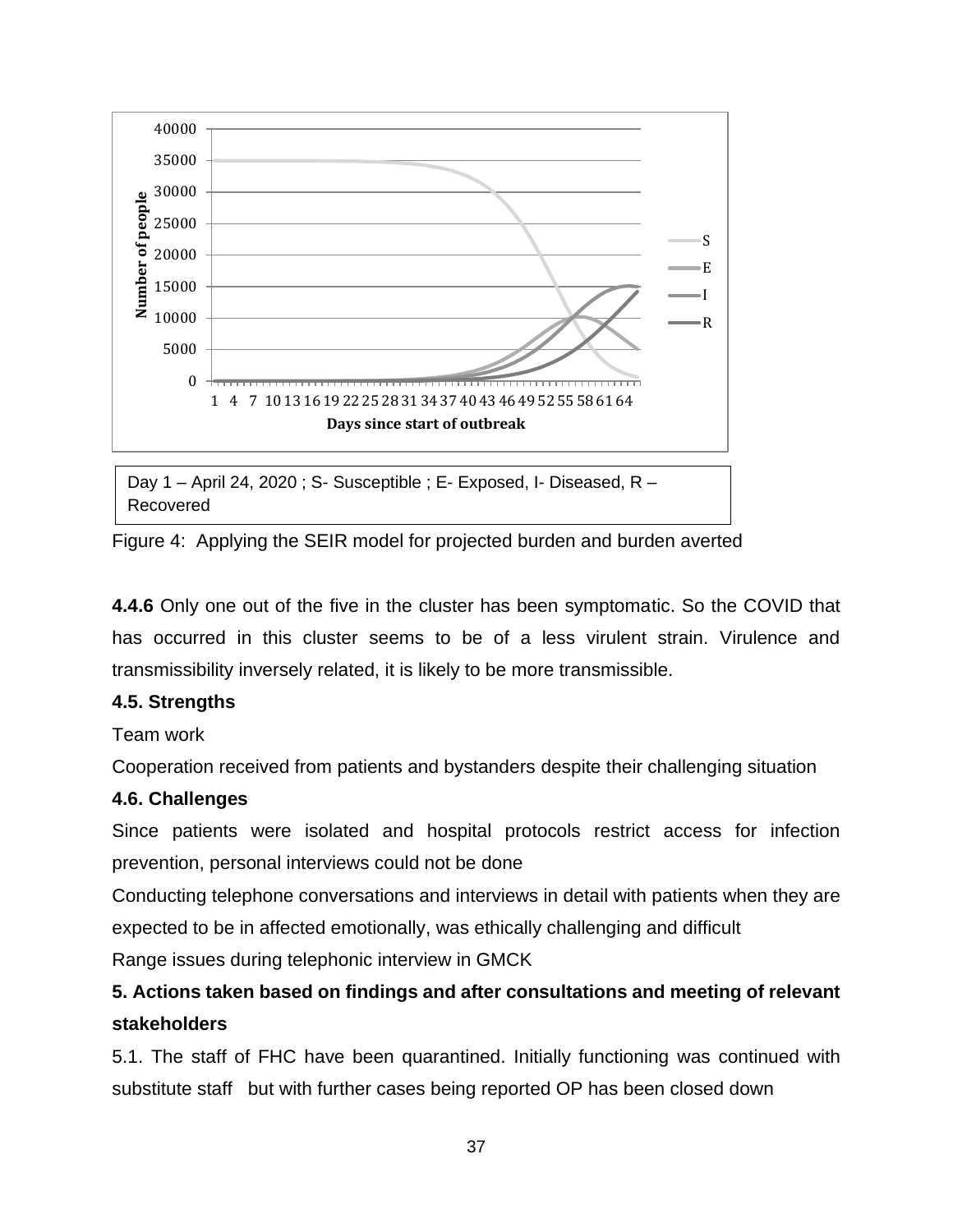Day 1 – April 24, 2020 ; S- Susceptible ; E- Exposed, I- Diseased, R – Recovered

Figure 4: Applying the SEIR model for projected burden and burden averted

**4.4.6** Only one out of the five in the cluster has been symptomatic. So the COVID that has occurred in this cluster seems to be of a less virulent strain. Virulence and transmissibility inversely related, it is likely to be more transmissible.

### 4.5. Strengths

Team work

Cooperation received from patients and bystanders despite their challenging situation

### 4.6. Challenges

Since patients were isolated and hospital protocols restrict access for infection prevention, personal interviews could not be done

Conducting telephone conversations and interviews in detail with patients when they are expected to be in affected emotionally, was ethically challenging and difficult

Range issues during telephonic interview in GMCK

## 5. Actions taken based on findings and after consultations and meeting of relevant stakeholders

5.1. The staff of FHC have been quarantined. Initially functioning was continued with substitute staff but with further cases being reported OP has been closed down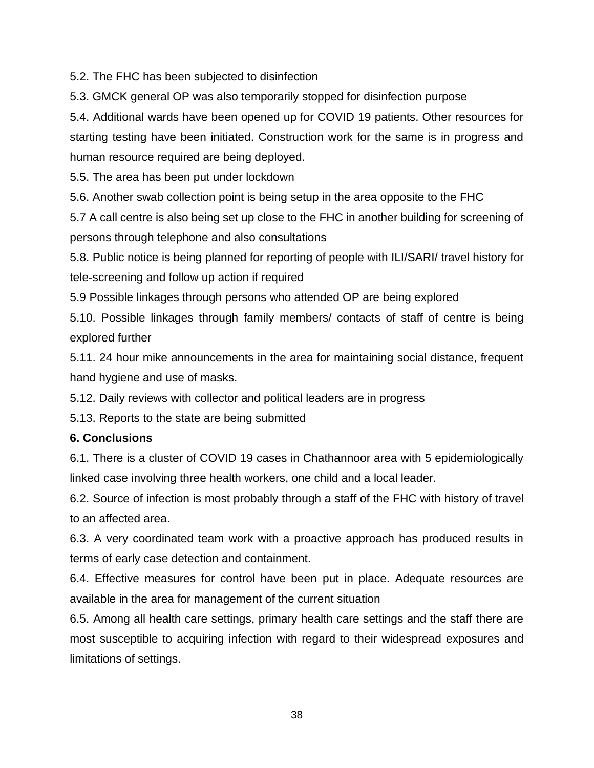5.2. The FHC has been subjected to disinfection

5.3. GMCK general OP was also temporarily stopped for disinfection purpose

5.4. Additional wards have been opened up for COVID 19 patients. Other resources for starting testing have been initiated. Construction work for the same is in progress and human resource required are being deployed.

5.5. The area has been put under lockdown

5.6. Another swab collection point is being setup in the area opposite to the FHC

5.7 A call centre is also being set up close to the FHC in another building for screening of persons through telephone and also consultations

5.8. Public notice is being planned for reporting of people with ILI/SARI/ travel history for tele-screening and follow up action if required

5.9 Possible linkages through persons who attended OP are being explored

5.10. Possible linkages through family members/ contacts of staff of centre is being explored further

5.11. 24 hour mike announcements in the area for maintaining social distance, frequent hand hygiene and use of masks.

5.12. Daily reviews with collector and political leaders are in progress

5.13. Reports to the state are being submitted

**6. Conclusions**

6.1. There is a cluster of COVID 19 cases in Chathannoor area with 5 epidemiologically linked case involving three health workers, one child and a local leader.

6.2. Source of infection is most probably through a staff of the FHC with history of travel to an affected area.

6.3. A very coordinated team work with a proactive approach has produced results in terms of early case detection and containment.

6.4. Effective measures for control have been put in place. Adequate resources are available in the area for management of the current situation

6.5. Among all health care settings, primary health care settings and the staff there are most susceptible to acquiring infection with regard to their widespread exposures and limitations of settings.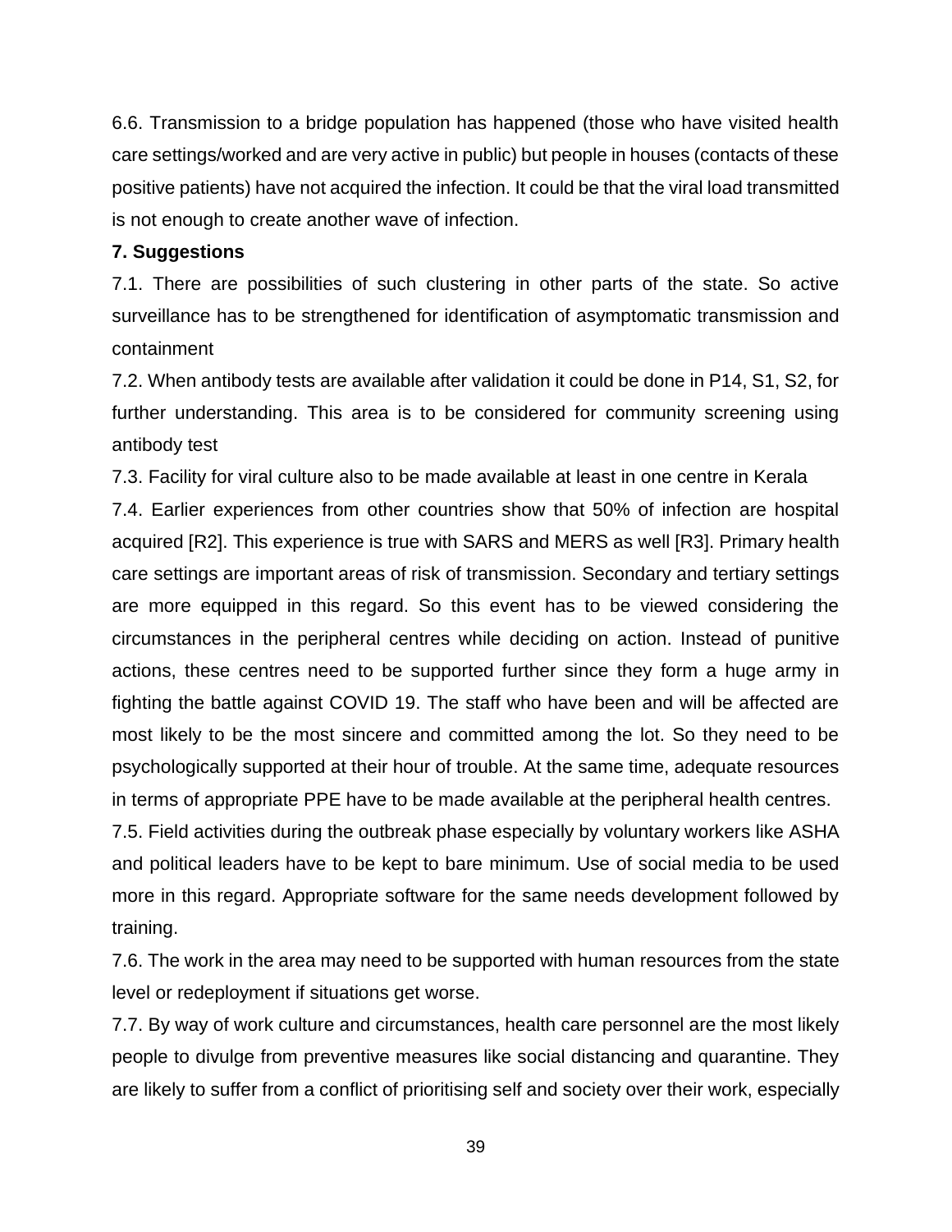6.6. Transmission to a bridge population has happened (those who have visited health care settings/worked and are very active in public) but people in houses (contacts of these positive patients) have not acquired the infection. It could be that the viral load transmitted is not enough to create another wave of infection.

## 7. Suggestions

7.1. There are possibilities of such clustering in other parts of the state. So active surveillance has to be strengthened for identification of asymptomatic transmission and containment

7.2. When antibody tests are available after validation it could be done in P14, S1, S2, for further understanding. This area is to be considered for community screening using antibody test

7.3. Facility for viral culture also to be made available at least in one centre in Kerala

7.4. Earlier experiences from other countries show that 50% of infection are hospital acquired [R2]. This experience is true with SARS and MERS as well [R3]. Primary health care settings are important areas of risk of transmission. Secondary and tertiary settings are more equipped in this regard. So this event has to be viewed considering the circumstances in the peripheral centres while deciding on action. Instead of punitive actions, these centres need to be supported further since they form a huge army in fighting the battle against COVID 19. The staff who have been and will be affected are most likely to be the most sincere and committed among the lot. So they need to be psychologically supported at their hour of trouble. At the same time, adequate resources in terms of appropriate PPE have to be made available at the peripheral health centres.

7.5. Field activities during the outbreak phase especially by voluntary workers like ASHA and political leaders have to be kept to bare minimum. Use of social media to be used more in this regard. Appropriate software for the same needs development followed by training.

7.6. The work in the area may need to be supported with human resources from the state level or redeployment if situations get worse.

7.7. By way of work culture and circumstances, health care personnel are the most likely people to divulge from preventive measures like social distancing and quarantine. They are likely to suffer from a conflict of prioritising self and society over their work, especially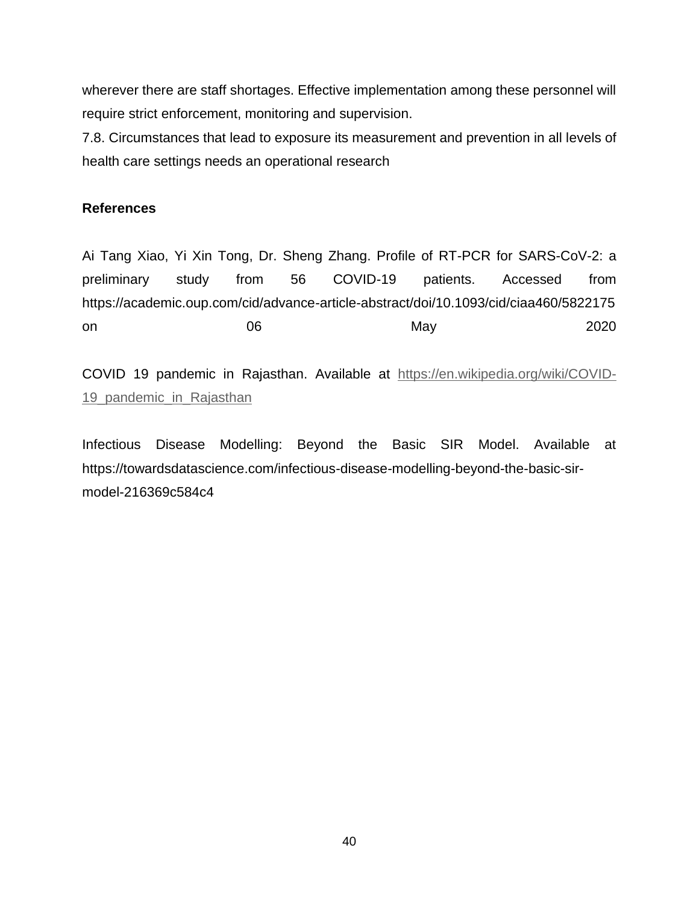wherever there are staff shortages. Effective implementation among these personnel will require strict enforcement, monitoring and supervision.

7.8. Circumstances that lead to exposure its measurement and prevention in all levels of health care settings needs an operational research

**References**

Ai Tang Xiao, Yi Xin Tong, Dr. Sheng Zhang. Profile of RT-PCR for SARS-CoV-2: a preliminary study from 56 COVID-19 patients. Accessed from https://academic.oup.com/cid/advance-article-abstract/doi/10.1093/cid/ciaa460/5822175 on 06 May 2020

COVID 19 pandemic in Rajasthan. Available at https://en.wikipedia.org/wiki/COVID-19_pandemic_in_Rajasthan

Infectious Disease Modelling: Beyond the Basic SIR Model. Available at https://towardsdatascience.com/infectious-disease-modelling-beyond-the-basic-sir-model-216369c584c4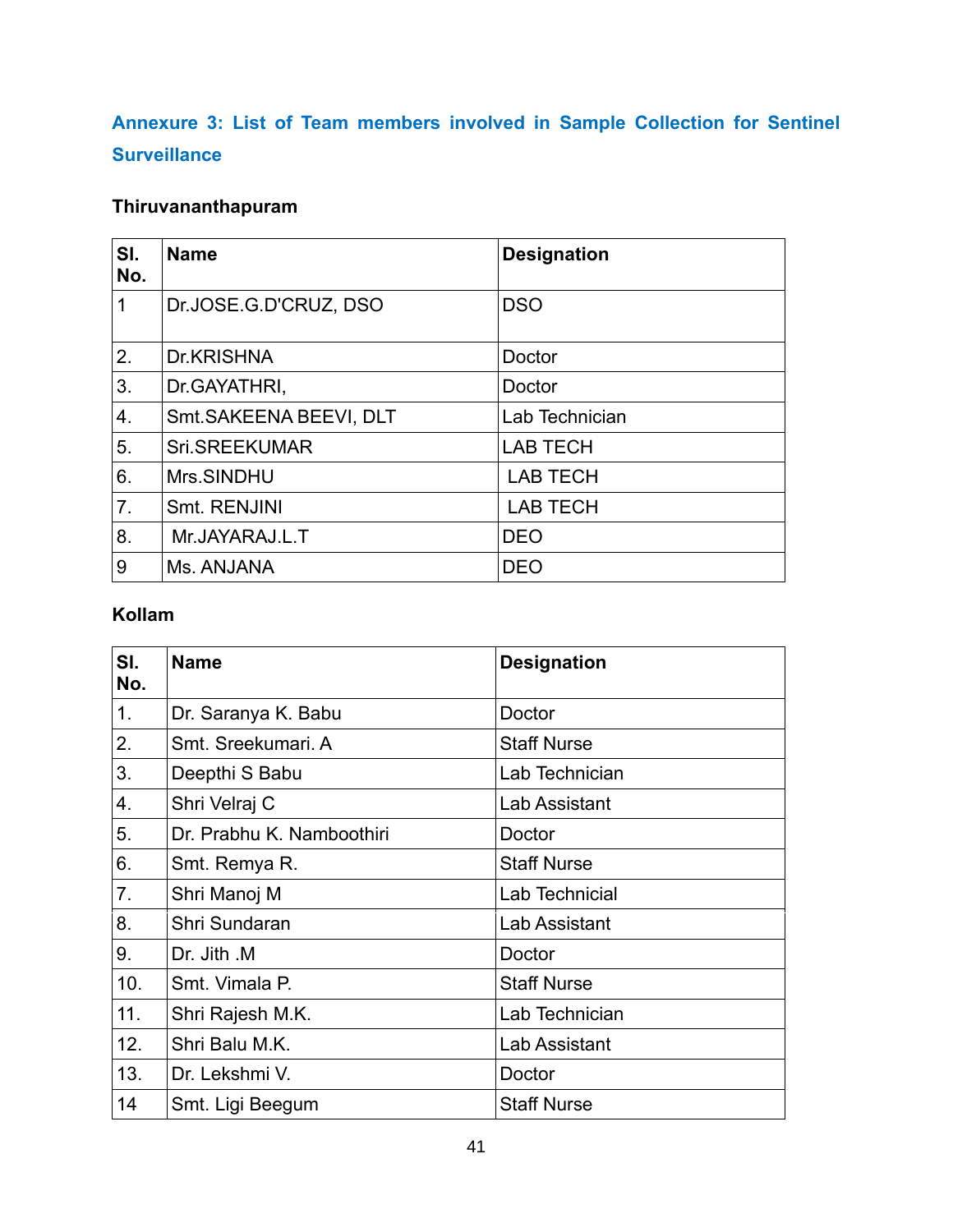## Annexure 3: List of Team members involved in Sample Collection for Sentinel Surveillance

**Thiruvananthapuram**

| Sl. No. | Name | Designation |
|---|---|---|
| 1 | Dr.JOSE.G.D'CRUZ, DSO | DSO |
| 2. | Dr.KRISHNA | Doctor |
| 3. | Dr.GAYATHRI, | Doctor |
| 4. | Smt.SAKEENA BEEVI, DLT | Lab Technician |
| 5. | Sri.SREEKUMAR | LAB TECH |
| 6. | Mrs.SINDHU | LAB TECH |
| 7. | Smt. RENJINI | LAB TECH |
| 8. | Mr.JAYARAJ.L.T | DEO |
| 9 | Ms. ANJANA | DEO |

**Kollam**

| Sl. No. | Name | Designation |
|---|---|---|
| 1. | Dr. Saranya K. Babu | Doctor |
| 2. | Smt. Sreekumari. A | Staff Nurse |
| 3. | Deepthi S Babu | Lab Technician |
| 4. | Shri Velraj C | Lab Assistant |
| 5. | Dr. Prabhu K. Namboothiri | Doctor |
| 6. | Smt. Remya R. | Staff Nurse |
| 7. | Shri Manoj M | Lab Technicial |
| 8. | Shri Sundaran | Lab Assistant |
| 9. | Dr. Jith .M | Doctor |
| 10. | Smt. Vimala P. | Staff Nurse |
| 11. | Shri Rajesh M.K. | Lab Technician |
| 12. | Shri Balu M.K. | Lab Assistant |
| 13. | Dr. Lekshmi V. | Doctor |
| 14 | Smt. Ligi Beegum | Staff Nurse |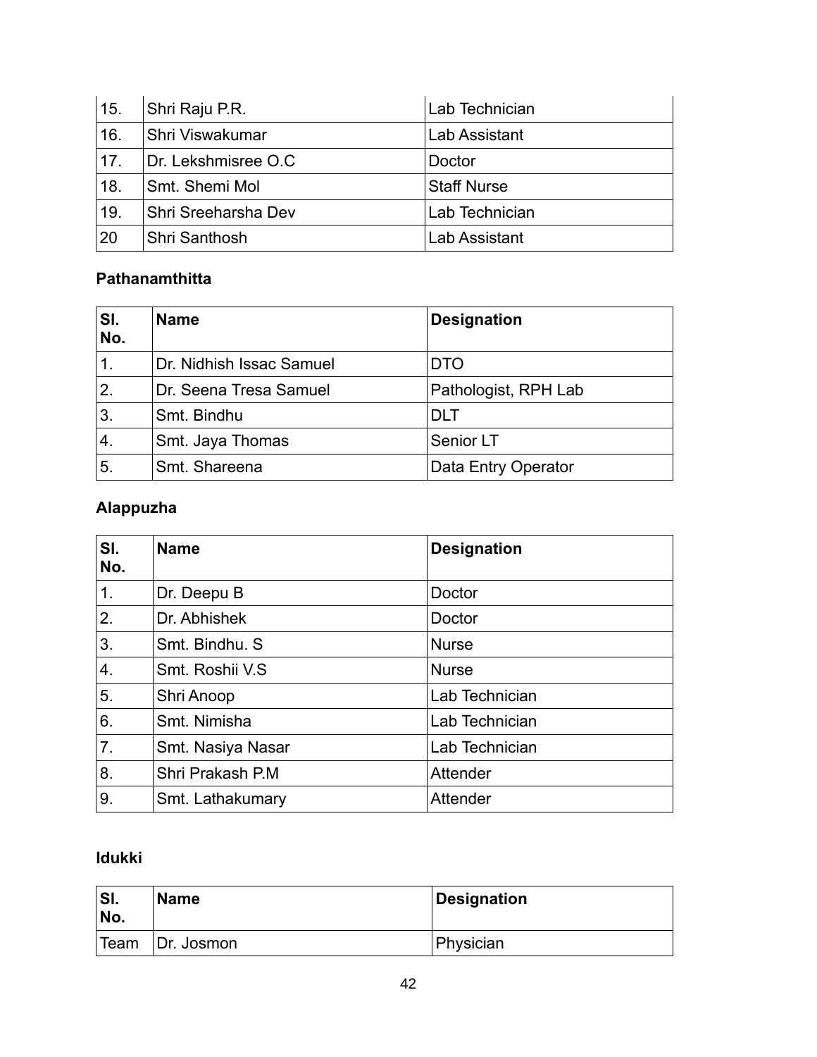| | | |
|---|---|---|
| 15. | Shri Raju P.R. | Lab Technician |
| 16. | Shri Viswakumar | Lab Assistant |
| 17. | Dr. Lekshmisree O.C | Doctor |
| 18. | Smt. Shemi Mol | Staff Nurse |
| 19. | Shri Sreeharsha Dev | Lab Technician |
| 20 | Shri Santhosh | Lab Assistant |

**Pathanamthitta**

| Sl. No. | Name | Designation |
|---|---|---|
| 1. | Dr. Nidhish Issac Samuel | DTO |
| 2. | Dr. Seena Tresa Samuel | Pathologist, RPH Lab |
| 3. | Smt. Bindhu | DLT |
| 4. | Smt. Jaya Thomas | Senior LT |
| 5. | Smt. Shareena | Data Entry Operator |

**Alappuzha**

| Sl. No. | Name | Designation |
|---|---|---|
| 1. | Dr. Deepu B | Doctor |
| 2. | Dr. Abhishek | Doctor |
| 3. | Smt. Bindhu. S | Nurse |
| 4. | Smt. Roshii V.S | Nurse |
| 5. | Shri Anoop | Lab Technician |
| 6. | Smt. Nimisha | Lab Technician |
| 7. | Smt. Nasiya Nasar | Lab Technician |
| 8. | Shri Prakash P.M | Attender |
| 9. | Smt. Lathakumary | Attender |

**Idukki**

| Sl. No. | Name | Designation |
|---|---|---|
| Team | Dr. Josmon | Physician |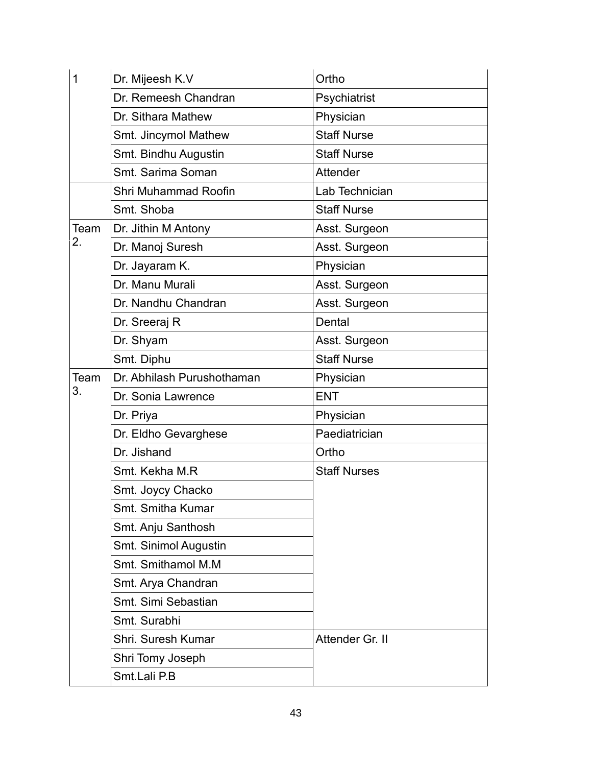| 1 | Dr. Mijeesh K.V | Ortho |
|---|---|---|
| | Dr. Remeesh Chandran | Psychiatrist |
| | Dr. Sithara Mathew | Physician |
| | Smt. Jincymol Mathew | Staff Nurse |
| | Smt. Bindhu Augustin | Staff Nurse |
| | Smt. Sarima Soman | Attender |
| | Shri Muhammad Roofin | Lab Technician |
| | Smt. Shoba | Staff Nurse |
| Team 2. | Dr. Jithin M Antony | Asst. Surgeon |
| | Dr. Manoj Suresh | Asst. Surgeon |
| | Dr. Jayaram K. | Physician |
| | Dr. Manu Murali | Asst. Surgeon |
| | Dr. Nandhu Chandran | Asst. Surgeon |
| | Dr. Sreeraj R | Dental |
| | Dr. Shyam | Asst. Surgeon |
| | Smt. Diphu | Staff Nurse |
| Team 3. | Dr. Abhilash Purushothaman | Physician |
| | Dr. Sonia Lawrence | ENT |
| | Dr. Priya | Physician |
| | Dr. Eldho Gevarghese | Paediatrician |
| | Dr. Jishand | Ortho |
| | Smt. Kekha M.R | Staff Nurses |
| | Smt. Joycy Chacko | |
| | Smt. Smitha Kumar | |
| | Smt. Anju Santhosh | |
| | Smt. Sinimol Augustin | |
| | Smt. Smithamol M.M | |
| | Smt. Arya Chandran | |
| | Smt. Simi Sebastian | |
| | Smt. Surabhi | |
| | Shri. Suresh Kumar | Attender Gr. II |
| | Shri Tomy Joseph | |
| | Smt.Lali P.B | |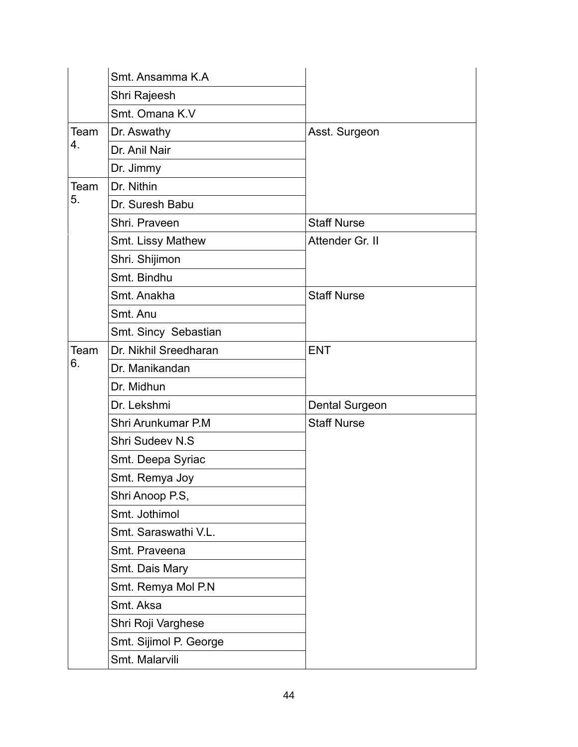| | | |
|---|---|---|
| | Smt. Ansamma K.A | |
| | Shri Rajeesh | |
| | Smt. Omana K.V | |
| Team 4. | Dr. Aswathy | Asst. Surgeon |
| | Dr. Anil Nair | |
| | Dr. Jimmy | |
| Team 5. | Dr. Nithin | |
| | Dr. Suresh Babu | |
| | Shri. Praveen | Staff Nurse |
| | Smt. Lissy Mathew | Attender Gr. II |
| | Shri. Shijimon | |
| | Smt. Bindhu | |
| | Smt. Anakha | Staff Nurse |
| | Smt. Anu | |
| | Smt. Sincy Sebastian | |
| Team 6. | Dr. Nikhil Sreedharan | ENT |
| | Dr. Manikandan | |
| | Dr. Midhun | |
| | Dr. Lekshmi | Dental Surgeon |
| | Shri Arunkumar P.M | Staff Nurse |
| | Shri Sudeev N.S | |
| | Smt. Deepa Syriac | |
| | Smt. Remya Joy | |
| | Shri Anoop P.S, | |
| | Smt. Jothimol | |
| | Smt. Saraswathi V.L. | |
| | Smt. Praveena | |
| | Smt. Dais Mary | |
| | Smt. Remya Mol P.N | |
| | Smt. Aksa | |
| | Shri Roji Varghese | |
| | Smt. Sijimol P. George | |
| | Smt. Malarvili | |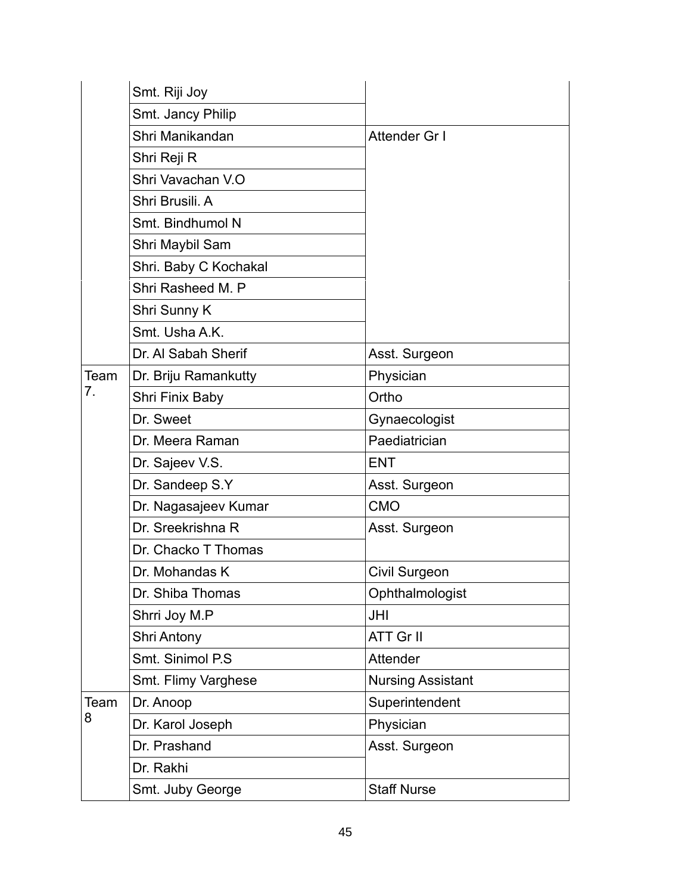| | | |
|---|---|---|
| | Smt. Riji Joy | |
| | Smt. Jancy Philip | |
| | Shri Manikandan | Attender Gr I |
| | Shri Reji R | |
| | Shri Vavachan V.O | |
| | Shri Brusili. A | |
| | Smt. Bindhumol N | |
| | Shri Maybil Sam | |
| | Shri. Baby C Kochakal | |
| | Shri Rasheed M. P | |
| | Shri Sunny K | |
| | Smt. Usha A.K. | |
| | Dr. Al Sabah Sherif | Asst. Surgeon |
| Team 7. | Dr. Briju Ramankutty | Physician |
| | Shri Finix Baby | Ortho |
| | Dr. Sweet | Gynaecologist |
| | Dr. Meera Raman | Paediatrician |
| | Dr. Sajeev V.S. | ENT |
| | Dr. Sandeep S.Y | Asst. Surgeon |
| | Dr. Nagasajeev Kumar | CMO |
| | Dr. Sreekrishna R | Asst. Surgeon |
| | Dr. Chacko T Thomas | |
| | Dr. Mohandas K | Civil Surgeon |
| | Dr. Shiba Thomas | Ophthalmologist |
| | Shrri Joy M.P | JHI |
| | Shri Antony | ATT Gr II |
| | Smt. Sinimol P.S | Attender |
| | Smt. Flimy Varghese | Nursing Assistant |
| Team 8 | Dr. Anoop | Superintendent |
| | Dr. Karol Joseph | Physician |
| | Dr. Prashand | Asst. Surgeon |
| | Dr. Rakhi | |
| | Smt. Juby George | Staff Nurse |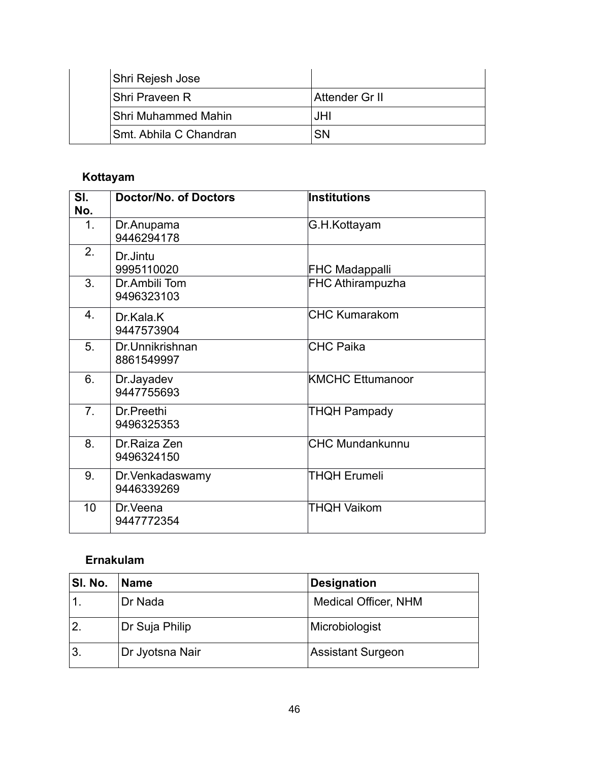| | | |
|---|---|---|
| | Shri Rejesh Jose | |
| | Shri Praveen R | Attender Gr II |
| | Shri Muhammed Mahin | JHI |
| | Smt. Abhila C Chandran | SN |

**Kottayam**

| Sl. No. | Doctor/No. of Doctors | Institutions |
|---|---|---|
| 1. | Dr.Anupama 9446294178 | G.H.Kottayam |
| 2. | Dr.Jintu 9995110020 | FHC Madappalli |
| 3. | Dr.Ambili Tom 9496323103 | FHC Athirampuzha |
| 4. | Dr.Kala.K 9447573904 | CHC Kumarakom |
| 5. | Dr.Unnikrishnan 8861549997 | CHC Paika |
| 6. | Dr.Jayadev 9447755693 | KMCHC Ettumanoor |
| 7. | Dr.Preethi 9496325353 | THQH Pampady |
| 8. | Dr.Raiza Zen 9496324150 | CHC Mundankunnu |
| 9. | Dr.Venkadaswamy 9446339269 | THQH Erumeli |
| 10 | Dr.Veena 9447772354 | THQH Vaikom |

**Ernakulam**

| Sl. No. | Name | Designation |
|---|---|---|
| 1. | Dr Nada | Medical Officer, NHM |
| 2. | Dr Suja Philip | Microbiologist |
| 3. | Dr Jyotsna Nair | Assistant Surgeon |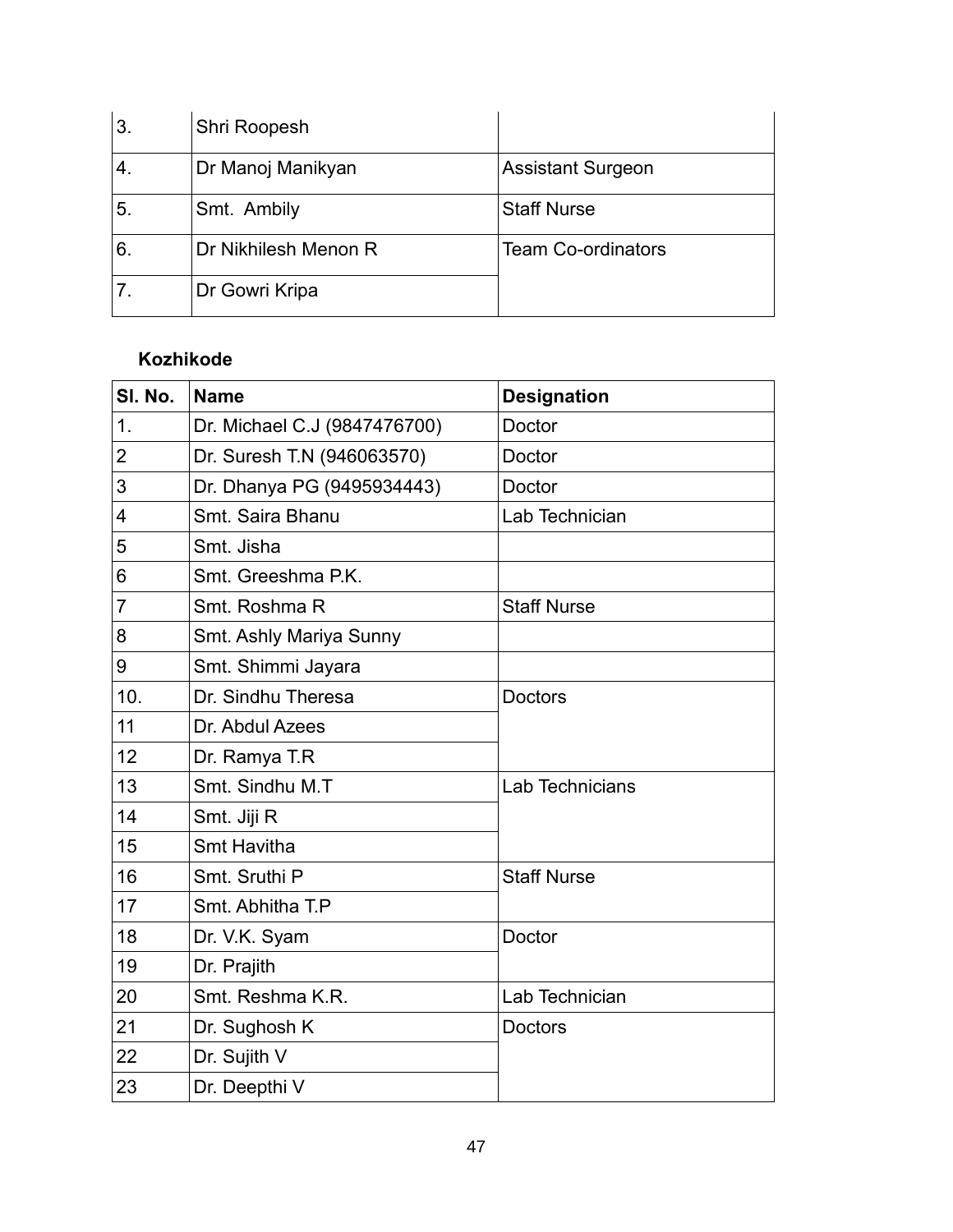| | | |
|---|---|---|
| 3. | Shri Roopesh | |
| 4. | Dr Manoj Manikyan | Assistant Surgeon |
| 5. | Smt. Ambily | Staff Nurse |
| 6. | Dr Nikhilesh Menon R | Team Co-ordinators |
| 7. | Dr Gowri Kripa | |

**Kozhikode**

| Sl. No. | Name | Designation |
|---|---|---|
| 1. | Dr. Michael C.J (9847476700) | Doctor |
| 2 | Dr. Suresh T.N (946063570) | Doctor |
| 3 | Dr. Dhanya PG (9495934443) | Doctor |
| 4 | Smt. Saira Bhanu | Lab Technician |
| 5 | Smt. Jisha | |
| 6 | Smt. Greeshma P.K. | |
| 7 | Smt. Roshma R | Staff Nurse |
| 8 | Smt. Ashly Mariya Sunny | |
| 9 | Smt. Shimmi Jayara | |
| 10. | Dr. Sindhu Theresa | Doctors |
| 11 | Dr. Abdul Azees | |
| 12 | Dr. Ramya T.R | |
| 13 | Smt. Sindhu M.T | Lab Technicians |
| 14 | Smt. Jiji R | |
| 15 | Smt Havitha | |
| 16 | Smt. Sruthi P | Staff Nurse |
| 17 | Smt. Abhitha T.P | |
| 18 | Dr. V.K. Syam | Doctor |
| 19 | Dr. Prajith | |
| 20 | Smt. Reshma K.R. | Lab Technician |
| 21 | Dr. Sughosh K | Doctors |
| 22 | Dr. Sujith V | |
| 23 | Dr. Deepthi V | |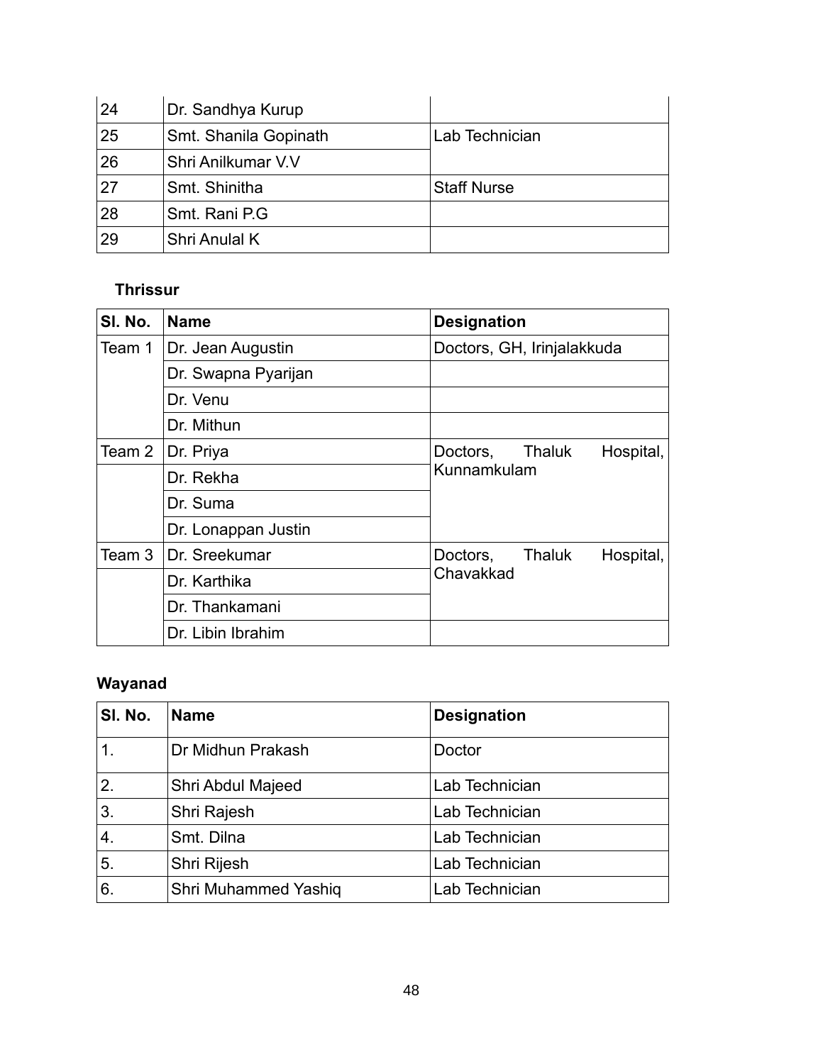| 24 | Dr. Sandhya Kurup | |
|---|---|---|
| 25 | Smt. Shanila Gopinath | Lab Technician |
| 26 | Shri Anilkumar V.V | |
| 27 | Smt. Shinitha | Staff Nurse |
| 28 | Smt. Rani P.G | |
| 29 | Shri Anulal K | |

**Thrissur**

| Sl. No. | Name | Designation |
|---|---|---|
| Team 1 | Dr. Jean Augustin | Doctors, GH, Irinjalakkuda |
| | Dr. Swapna Pyarijan | |
| | Dr. Venu | |
| | Dr. Mithun | |
| Team 2 | Dr. Priya | Doctors, Thaluk Hospital, Kunnamkulam |
| | Dr. Rekha | |
| | Dr. Suma | |
| | Dr. Lonappan Justin | |
| Team 3 | Dr. Sreekumar | Doctors, Thaluk Hospital, Chavakkad |
| | Dr. Karthika | |
| | Dr. Thankamani | |
| | Dr. Libin Ibrahim | |

**Wayanad**

| Sl. No. | Name | Designation |
|---|---|---|
| 1. | Dr Midhun Prakash | Doctor |
| 2. | Shri Abdul Majeed | Lab Technician |
| 3. | Shri Rajesh | Lab Technician |
| 4. | Smt. Dilna | Lab Technician |
| 5. | Shri Rijesh | Lab Technician |
| 6. | Shri Muhammed Yashiq | Lab Technician |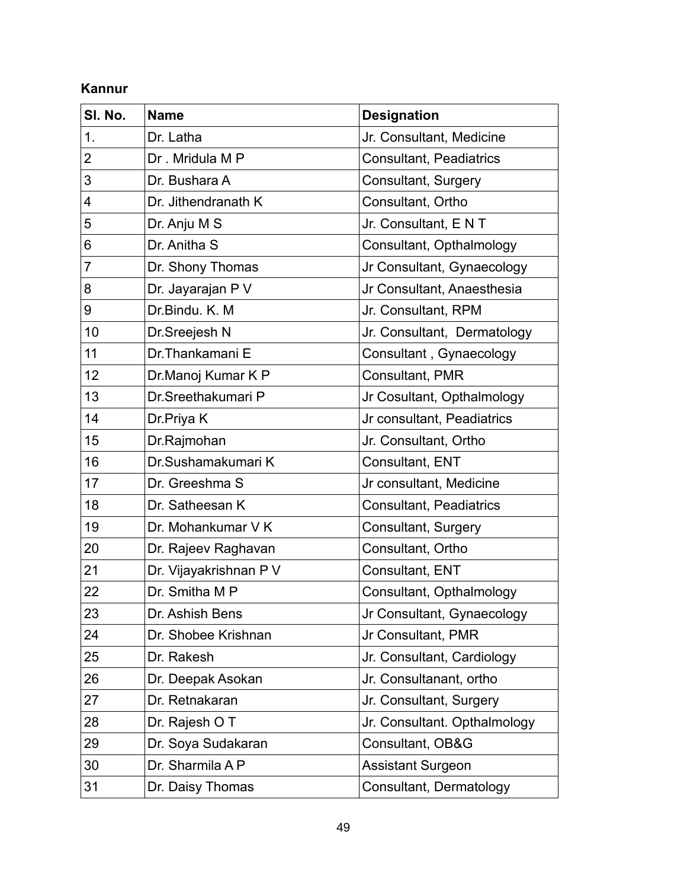**Kannur**

| Sl. No. | Name | Designation |
|---|---|---|
| 1. | Dr. Latha | Jr. Consultant, Medicine |
| 2 | Dr . Mridula M P | Consultant, Peadiatrics |
| 3 | Dr. Bushara A | Consultant, Surgery |
| 4 | Dr. Jithendranath K | Consultant, Ortho |
| 5 | Dr. Anju M S | Jr. Consultant, E N T |
| 6 | Dr. Anitha S | Consultant, Opthalmology |
| 7 | Dr. Shony Thomas | Jr Consultant, Gynaecology |
| 8 | Dr. Jayarajan P V | Jr Consultant, Anaesthesia |
| 9 | Dr.Bindu. K. M | Jr. Consultant, RPM |
| 10 | Dr.Sreejesh N | Jr. Consultant, Dermatology |
| 11 | Dr.Thankamani E | Consultant , Gynaecology |
| 12 | Dr.Manoj Kumar K P | Consultant, PMR |
| 13 | Dr.Sreethakumari P | Jr Cosultant, Opthalmology |
| 14 | Dr.Priya K | Jr consultant, Peadiatrics |
| 15 | Dr.Rajmohan | Jr. Consultant, Ortho |
| 16 | Dr.Sushamakumari K | Consultant, ENT |
| 17 | Dr. Greeshma S | Jr consultant, Medicine |
| 18 | Dr. Satheesan K | Consultant, Peadiatrics |
| 19 | Dr. Mohankumar V K | Consultant, Surgery |
| 20 | Dr. Rajeev Raghavan | Consultant, Ortho |
| 21 | Dr. Vijayakrishnan P V | Consultant, ENT |
| 22 | Dr. Smitha M P | Consultant, Opthalmology |
| 23 | Dr. Ashish Bens | Jr Consultant, Gynaecology |
| 24 | Dr. Shobee Krishnan | Jr Consultant, PMR |
| 25 | Dr. Rakesh | Jr. Consultant, Cardiology |
| 26 | Dr. Deepak Asokan | Jr. Consultanant, ortho |
| 27 | Dr. Retnakaran | Jr. Consultant, Surgery |
| 28 | Dr. Rajesh O T | Jr. Consultant. Opthalmology |
| 29 | Dr. Soya Sudakaran | Consultant, OB&G |
| 30 | Dr. Sharmila A P | Assistant Surgeon |
| 31 | Dr. Daisy Thomas | Consultant, Dermatology |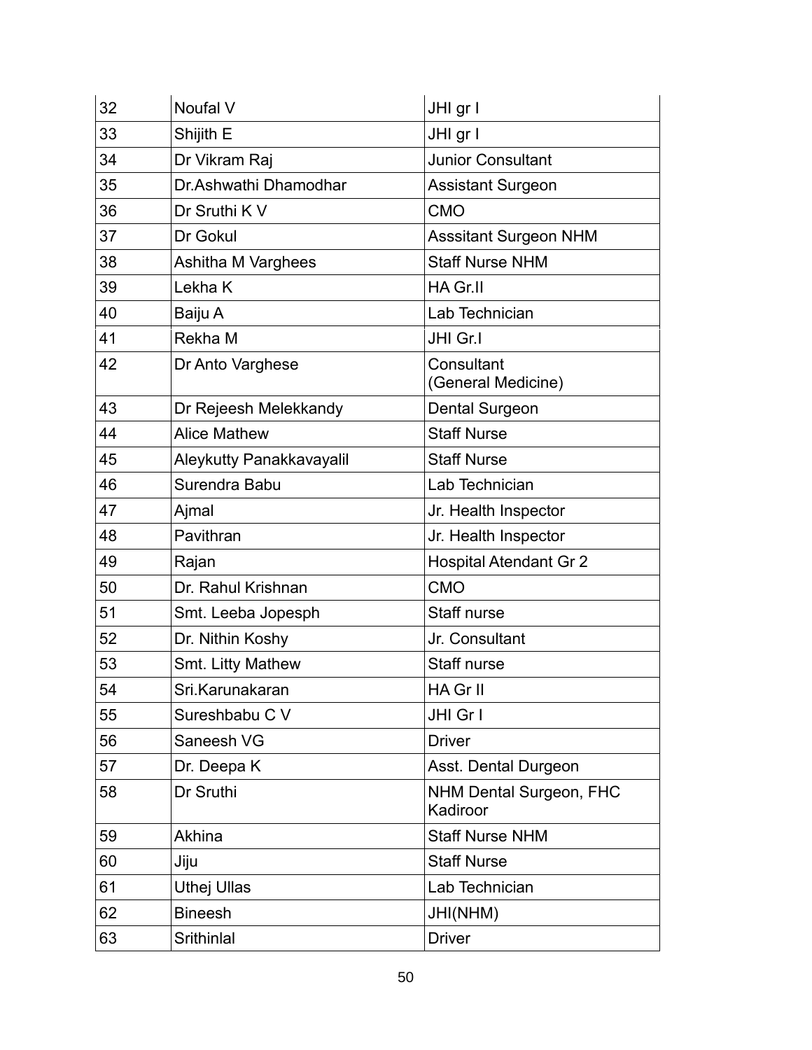| 32 | Noufal V | JHI gr I |
|---|---|---|
| 33 | Shijith E | JHI gr I |
| 34 | Dr Vikram Raj | Junior Consultant |
| 35 | Dr.Ashwathi Dhamodhar | Assistant Surgeon |
| 36 | Dr Sruthi K V | CMO |
| 37 | Dr Gokul | Asssitant Surgeon NHM |
| 38 | Ashitha M Varghees | Staff Nurse NHM |
| 39 | Lekha K | HA Gr.II |
| 40 | Baiju A | Lab Technician |
| 41 | Rekha M | JHI Gr.I |
| 42 | Dr Anto Varghese | Consultant (General Medicine) |
| 43 | Dr Rejeesh Melekkandy | Dental Surgeon |
| 44 | Alice Mathew | Staff Nurse |
| 45 | Aleykutty Panakkavayalil | Staff Nurse |
| 46 | Surendra Babu | Lab Technician |
| 47 | Ajmal | Jr. Health Inspector |
| 48 | Pavithran | Jr. Health Inspector |
| 49 | Rajan | Hospital Atendant Gr 2 |
| 50 | Dr. Rahul Krishnan | CMO |
| 51 | Smt. Leeba Jopesph | Staff nurse |
| 52 | Dr. Nithin Koshy | Jr. Consultant |
| 53 | Smt. Litty Mathew | Staff nurse |
| 54 | Sri.Karunakaran | HA Gr II |
| 55 | Sureshbabu C V | JHI Gr I |
| 56 | Saneesh VG | Driver |
| 57 | Dr. Deepa K | Asst. Dental Durgeon |
| 58 | Dr Sruthi | NHM Dental Surgeon, FHC Kadiroor |
| 59 | Akhina | Staff Nurse NHM |
| 60 | Jiju | Staff Nurse |
| 61 | Uthej Ullas | Lab Technician |
| 62 | Bineesh | JHI(NHM) |
| 63 | Srithinlal | Driver |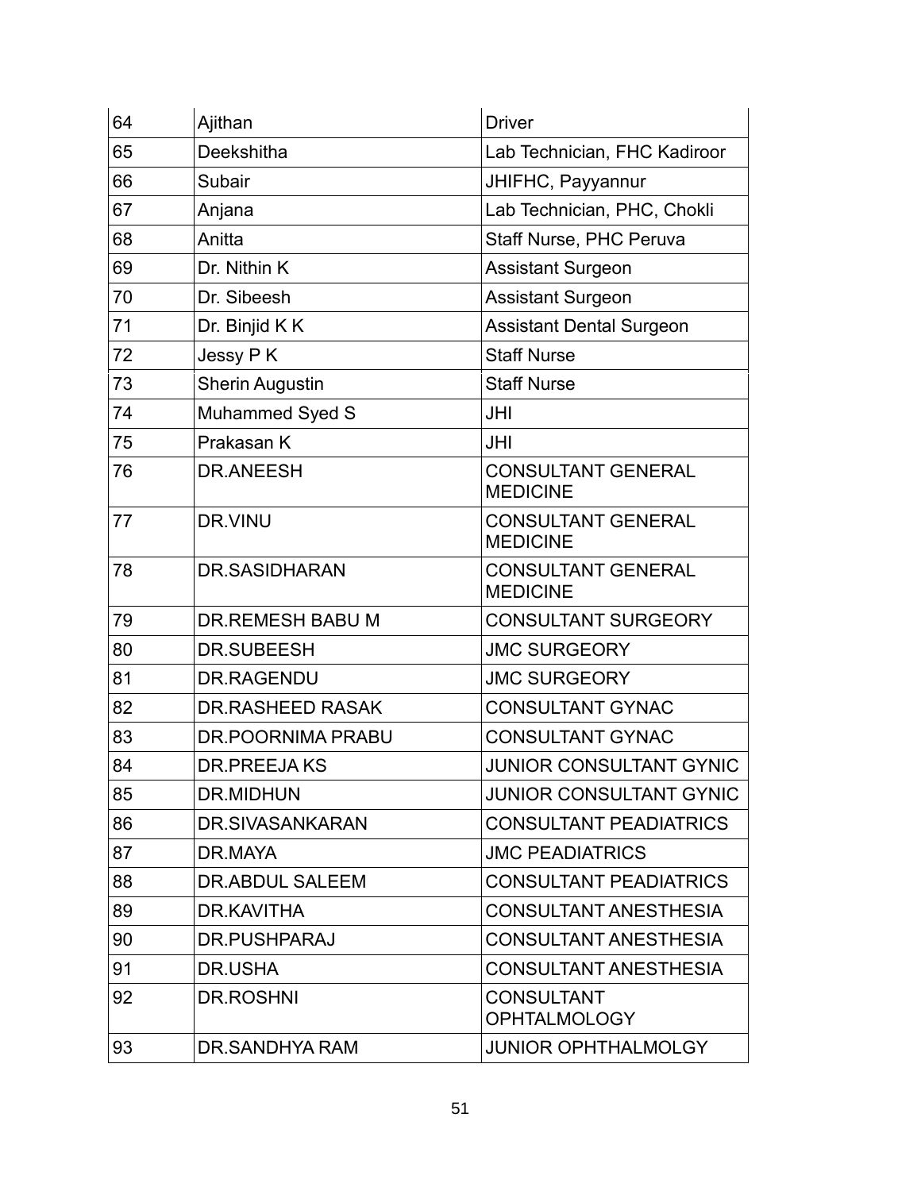| 64 | Ajithan | Driver |
|---|---|---|
| 65 | Deekshitha | Lab Technician, FHC Kadiroor |
| 66 | Subair | JHIFHC, Payyannur |
| 67 | Anjana | Lab Technician, PHC, Chokli |
| 68 | Anitta | Staff Nurse, PHC Peruva |
| 69 | Dr. Nithin K | Assistant Surgeon |
| 70 | Dr. Sibeesh | Assistant Surgeon |
| 71 | Dr. Binjid K K | Assistant Dental Surgeon |
| 72 | Jessy P K | Staff Nurse |
| 73 | Sherin Augustin | Staff Nurse |
| 74 | Muhammed Syed S | JHI |
| 75 | Prakasan K | JHI |
| 76 | DR.ANEESH | CONSULTANT GENERAL MEDICINE |
| 77 | DR.VINU | CONSULTANT GENERAL MEDICINE |
| 78 | DR.SASIDHARAN | CONSULTANT GENERAL MEDICINE |
| 79 | DR.REMESH BABU M | CONSULTANT SURGEORY |
| 80 | DR.SUBEESH | JMC SURGEORY |
| 81 | DR.RAGENDU | JMC SURGEORY |
| 82 | DR.RASHEED RASAK | CONSULTANT GYNAC |
| 83 | DR.POORNIMA PRABU | CONSULTANT GYNAC |
| 84 | DR.PREEJA KS | JUNIOR CONSULTANT GYNIC |
| 85 | DR.MIDHUN | JUNIOR CONSULTANT GYNIC |
| 86 | DR.SIVASANKARAN | CONSULTANT PEADIATRICS |
| 87 | DR.MAYA | JMC PEADIATRICS |
| 88 | DR.ABDUL SALEEM | CONSULTANT PEADIATRICS |
| 89 | DR.KAVITHA | CONSULTANT ANESTHESIA |
| 90 | DR.PUSHPARAJ | CONSULTANT ANESTHESIA |
| 91 | DR.USHA | CONSULTANT ANESTHESIA |
| 92 | DR.ROSHNI | CONSULTANT OPHTALMOLOGY |
| 93 | DR.SANDHYA RAM | JUNIOR OPHTHALMOLGY |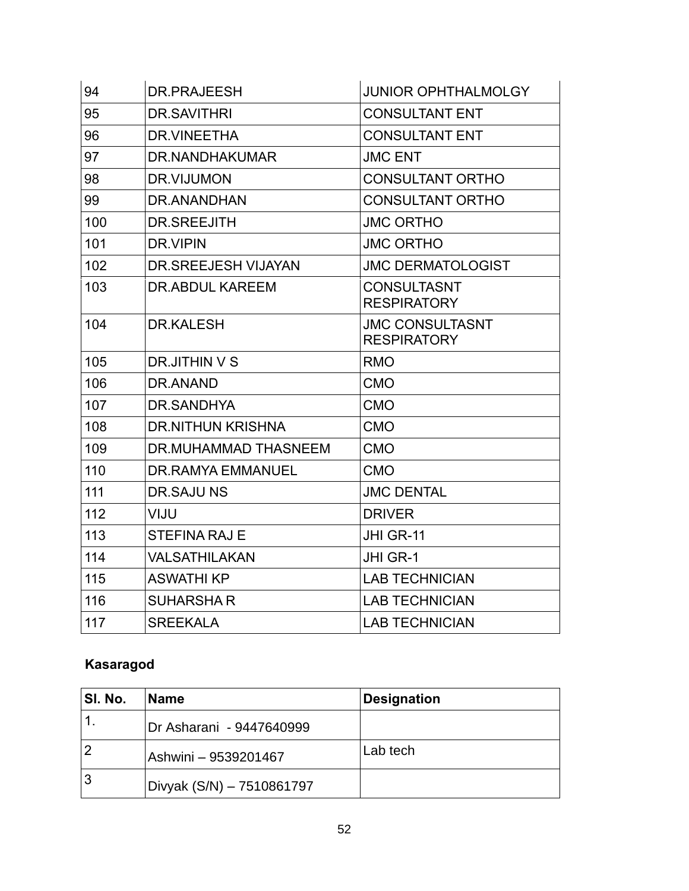| | | |
|---|---|---|
| 94 | DR.PRAJEESH | JUNIOR OPHTHALMOLGY |
| 95 | DR.SAVITHRI | CONSULTANT ENT |
| 96 | DR.VINEETHA | CONSULTANT ENT |
| 97 | DR.NANDHAKUMAR | JMC ENT |
| 98 | DR.VIJUMON | CONSULTANT ORTHO |
| 99 | DR.ANANDHAN | CONSULTANT ORTHO |
| 100 | DR.SREEJITH | JMC ORTHO |
| 101 | DR.VIPIN | JMC ORTHO |
| 102 | DR.SREEJESH VIJAYAN | JMC DERMATOLOGIST |
| 103 | DR.ABDUL KAREEM | CONSULTASNT RESPIRATORY |
| 104 | DR.KALESH | JMC CONSULTASNT RESPIRATORY |
| 105 | DR.JITHIN V S | RMO |
| 106 | DR.ANAND | CMO |
| 107 | DR.SANDHYA | CMO |
| 108 | DR.NITHUN KRISHNA | CMO |
| 109 | DR.MUHAMMAD THASNEEM | CMO |
| 110 | DR.RAMYA EMMANUEL | CMO |
| 111 | DR.SAJU NS | JMC DENTAL |
| 112 | VIJU | DRIVER |
| 113 | STEFINA RAJ E | JHI GR-11 |
| 114 | VALSATHILAKAN | JHI GR-1 |
| 115 | ASWATHI KP | LAB TECHNICIAN |
| 116 | SUHARSHA R | LAB TECHNICIAN |
| 117 | SREEKALA | LAB TECHNICIAN |

**Kasaragod**

| Sl. No. | Name | Designation |
|---|---|---|
| 1. | Dr Asharani - 9447640999 | |
| 2 | Ashwini – 9539201467 | Lab tech |
| 3 | Divyak (S/N) – 7510861797 | |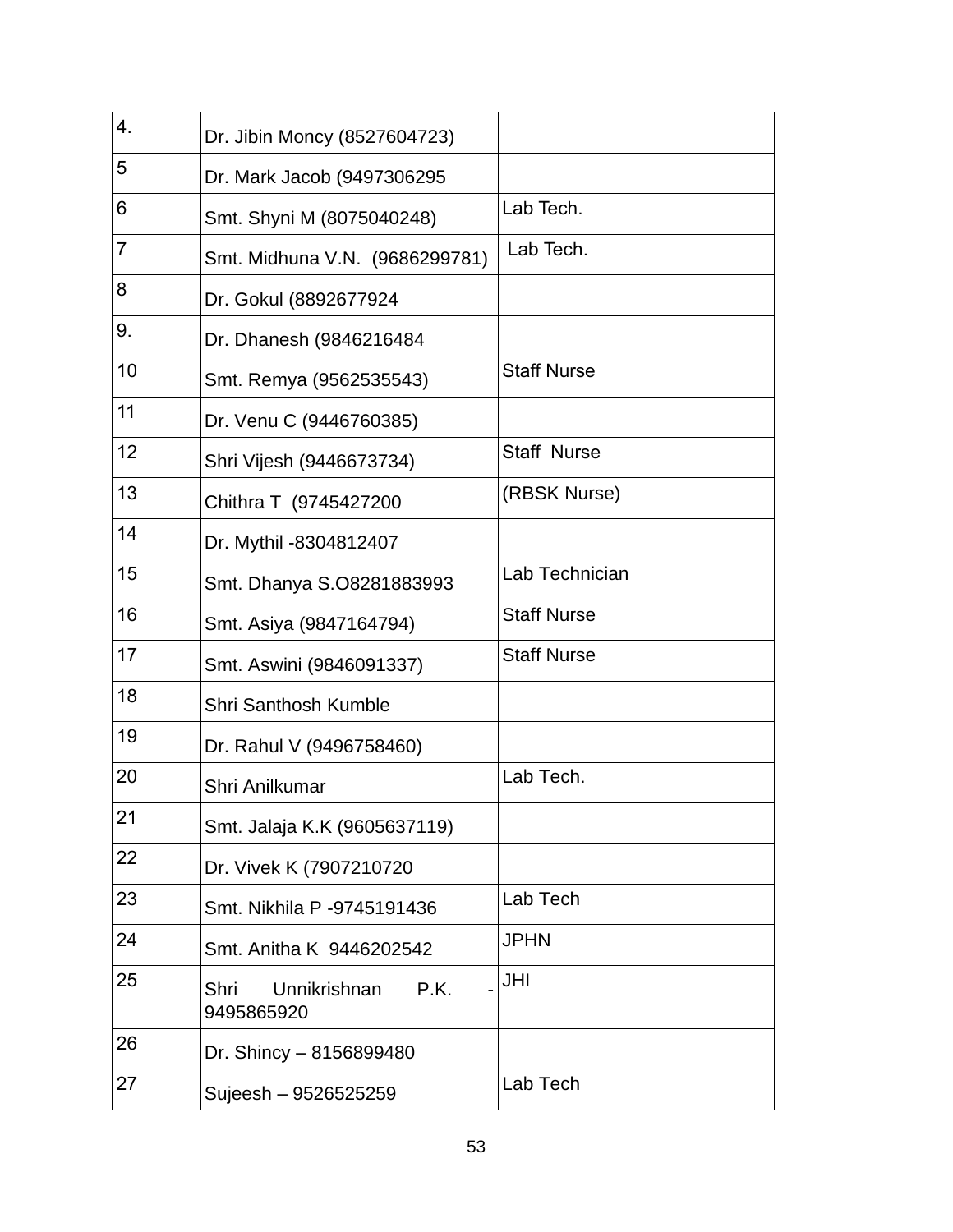| 4. | Dr. Jibin Moncy (8527604723) | |
|---|---|---|
| 5 | Dr. Mark Jacob (9497306295 | |
| 6 | Smt. Shyni M (8075040248) | Lab Tech. |
| 7 | Smt. Midhuna V.N. (9686299781) | Lab Tech. |
| 8 | Dr. Gokul (8892677924 | |
| 9. | Dr. Dhanesh (9846216484 | |
| 10 | Smt. Remya (9562535543) | Staff Nurse |
| 11 | Dr. Venu C (9446760385) | |
| 12 | Shri Vijesh (9446673734) | Staff Nurse |
| 13 | Chithra T (9745427200 | (RBSK Nurse) |
| 14 | Dr. Mythil -8304812407 | |
| 15 | Smt. Dhanya S.O8281883993 | Lab Technician |
| 16 | Smt. Asiya (9847164794) | Staff Nurse |
| 17 | Smt. Aswini (9846091337) | Staff Nurse |
| 18 | Shri Santhosh Kumble | |
| 19 | Dr. Rahul V (9496758460) | |
| 20 | Shri Anilkumar | Lab Tech. |
| 21 | Smt. Jalaja K.K (9605637119) | |
| 22 | Dr. Vivek K (7907210720 | |
| 23 | Smt. Nikhila P -9745191436 | Lab Tech |
| 24 | Smt. Anitha K 9446202542 | JPHN |
| 25 | Shri Unnikrishnan P.K. - 9495865920 | JHI |
| 26 | Dr. Shincy – 8156899480 | |
| 27 | Sujeesh – 9526525259 | Lab Tech |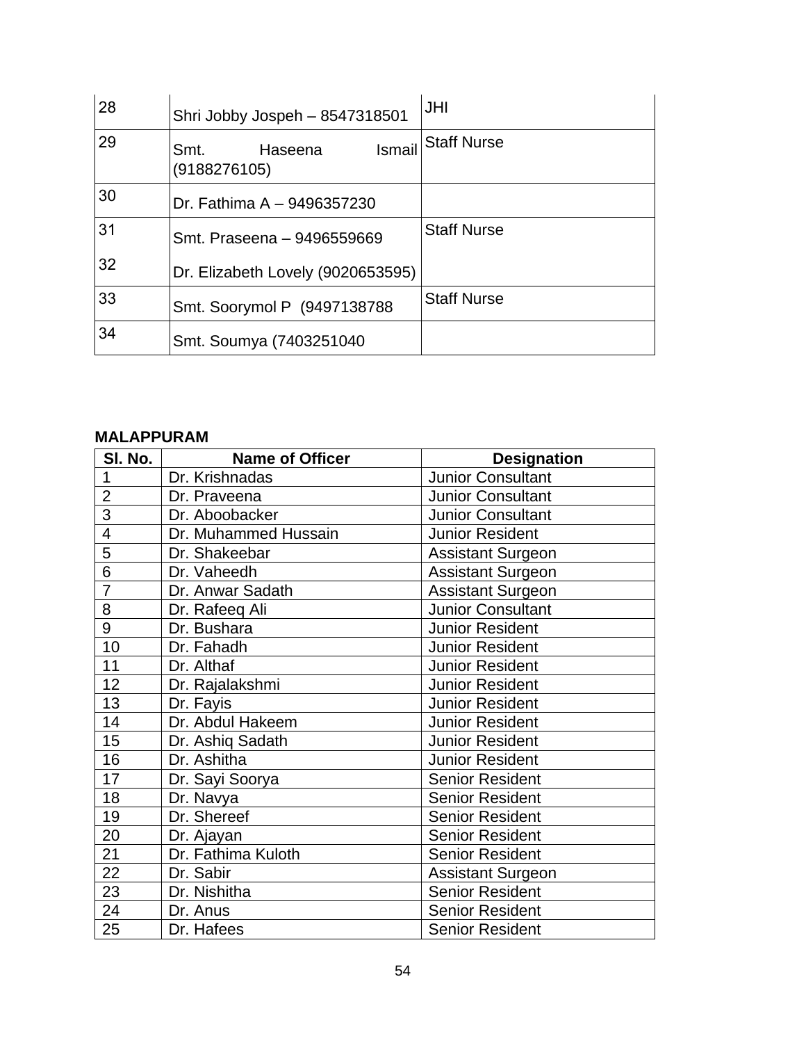| | | |
|---|---|---|
| 28 | Shri Jobby Jospeh – 8547318501 | JHI |
| 29 | Smt. Haseena Ismail (9188276105) | Staff Nurse |
| 30 | Dr. Fathima A – 9496357230 | |
| 31 | Smt. Praseena – 9496559669 | Staff Nurse |
| 32 | Dr. Elizabeth Lovely (9020653595) | |
| 33 | Smt. Soorymol P (9497138788 | Staff Nurse |
| 34 | Smt. Soumya (7403251040 | |

**MALAPPURAM**

| Sl. No. | Name of Officer | Designation |
|---|---|---|
| 1 | Dr. Krishnadas | Junior Consultant |
| 2 | Dr. Praveena | Junior Consultant |
| 3 | Dr. Aboobacker | Junior Consultant |
| 4 | Dr. Muhammed Hussain | Junior Resident |
| 5 | Dr. Shakeebar | Assistant Surgeon |
| 6 | Dr. Vaheedh | Assistant Surgeon |
| 7 | Dr. Anwar Sadath | Assistant Surgeon |
| 8 | Dr. Rafeeq Ali | Junior Consultant |
| 9 | Dr. Bushara | Junior Resident |
| 10 | Dr. Fahadh | Junior Resident |
| 11 | Dr. Althaf | Junior Resident |
| 12 | Dr. Rajalakshmi | Junior Resident |
| 13 | Dr. Fayis | Junior Resident |
| 14 | Dr. Abdul Hakeem | Junior Resident |
| 15 | Dr. Ashiq Sadath | Junior Resident |
| 16 | Dr. Ashitha | Junior Resident |
| 17 | Dr. Sayi Soorya | Senior Resident |
| 18 | Dr. Navya | Senior Resident |
| 19 | Dr. Shereef | Senior Resident |
| 20 | Dr. Ajayan | Senior Resident |
| 21 | Dr. Fathima Kuloth | Senior Resident |
| 22 | Dr. Sabir | Assistant Surgeon |
| 23 | Dr. Nishitha | Senior Resident |
| 24 | Dr. Anus | Senior Resident |
| 25 | Dr. Hafees | Senior Resident |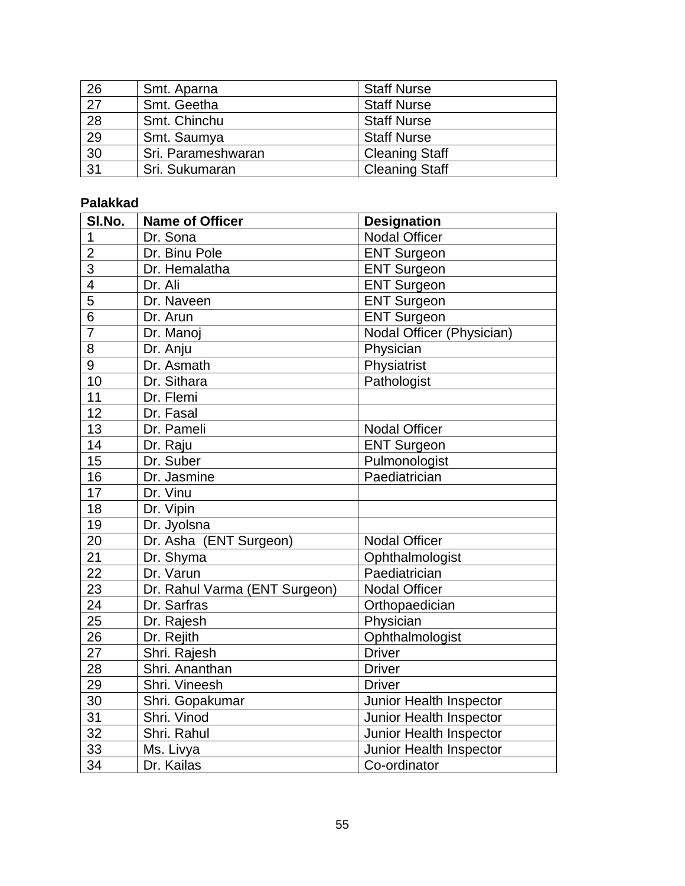| 26 | Smt. Aparna | Staff Nurse |
|---|---|---|
| 27 | Smt. Geetha | Staff Nurse |
| 28 | Smt. Chinchu | Staff Nurse |
| 29 | Smt. Saumya | Staff Nurse |
| 30 | Sri. Parameshwaran | Cleaning Staff |
| 31 | Sri. Sukumaran | Cleaning Staff |

**Palakkad**

| Sl.No. | Name of Officer | Designation |
|---|---|---|
| 1 | Dr. Sona | Nodal Officer |
| 2 | Dr. Binu Pole | ENT Surgeon |
| 3 | Dr. Hemalatha | ENT Surgeon |
| 4 | Dr. Ali | ENT Surgeon |
| 5 | Dr. Naveen | ENT Surgeon |
| 6 | Dr. Arun | ENT Surgeon |
| 7 | Dr. Manoj | Nodal Officer (Physician) |
| 8 | Dr. Anju | Physician |
| 9 | Dr. Asmath | Physiatrist |
| 10 | Dr. Sithara | Pathologist |
| 11 | Dr. Flemi | |
| 12 | Dr. Fasal | |
| 13 | Dr. Pameli | Nodal Officer |
| 14 | Dr. Raju | ENT Surgeon |
| 15 | Dr. Suber | Pulmonologist |
| 16 | Dr. Jasmine | Paediatrician |
| 17 | Dr. Vinu | |
| 18 | Dr. Vipin | |
| 19 | Dr. Jyolsna | |
| 20 | Dr. Asha (ENT Surgeon) | Nodal Officer |
| 21 | Dr. Shyma | Ophthalmologist |
| 22 | Dr. Varun | Paediatrician |
| 23 | Dr. Rahul Varma (ENT Surgeon) | Nodal Officer |
| 24 | Dr. Sarfras | Orthopaedician |
| 25 | Dr. Rajesh | Physician |
| 26 | Dr. Rejith | Ophthalmologist |
| 27 | Shri. Rajesh | Driver |
| 28 | Shri. Ananthan | Driver |
| 29 | Shri. Vineesh | Driver |
| 30 | Shri. Gopakumar | Junior Health Inspector |
| 31 | Shri. Vinod | Junior Health Inspector |
| 32 | Shri. Rahul | Junior Health Inspector |
| 33 | Ms. Livya | Junior Health Inspector |
| 34 | Dr. Kailas | Co-ordinator |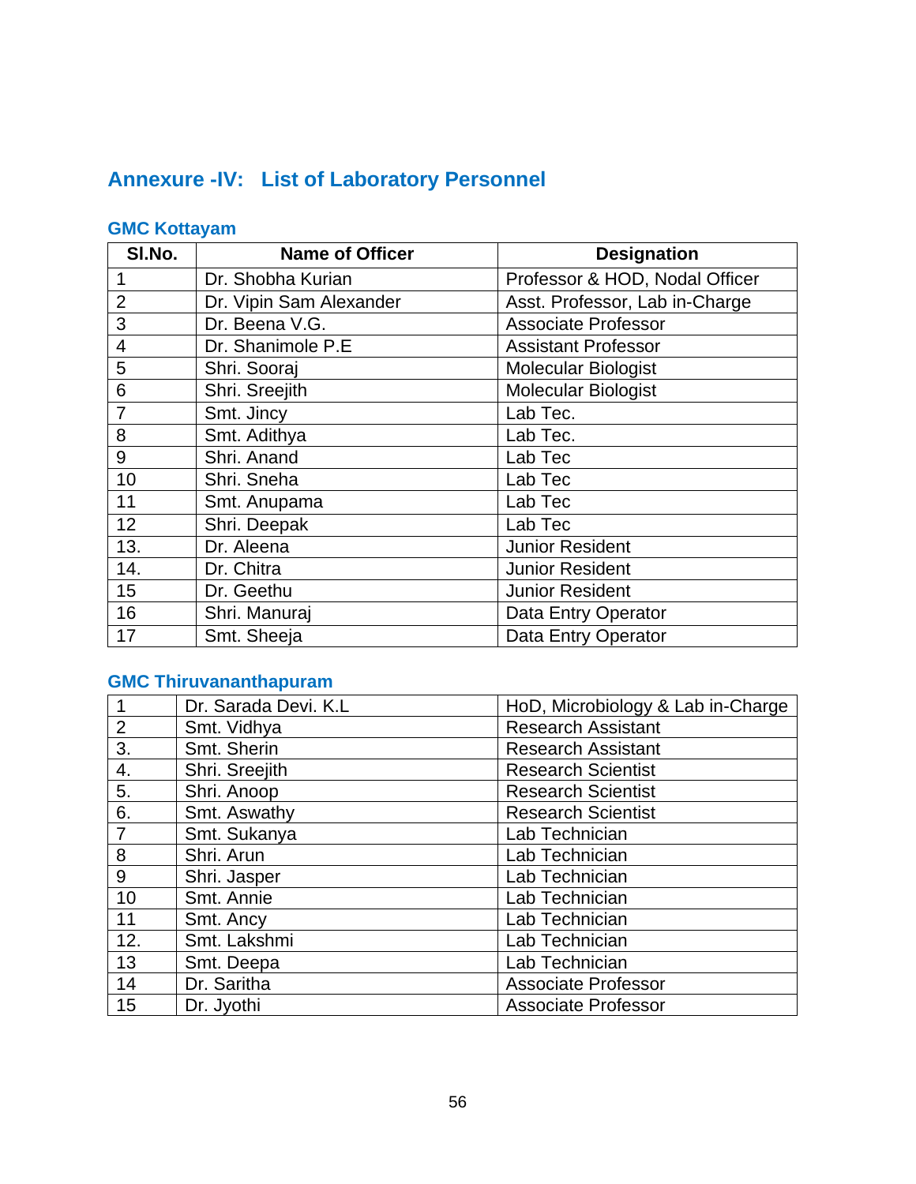## Annexure -IV: List of Laboratory Personnel

### GMC Kottayam

| Sl.No. | Name of Officer | Designation |
|---|---|---|
| 1 | Dr. Shobha Kurian | Professor & HOD, Nodal Officer |
| 2 | Dr. Vipin Sam Alexander | Asst. Professor, Lab in-Charge |
| 3 | Dr. Beena V.G. | Associate Professor |
| 4 | Dr. Shanimole P.E | Assistant Professor |
| 5 | Shri. Sooraj | Molecular Biologist |
| 6 | Shri. Sreejith | Molecular Biologist |
| 7 | Smt. Jincy | Lab Tec. |
| 8 | Smt. Adithya | Lab Tec. |
| 9 | Shri. Anand | Lab Tec |
| 10 | Shri. Sneha | Lab Tec |
| 11 | Smt. Anupama | Lab Tec |
| 12 | Shri. Deepak | Lab Tec |
| 13. | Dr. Aleena | Junior Resident |
| 14. | Dr. Chitra | Junior Resident |
| 15 | Dr. Geethu | Junior Resident |
| 16 | Shri. Manuraj | Data Entry Operator |
| 17 | Smt. Sheeja | Data Entry Operator |

### GMC Thiruvananthapuram

| | | |
|---|---|---|
| 1 | Dr. Sarada Devi. K.L | HoD, Microbiology & Lab in-Charge |
| 2 | Smt. Vidhya | Research Assistant |
| 3. | Smt. Sherin | Research Assistant |
| 4. | Shri. Sreejith | Research Scientist |
| 5. | Shri. Anoop | Research Scientist |
| 6. | Smt. Aswathy | Research Scientist |
| 7 | Smt. Sukanya | Lab Technician |
| 8 | Shri. Arun | Lab Technician |
| 9 | Shri. Jasper | Lab Technician |
| 10 | Smt. Annie | Lab Technician |
| 11 | Smt. Ancy | Lab Technician |
| 12. | Smt. Lakshmi | Lab Technician |
| 13 | Smt. Deepa | Lab Technician |
| 14 | Dr. Saritha | Associate Professor |
| 15 | Dr. Jyothi | Associate Professor |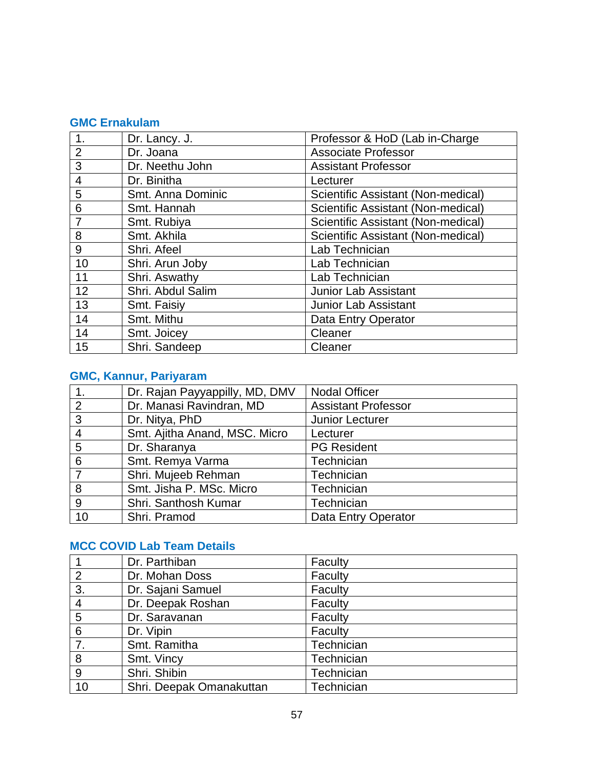### GMC Ernakulam

| | | |
|---|---|---|
| 1. | Dr. Lancy. J. | Professor & HoD (Lab in-Charge |
| 2 | Dr. Joana | Associate Professor |
| 3 | Dr. Neethu John | Assistant Professor |
| 4 | Dr. Binitha | Lecturer |
| 5 | Smt. Anna Dominic | Scientific Assistant (Non-medical) |
| 6 | Smt. Hannah | Scientific Assistant (Non-medical) |
| 7 | Smt. Rubiya | Scientific Assistant (Non-medical) |
| 8 | Smt. Akhila | Scientific Assistant (Non-medical) |
| 9 | Shri. Afeel | Lab Technician |
| 10 | Shri. Arun Joby | Lab Technician |
| 11 | Shri. Aswathy | Lab Technician |
| 12 | Shri. Abdul Salim | Junior Lab Assistant |
| 13 | Smt. Faisiy | Junior Lab Assistant |
| 14 | Smt. Mithu | Data Entry Operator |
| 14 | Smt. Joicey | Cleaner |
| 15 | Shri. Sandeep | Cleaner |

### GMC, Kannur, Pariyaram

| | | |
|---|---|---|
| 1. | Dr. Rajan Payyappilly, MD, DMV | Nodal Officer |
| 2 | Dr. Manasi Ravindran, MD | Assistant Professor |
| 3 | Dr. Nitya, PhD | Junior Lecturer |
| 4 | Smt. Ajitha Anand, MSC. Micro | Lecturer |
| 5 | Dr. Sharanya | PG Resident |
| 6 | Smt. Remya Varma | Technician |
| 7 | Shri. Mujeeb Rehman | Technician |
| 8 | Smt. Jisha P. MSc. Micro | Technician |
| 9 | Shri. Santhosh Kumar | Technician |
| 10 | Shri. Pramod | Data Entry Operator |

### MCC COVID Lab Team Details

| | | |
|---|---|---|
| 1 | Dr. Parthiban | Faculty |
| 2 | Dr. Mohan Doss | Faculty |
| 3. | Dr. Sajani Samuel | Faculty |
| 4 | Dr. Deepak Roshan | Faculty |
| 5 | Dr. Saravanan | Faculty |
| 6 | Dr. Vipin | Faculty |
| 7. | Smt. Ramitha | Technician |
| 8 | Smt. Vincy | Technician |
| 9 | Shri. Shibin | Technician |
| 10 | Shri. Deepak Omanakuttan | Technician |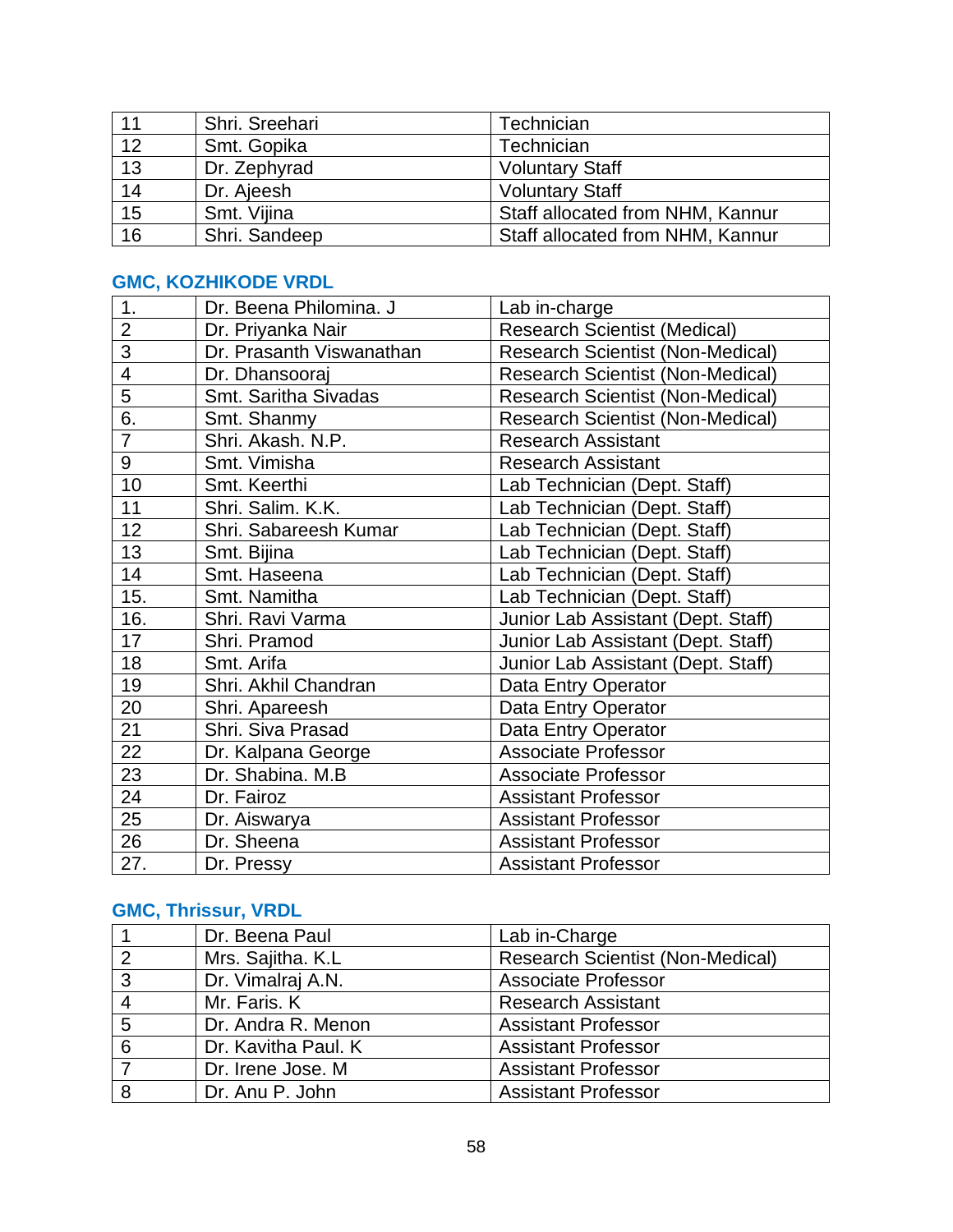| 11 | Shri. Sreehari | Technician |
|---|---|---|
| 12 | Smt. Gopika | Technician |
| 13 | Dr. Zephyrad | Voluntary Staff |
| 14 | Dr. Ajeesh | Voluntary Staff |
| 15 | Smt. Vijina | Staff allocated from NHM, Kannur |
| 16 | Shri. Sandeep | Staff allocated from NHM, Kannur |

### GMC, KOZHIKODE VRDL

| 1. | Dr. Beena Philomina. J | Lab in-charge |
|---|---|---|
| 2 | Dr. Priyanka Nair | Research Scientist (Medical) |
| 3 | Dr. Prasanth Viswanathan | Research Scientist (Non-Medical) |
| 4 | Dr. Dhansooraj | Research Scientist (Non-Medical) |
| 5 | Smt. Saritha Sivadas | Research Scientist (Non-Medical) |
| 6. | Smt. Shanmy | Research Scientist (Non-Medical) |
| 7 | Shri. Akash. N.P. | Research Assistant |
| 9 | Smt. Vimisha | Research Assistant |
| 10 | Smt. Keerthi | Lab Technician (Dept. Staff) |
| 11 | Shri. Salim. K.K. | Lab Technician (Dept. Staff) |
| 12 | Shri. Sabareesh Kumar | Lab Technician (Dept. Staff) |
| 13 | Smt. Bijina | Lab Technician (Dept. Staff) |
| 14 | Smt. Haseena | Lab Technician (Dept. Staff) |
| 15. | Smt. Namitha | Lab Technician (Dept. Staff) |
| 16. | Shri. Ravi Varma | Junior Lab Assistant (Dept. Staff) |
| 17 | Shri. Pramod | Junior Lab Assistant (Dept. Staff) |
| 18 | Smt. Arifa | Junior Lab Assistant (Dept. Staff) |
| 19 | Shri. Akhil Chandran | Data Entry Operator |
| 20 | Shri. Apareesh | Data Entry Operator |
| 21 | Shri. Siva Prasad | Data Entry Operator |
| 22 | Dr. Kalpana George | Associate Professor |
| 23 | Dr. Shabina. M.B | Associate Professor |
| 24 | Dr. Fairoz | Assistant Professor |
| 25 | Dr. Aiswarya | Assistant Professor |
| 26 | Dr. Sheena | Assistant Professor |
| 27. | Dr. Pressy | Assistant Professor |

### GMC, Thrissur, VRDL

| 1 | Dr. Beena Paul | Lab in-Charge |
|---|---|---|
| 2 | Mrs. Sajitha. K.L | Research Scientist (Non-Medical) |
| 3 | Dr. Vimalraj A.N. | Associate Professor |
| 4 | Mr. Faris. K | Research Assistant |
| 5 | Dr. Andra R. Menon | Assistant Professor |
| 6 | Dr. Kavitha Paul. K | Assistant Professor |
| 7 | Dr. Irene Jose. M | Assistant Professor |
| 8 | Dr. Anu P. John | Assistant Professor |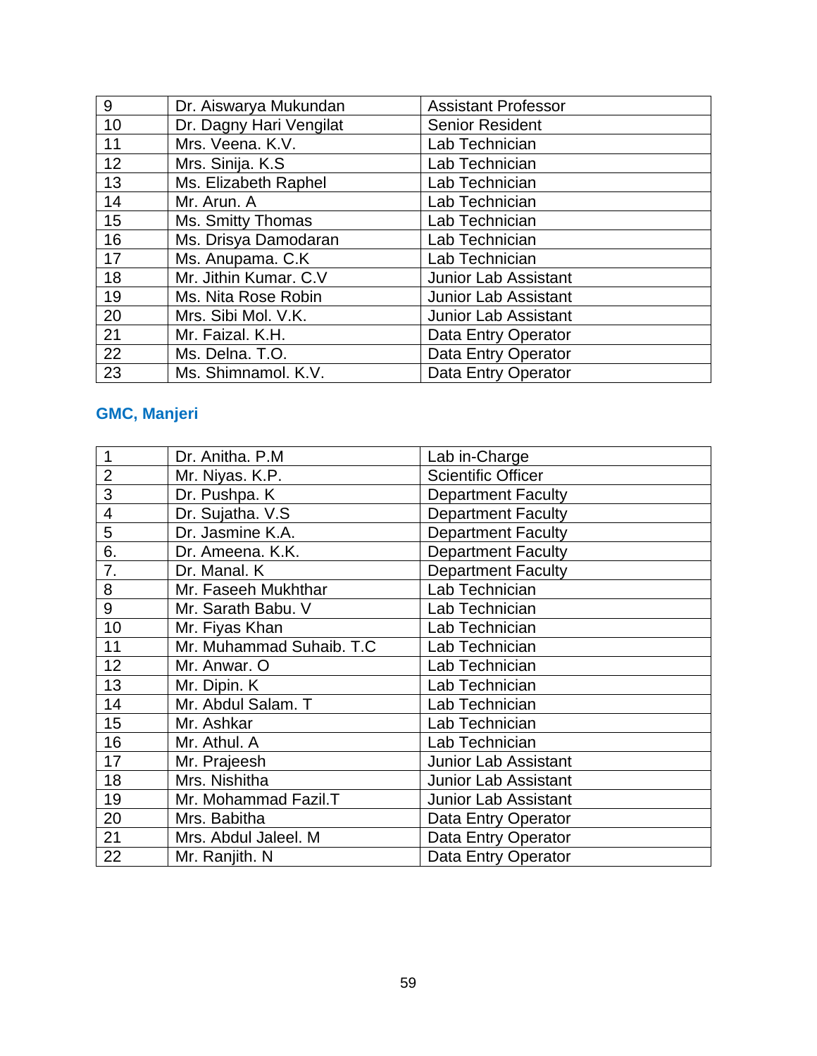| 9 | Dr. Aiswarya Mukundan | Assistant Professor |
|---|---|---|
| 10 | Dr. Dagny Hari Vengilat | Senior Resident |
| 11 | Mrs. Veena. K.V. | Lab Technician |
| 12 | Mrs. Sinija. K.S | Lab Technician |
| 13 | Ms. Elizabeth Raphel | Lab Technician |
| 14 | Mr. Arun. A | Lab Technician |
| 15 | Ms. Smitty Thomas | Lab Technician |
| 16 | Ms. Drisya Damodaran | Lab Technician |
| 17 | Ms. Anupama. C.K | Lab Technician |
| 18 | Mr. Jithin Kumar. C.V | Junior Lab Assistant |
| 19 | Ms. Nita Rose Robin | Junior Lab Assistant |
| 20 | Mrs. Sibi Mol. V.K. | Junior Lab Assistant |
| 21 | Mr. Faizal. K.H. | Data Entry Operator |
| 22 | Ms. Delna. T.O. | Data Entry Operator |
| 23 | Ms. Shimnamol. K.V. | Data Entry Operator |

## GMC, Manjeri

| 1 | Dr. Anitha. P.M | Lab in-Charge |
|---|---|---|
| 2 | Mr. Niyas. K.P. | Scientific Officer |
| 3 | Dr. Pushpa. K | Department Faculty |
| 4 | Dr. Sujatha. V.S | Department Faculty |
| 5 | Dr. Jasmine K.A. | Department Faculty |
| 6. | Dr. Ameena. K.K. | Department Faculty |
| 7. | Dr. Manal. K | Department Faculty |
| 8 | Mr. Faseeh Mukhthar | Lab Technician |
| 9 | Mr. Sarath Babu. V | Lab Technician |
| 10 | Mr. Fiyas Khan | Lab Technician |
| 11 | Mr. Muhammad Suhaib. T.C | Lab Technician |
| 12 | Mr. Anwar. O | Lab Technician |
| 13 | Mr. Dipin. K | Lab Technician |
| 14 | Mr. Abdul Salam. T | Lab Technician |
| 15 | Mr. Ashkar | Lab Technician |
| 16 | Mr. Athul. A | Lab Technician |
| 17 | Mr. Prajeesh | Junior Lab Assistant |
| 18 | Mrs. Nishitha | Junior Lab Assistant |
| 19 | Mr. Mohammad Fazil.T | Junior Lab Assistant |
| 20 | Mrs. Babitha | Data Entry Operator |
| 21 | Mrs. Abdul Jaleel. M | Data Entry Operator |
| 22 | Mr. Ranjith. N | Data Entry Operator |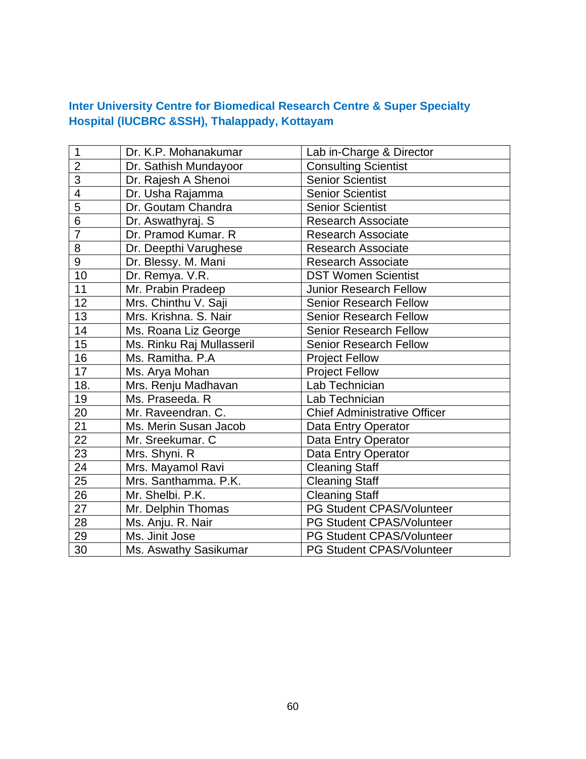### Inter University Centre for Biomedical Research Centre & Super Specialty Hospital (IUCBRC &SSH), Thalappady, Kottayam

| | | |
|---|---|---|
| 1 | Dr. K.P. Mohanakumar | Lab in-Charge & Director |
| 2 | Dr. Sathish Mundayoor | Consulting Scientist |
| 3 | Dr. Rajesh A Shenoi | Senior Scientist |
| 4 | Dr. Usha Rajamma | Senior Scientist |
| 5 | Dr. Goutam Chandra | Senior Scientist |
| 6 | Dr. Aswathyraj. S | Research Associate |
| 7 | Dr. Pramod Kumar. R | Research Associate |
| 8 | Dr. Deepthi Varughese | Research Associate |
| 9 | Dr. Blessy. M. Mani | Research Associate |
| 10 | Dr. Remya. V.R. | DST Women Scientist |
| 11 | Mr. Prabin Pradeep | Junior Research Fellow |
| 12 | Mrs. Chinthu V. Saji | Senior Research Fellow |
| 13 | Mrs. Krishna. S. Nair | Senior Research Fellow |
| 14 | Ms. Roana Liz George | Senior Research Fellow |
| 15 | Ms. Rinku Raj Mullasseril | Senior Research Fellow |
| 16 | Ms. Ramitha. P.A | Project Fellow |
| 17 | Ms. Arya Mohan | Project Fellow |
| 18. | Mrs. Renju Madhavan | Lab Technician |
| 19 | Ms. Praseeda. R | Lab Technician |
| 20 | Mr. Raveendran. C. | Chief Administrative Officer |
| 21 | Ms. Merin Susan Jacob | Data Entry Operator |
| 22 | Mr. Sreekumar. C | Data Entry Operator |
| 23 | Mrs. Shyni. R | Data Entry Operator |
| 24 | Mrs. Mayamol Ravi | Cleaning Staff |
| 25 | Mrs. Santhamma. P.K. | Cleaning Staff |
| 26 | Mr. Shelbi. P.K. | Cleaning Staff |
| 27 | Mr. Delphin Thomas | PG Student CPAS/Volunteer |
| 28 | Ms. Anju. R. Nair | PG Student CPAS/Volunteer |
| 29 | Ms. Jinit Jose | PG Student CPAS/Volunteer |
| 30 | Ms. Aswathy Sasikumar | PG Student CPAS/Volunteer |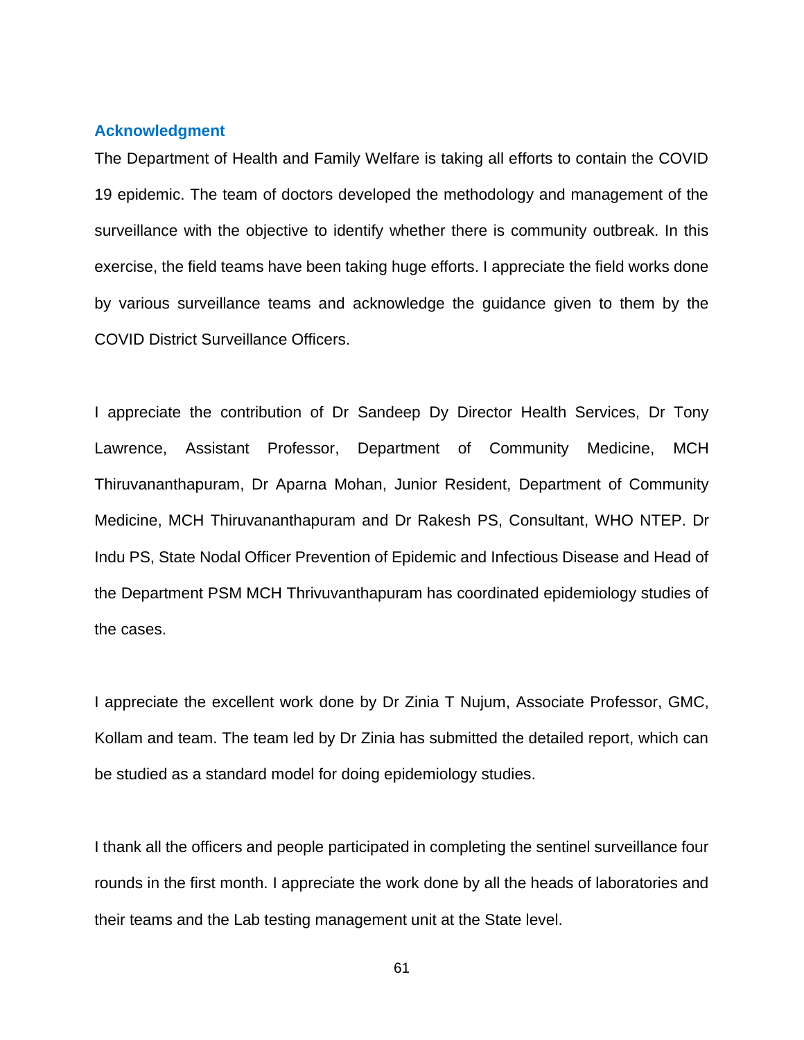## Acknowledgment

The Department of Health and Family Welfare is taking all efforts to contain the COVID 19 epidemic. The team of doctors developed the methodology and management of the surveillance with the objective to identify whether there is community outbreak. In this exercise, the field teams have been taking huge efforts. I appreciate the field works done by various surveillance teams and acknowledge the guidance given to them by the COVID District Surveillance Officers.

I appreciate the contribution of Dr Sandeep Dy Director Health Services, Dr Tony Lawrence, Assistant Professor, Department of Community Medicine, MCH Thiruvananthapuram, Dr Aparna Mohan, Junior Resident, Department of Community Medicine, MCH Thiruvananthapuram and Dr Rakesh PS, Consultant, WHO NTEP. Dr Indu PS, State Nodal Officer Prevention of Epidemic and Infectious Disease and Head of the Department PSM MCH Thrivuvanthapuram has coordinated epidemiology studies of the cases.

I appreciate the excellent work done by Dr Zinia T Nujum, Associate Professor, GMC, Kollam and team. The team led by Dr Zinia has submitted the detailed report, which can be studied as a standard model for doing epidemiology studies.

I thank all the officers and people participated in completing the sentinel surveillance four rounds in the first month. I appreciate the work done by all the heads of laboratories and their teams and the Lab testing management unit at the State level.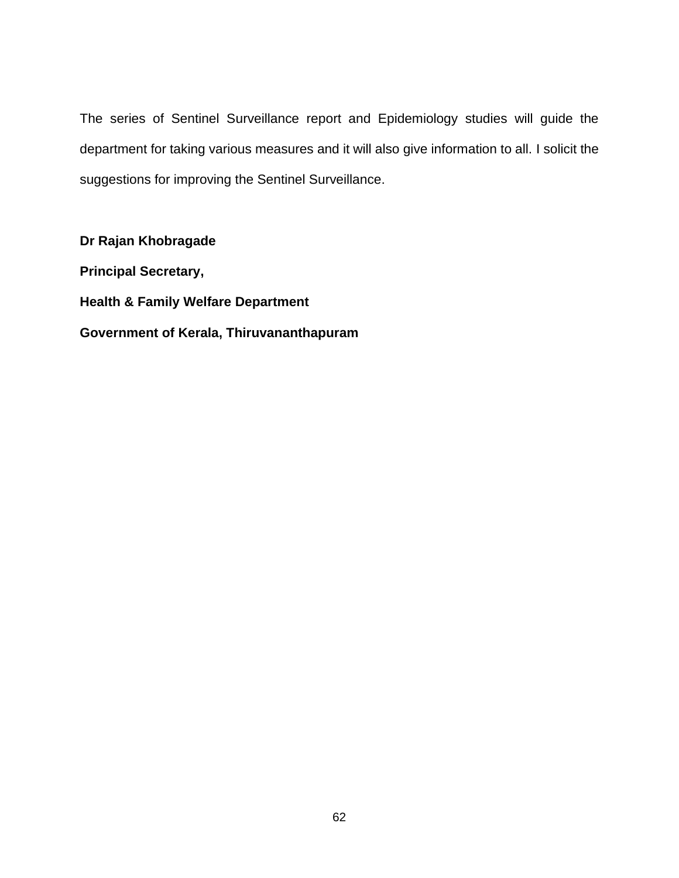The series of Sentinel Surveillance report and Epidemiology studies will guide the department for taking various measures and it will also give information to all. I solicit the suggestions for improving the Sentinel Surveillance.

**Dr Rajan Khobragade**

**Principal Secretary,**

**Health & Family Welfare Department**

**Government of Kerala, Thiruvananthapuram**